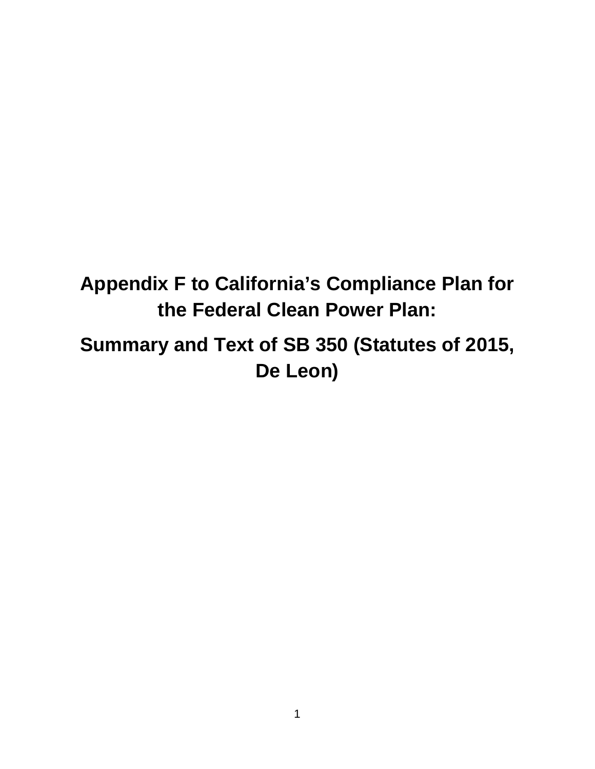# Appendix F to California's Compliance Plan for the Federal Clean Power Plan:

# Summary and Text of SB 350 (Statutes of 2015, De Leon)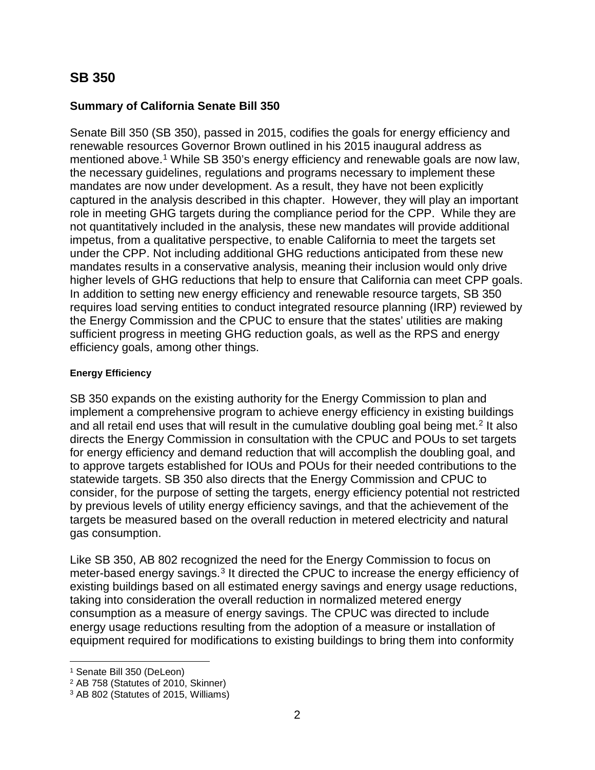## SB 350

### Summary of California Senate Bill 350

Senate Bill 350 (SB 350), passed in 2015, codifies the goals for energy efficiency and renewable resources Governor Brown outlined in his 2015 inaugural address as mentioned above.[1] While SB 350's energy efficiency and renewable goals are now law, the necessary guidelines, regulations and programs necessary to implement these mandates are now under development. As a result, they have not been explicitly captured in the analysis described in this chapter. However, they will play an important role in meeting GHG targets during the compliance period for the CPP. While they are not quantitatively included in the analysis, these new mandates will provide additional impetus, from a qualitative perspective, to enable California to meet the targets set under the CPP. Not including additional GHG reductions anticipated from these new mandates results in a conservative analysis, meaning their inclusion would only drive higher levels of GHG reductions that help to ensure that California can meet CPP goals. In addition to setting new energy efficiency and renewable resource targets, SB 350 requires load serving entities to conduct integrated resource planning (IRP) reviewed by the Energy Commission and the CPUC to ensure that the states' utilities are making sufficient progress in meeting GHG reduction goals, as well as the RPS and energy efficiency goals, among other things.

#### Energy Efficiency

SB 350 expands on the existing authority for the Energy Commission to plan and implement a comprehensive program to achieve energy efficiency in existing buildings and all retail end uses that will result in the cumulative doubling goal being met.[2] It also directs the Energy Commission in consultation with the CPUC and POUs to set targets for energy efficiency and demand reduction that will accomplish the doubling goal, and to approve targets established for IOUs and POUs for their needed contributions to the statewide targets. SB 350 also directs that the Energy Commission and CPUC to consider, for the purpose of setting the targets, energy efficiency potential not restricted by previous levels of utility energy efficiency savings, and that the achievement of the targets be measured based on the overall reduction in metered electricity and natural gas consumption.

Like SB 350, AB 802 recognized the need for the Energy Commission to focus on meter-based energy savings.[3] It directed the CPUC to increase the energy efficiency of existing buildings based on all estimated energy savings and energy usage reductions, taking into consideration the overall reduction in normalized metered energy consumption as a measure of energy savings. The CPUC was directed to include energy usage reductions resulting from the adoption of a measure or installation of equipment required for modifications to existing buildings to bring them into conformity

---

[1] Senate Bill 350 (DeLeon)

[2] AB 758 (Statutes of 2010, Skinner)

[3] AB 802 (Statutes of 2015, Williams)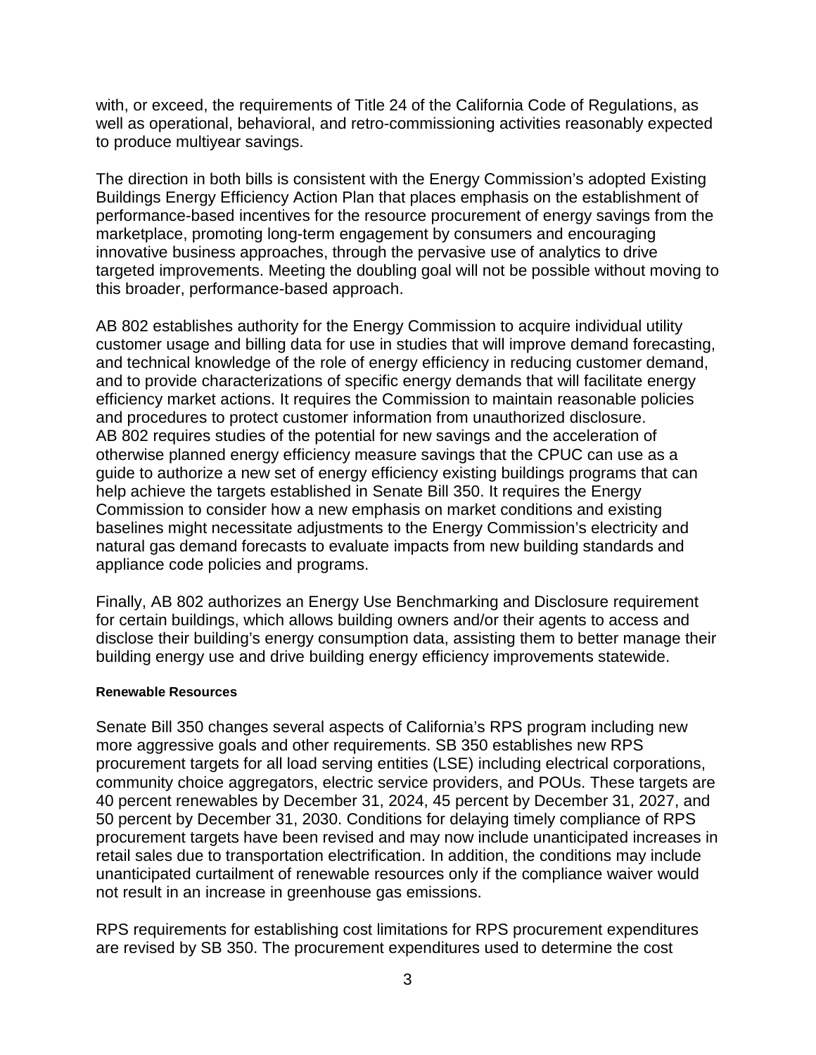with, or exceed, the requirements of Title 24 of the California Code of Regulations, as well as operational, behavioral, and retro-commissioning activities reasonably expected to produce multiyear savings.

The direction in both bills is consistent with the Energy Commission's adopted Existing Buildings Energy Efficiency Action Plan that places emphasis on the establishment of performance-based incentives for the resource procurement of energy savings from the marketplace, promoting long-term engagement by consumers and encouraging innovative business approaches, through the pervasive use of analytics to drive targeted improvements. Meeting the doubling goal will not be possible without moving to this broader, performance-based approach.

AB 802 establishes authority for the Energy Commission to acquire individual utility customer usage and billing data for use in studies that will improve demand forecasting, and technical knowledge of the role of energy efficiency in reducing customer demand, and to provide characterizations of specific energy demands that will facilitate energy efficiency market actions. It requires the Commission to maintain reasonable policies and procedures to protect customer information from unauthorized disclosure. AB 802 requires studies of the potential for new savings and the acceleration of otherwise planned energy efficiency measure savings that the CPUC can use as a guide to authorize a new set of energy efficiency existing buildings programs that can help achieve the targets established in Senate Bill 350. It requires the Energy Commission to consider how a new emphasis on market conditions and existing baselines might necessitate adjustments to the Energy Commission's electricity and natural gas demand forecasts to evaluate impacts from new building standards and appliance code policies and programs.

Finally, AB 802 authorizes an Energy Use Benchmarking and Disclosure requirement for certain buildings, which allows building owners and/or their agents to access and disclose their building's energy consumption data, assisting them to better manage their building energy use and drive building energy efficiency improvements statewide.

#### Renewable Resources

Senate Bill 350 changes several aspects of California's RPS program including new more aggressive goals and other requirements. SB 350 establishes new RPS procurement targets for all load serving entities (LSE) including electrical corporations, community choice aggregators, electric service providers, and POUs. These targets are 40 percent renewables by December 31, 2024, 45 percent by December 31, 2027, and 50 percent by December 31, 2030. Conditions for delaying timely compliance of RPS procurement targets have been revised and may now include unanticipated increases in retail sales due to transportation electrification. In addition, the conditions may include unanticipated curtailment of renewable resources only if the compliance waiver would not result in an increase in greenhouse gas emissions.

RPS requirements for establishing cost limitations for RPS procurement expenditures are revised by SB 350. The procurement expenditures used to determine the cost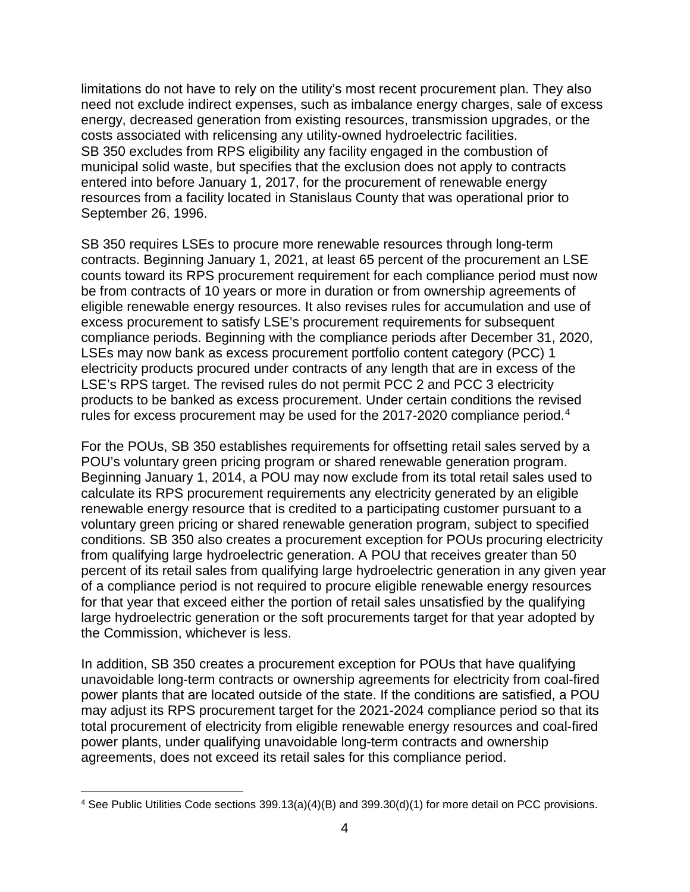limitations do not have to rely on the utility's most recent procurement plan. They also need not exclude indirect expenses, such as imbalance energy charges, sale of excess energy, decreased generation from existing resources, transmission upgrades, or the costs associated with relicensing any utility-owned hydroelectric facilities.
SB 350 excludes from RPS eligibility any facility engaged in the combustion of municipal solid waste, but specifies that the exclusion does not apply to contracts entered into before January 1, 2017, for the procurement of renewable energy resources from a facility located in Stanislaus County that was operational prior to September 26, 1996.

SB 350 requires LSEs to procure more renewable resources through long-term contracts. Beginning January 1, 2021, at least 65 percent of the procurement an LSE counts toward its RPS procurement requirement for each compliance period must now be from contracts of 10 years or more in duration or from ownership agreements of eligible renewable energy resources. It also revises rules for accumulation and use of excess procurement to satisfy LSE's procurement requirements for subsequent compliance periods. Beginning with the compliance periods after December 31, 2020, LSEs may now bank as excess procurement portfolio content category (PCC) 1 electricity products procured under contracts of any length that are in excess of the LSE's RPS target. The revised rules do not permit PCC 2 and PCC 3 electricity products to be banked as excess procurement. Under certain conditions the revised rules for excess procurement may be used for the 2017-2020 compliance period.[4]

For the POUs, SB 350 establishes requirements for offsetting retail sales served by a POU's voluntary green pricing program or shared renewable generation program. Beginning January 1, 2014, a POU may now exclude from its total retail sales used to calculate its RPS procurement requirements any electricity generated by an eligible renewable energy resource that is credited to a participating customer pursuant to a voluntary green pricing or shared renewable generation program, subject to specified conditions. SB 350 also creates a procurement exception for POUs procuring electricity from qualifying large hydroelectric generation. A POU that receives greater than 50 percent of its retail sales from qualifying large hydroelectric generation in any given year of a compliance period is not required to procure eligible renewable energy resources for that year that exceed either the portion of retail sales unsatisfied by the qualifying large hydroelectric generation or the soft procurements target for that year adopted by the Commission, whichever is less.

In addition, SB 350 creates a procurement exception for POUs that have qualifying unavoidable long-term contracts or ownership agreements for electricity from coal-fired power plants that are located outside of the state. If the conditions are satisfied, a POU may adjust its RPS procurement target for the 2021-2024 compliance period so that its total procurement of electricity from eligible renewable energy resources and coal-fired power plants, under qualifying unavoidable long-term contracts and ownership agreements, does not exceed its retail sales for this compliance period.

---

[4] See Public Utilities Code sections 399.13(a)(4)(B) and 399.30(d)(1) for more detail on PCC provisions.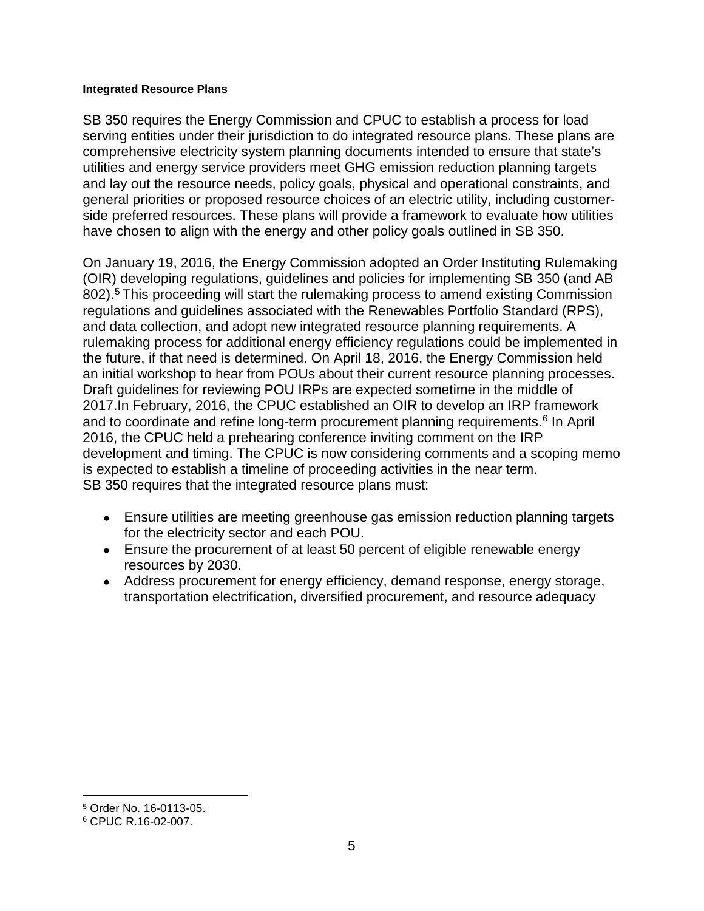#### Integrated Resource Plans

SB 350 requires the Energy Commission and CPUC to establish a process for load serving entities under their jurisdiction to do integrated resource plans. These plans are comprehensive electricity system planning documents intended to ensure that state's utilities and energy service providers meet GHG emission reduction planning targets and lay out the resource needs, policy goals, physical and operational constraints, and general priorities or proposed resource choices of an electric utility, including customer-side preferred resources. These plans will provide a framework to evaluate how utilities have chosen to align with the energy and other policy goals outlined in SB 350.

On January 19, 2016, the Energy Commission adopted an Order Instituting Rulemaking (OIR) developing regulations, guidelines and policies for implementing SB 350 (and AB 802).[5] This proceeding will start the rulemaking process to amend existing Commission regulations and guidelines associated with the Renewables Portfolio Standard (RPS), and data collection, and adopt new integrated resource planning requirements. A rulemaking process for additional energy efficiency regulations could be implemented in the future, if that need is determined. On April 18, 2016, the Energy Commission held an initial workshop to hear from POUs about their current resource planning processes. Draft guidelines for reviewing POU IRPs are expected sometime in the middle of 2017.In February, 2016, the CPUC established an OIR to develop an IRP framework and to coordinate and refine long-term procurement planning requirements.[6] In April 2016, the CPUC held a prehearing conference inviting comment on the IRP development and timing. The CPUC is now considering comments and a scoping memo is expected to establish a timeline of proceeding activities in the near term.
SB 350 requires that the integrated resource plans must:

- Ensure utilities are meeting greenhouse gas emission reduction planning targets for the electricity sector and each POU.
- Ensure the procurement of at least 50 percent of eligible renewable energy resources by 2030.
- Address procurement for energy efficiency, demand response, energy storage, transportation electrification, diversified procurement, and resource adequacy

---

[5] Order No. 16-0113-05.

[6] CPUC R.16-02-007.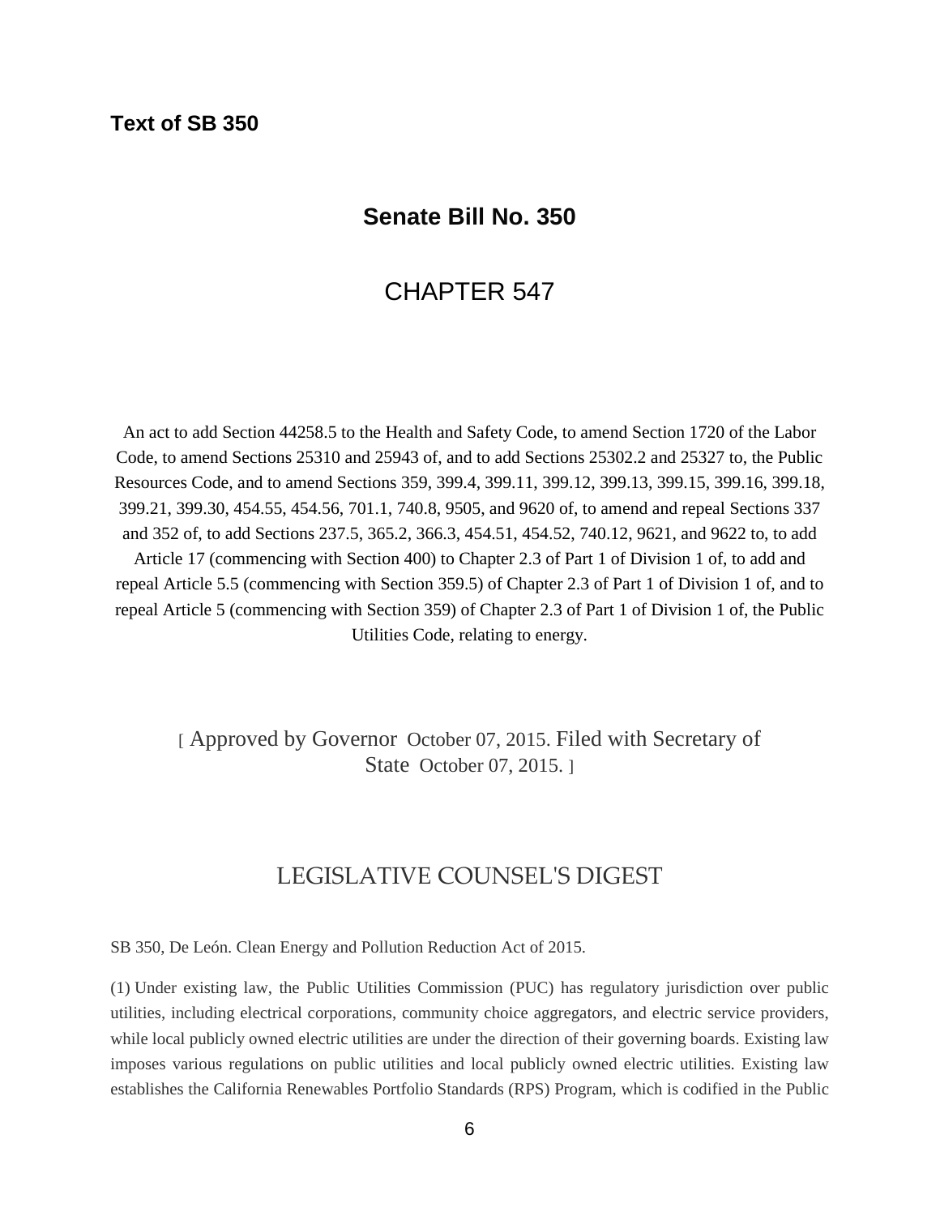**Text of SB 350**

## Senate Bill No. 350

## CHAPTER 547

An act to add Section 44258.5 to the Health and Safety Code, to amend Section 1720 of the Labor Code, to amend Sections 25310 and 25943 of, and to add Sections 25302.2 and 25327 to, the Public Resources Code, and to amend Sections 359, 399.4, 399.11, 399.12, 399.13, 399.15, 399.16, 399.18, 399.21, 399.30, 454.55, 454.56, 701.1, 740.8, 9505, and 9620 of, to amend and repeal Sections 337 and 352 of, to add Sections 237.5, 365.2, 366.3, 454.51, 454.52, 740.12, 9621, and 9622 to, to add Article 17 (commencing with Section 400) to Chapter 2.3 of Part 1 of Division 1 of, to add and repeal Article 5.5 (commencing with Section 359.5) of Chapter 2.3 of Part 1 of Division 1 of, and to repeal Article 5 (commencing with Section 359) of Chapter 2.3 of Part 1 of Division 1 of, the Public Utilities Code, relating to energy.

[ Approved by Governor October 07, 2015. Filed with Secretary of State October 07, 2015. ]

## LEGISLATIVE COUNSEL'S DIGEST

SB 350, De León. Clean Energy and Pollution Reduction Act of 2015.

(1) Under existing law, the Public Utilities Commission (PUC) has regulatory jurisdiction over public utilities, including electrical corporations, community choice aggregators, and electric service providers, while local publicly owned electric utilities are under the direction of their governing boards. Existing law imposes various regulations on public utilities and local publicly owned electric utilities. Existing law establishes the California Renewables Portfolio Standards (RPS) Program, which is codified in the Public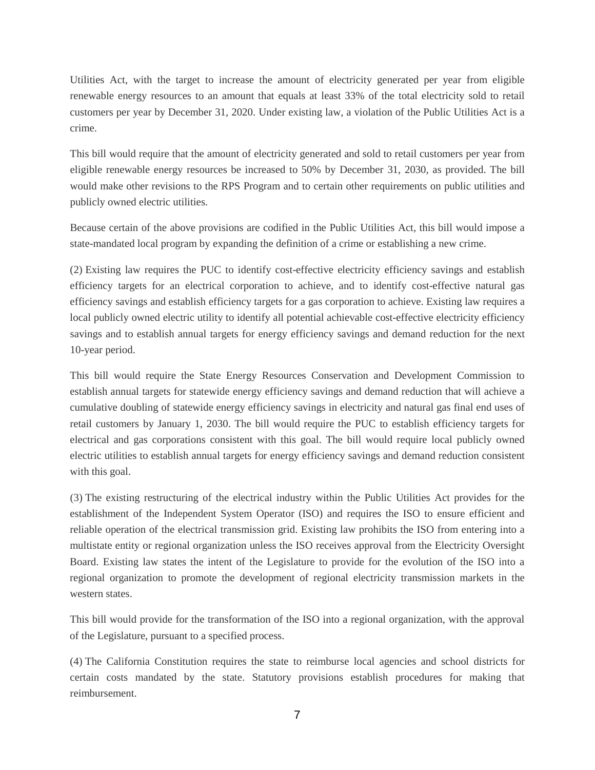Utilities Act, with the target to increase the amount of electricity generated per year from eligible renewable energy resources to an amount that equals at least 33% of the total electricity sold to retail customers per year by December 31, 2020. Under existing law, a violation of the Public Utilities Act is a crime.

This bill would require that the amount of electricity generated and sold to retail customers per year from eligible renewable energy resources be increased to 50% by December 31, 2030, as provided. The bill would make other revisions to the RPS Program and to certain other requirements on public utilities and publicly owned electric utilities.

Because certain of the above provisions are codified in the Public Utilities Act, this bill would impose a state-mandated local program by expanding the definition of a crime or establishing a new crime.

(2) Existing law requires the PUC to identify cost-effective electricity efficiency savings and establish efficiency targets for an electrical corporation to achieve, and to identify cost-effective natural gas efficiency savings and establish efficiency targets for a gas corporation to achieve. Existing law requires a local publicly owned electric utility to identify all potential achievable cost-effective electricity efficiency savings and to establish annual targets for energy efficiency savings and demand reduction for the next 10-year period.

This bill would require the State Energy Resources Conservation and Development Commission to establish annual targets for statewide energy efficiency savings and demand reduction that will achieve a cumulative doubling of statewide energy efficiency savings in electricity and natural gas final end uses of retail customers by January 1, 2030. The bill would require the PUC to establish efficiency targets for electrical and gas corporations consistent with this goal. The bill would require local publicly owned electric utilities to establish annual targets for energy efficiency savings and demand reduction consistent with this goal.

(3) The existing restructuring of the electrical industry within the Public Utilities Act provides for the establishment of the Independent System Operator (ISO) and requires the ISO to ensure efficient and reliable operation of the electrical transmission grid. Existing law prohibits the ISO from entering into a multistate entity or regional organization unless the ISO receives approval from the Electricity Oversight Board. Existing law states the intent of the Legislature to provide for the evolution of the ISO into a regional organization to promote the development of regional electricity transmission markets in the western states.

This bill would provide for the transformation of the ISO into a regional organization, with the approval of the Legislature, pursuant to a specified process.

(4) The California Constitution requires the state to reimburse local agencies and school districts for certain costs mandated by the state. Statutory provisions establish procedures for making that reimbursement.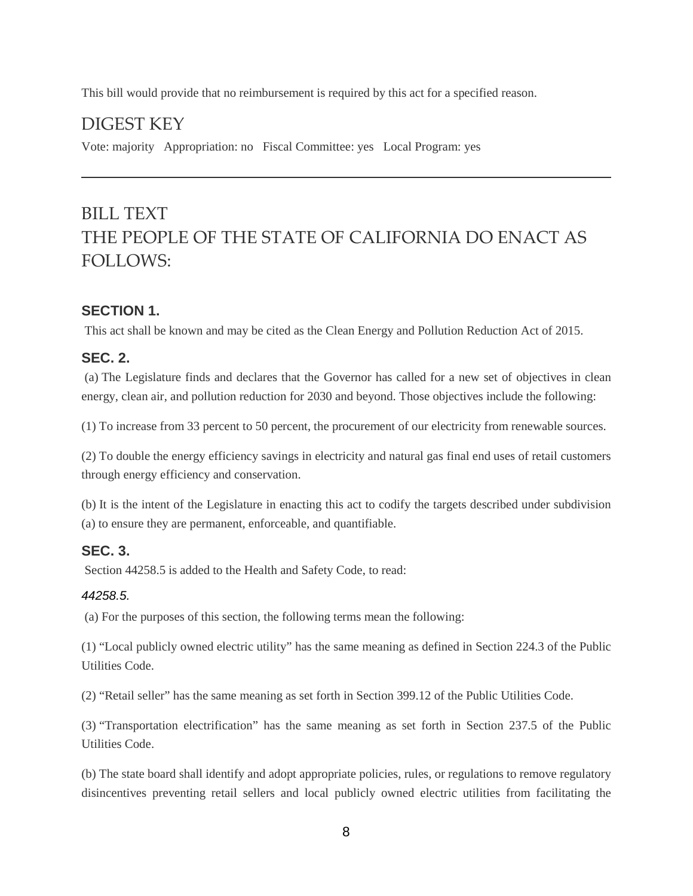This bill would provide that no reimbursement is required by this act for a specified reason.

## DIGEST KEY

Vote: majority Appropriation: no Fiscal Committee: yes Local Program: yes

---

## BILL TEXT
## THE PEOPLE OF THE STATE OF CALIFORNIA DO ENACT AS FOLLOWS:

### SECTION 1.

This act shall be known and may be cited as the Clean Energy and Pollution Reduction Act of 2015.

### SEC. 2.

(a) The Legislature finds and declares that the Governor has called for a new set of objectives in clean energy, clean air, and pollution reduction for 2030 and beyond. Those objectives include the following:

(1) To increase from 33 percent to 50 percent, the procurement of our electricity from renewable sources.

(2) To double the energy efficiency savings in electricity and natural gas final end uses of retail customers through energy efficiency and conservation.

(b) It is the intent of the Legislature in enacting this act to codify the targets described under subdivision (a) to ensure they are permanent, enforceable, and quantifiable.

### SEC. 3.

Section 44258.5 is added to the Health and Safety Code, to read:

*44258.5.*

(a) For the purposes of this section, the following terms mean the following:

(1) "Local publicly owned electric utility" has the same meaning as defined in Section 224.3 of the Public Utilities Code.

(2) "Retail seller" has the same meaning as set forth in Section 399.12 of the Public Utilities Code.

(3) "Transportation electrification" has the same meaning as set forth in Section 237.5 of the Public Utilities Code.

(b) The state board shall identify and adopt appropriate policies, rules, or regulations to remove regulatory disincentives preventing retail sellers and local publicly owned electric utilities from facilitating the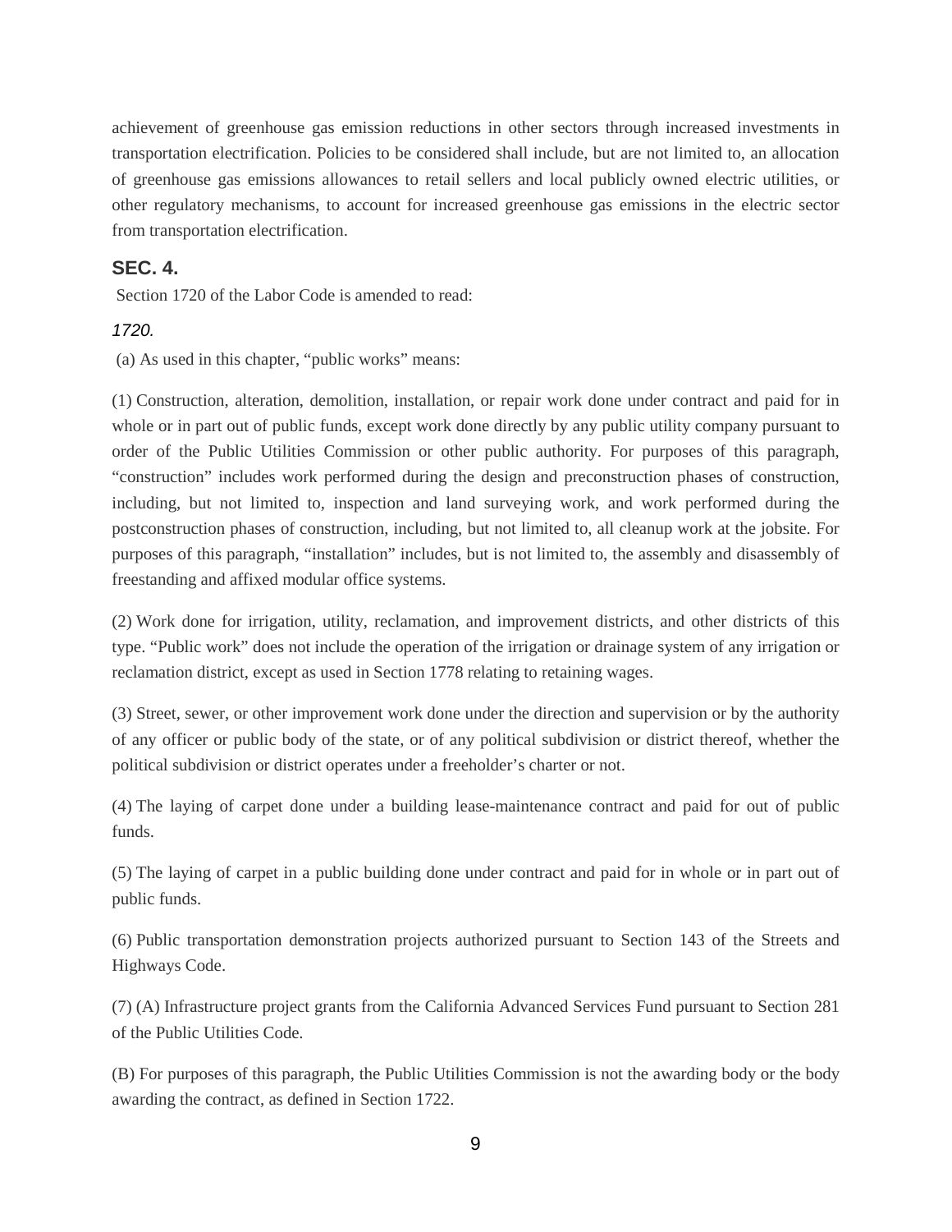achievement of greenhouse gas emission reductions in other sectors through increased investments in transportation electrification. Policies to be considered shall include, but are not limited to, an allocation of greenhouse gas emissions allowances to retail sellers and local publicly owned electric utilities, or other regulatory mechanisms, to account for increased greenhouse gas emissions in the electric sector from transportation electrification.

### SEC. 4.

Section 1720 of the Labor Code is amended to read:

*1720.*

(a) As used in this chapter, "public works" means:

(1) Construction, alteration, demolition, installation, or repair work done under contract and paid for in whole or in part out of public funds, except work done directly by any public utility company pursuant to order of the Public Utilities Commission or other public authority. For purposes of this paragraph, "construction" includes work performed during the design and preconstruction phases of construction, including, but not limited to, inspection and land surveying work, and work performed during the postconstruction phases of construction, including, but not limited to, all cleanup work at the jobsite. For purposes of this paragraph, "installation" includes, but is not limited to, the assembly and disassembly of freestanding and affixed modular office systems.

(2) Work done for irrigation, utility, reclamation, and improvement districts, and other districts of this type. "Public work" does not include the operation of the irrigation or drainage system of any irrigation or reclamation district, except as used in Section 1778 relating to retaining wages.

(3) Street, sewer, or other improvement work done under the direction and supervision or by the authority of any officer or public body of the state, or of any political subdivision or district thereof, whether the political subdivision or district operates under a freeholder's charter or not.

(4) The laying of carpet done under a building lease-maintenance contract and paid for out of public funds.

(5) The laying of carpet in a public building done under contract and paid for in whole or in part out of public funds.

(6) Public transportation demonstration projects authorized pursuant to Section 143 of the Streets and Highways Code.

(7) (A) Infrastructure project grants from the California Advanced Services Fund pursuant to Section 281 of the Public Utilities Code.

(B) For purposes of this paragraph, the Public Utilities Commission is not the awarding body or the body awarding the contract, as defined in Section 1722.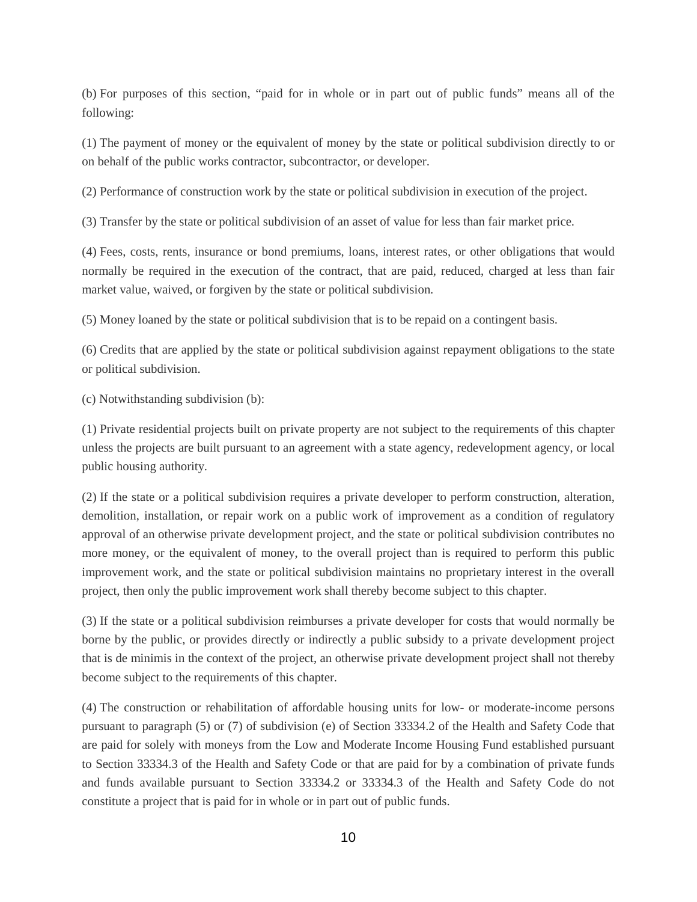(b) For purposes of this section, "paid for in whole or in part out of public funds" means all of the following:

(1) The payment of money or the equivalent of money by the state or political subdivision directly to or on behalf of the public works contractor, subcontractor, or developer.

(2) Performance of construction work by the state or political subdivision in execution of the project.

(3) Transfer by the state or political subdivision of an asset of value for less than fair market price.

(4) Fees, costs, rents, insurance or bond premiums, loans, interest rates, or other obligations that would normally be required in the execution of the contract, that are paid, reduced, charged at less than fair market value, waived, or forgiven by the state or political subdivision.

(5) Money loaned by the state or political subdivision that is to be repaid on a contingent basis.

(6) Credits that are applied by the state or political subdivision against repayment obligations to the state or political subdivision.

(c) Notwithstanding subdivision (b):

(1) Private residential projects built on private property are not subject to the requirements of this chapter unless the projects are built pursuant to an agreement with a state agency, redevelopment agency, or local public housing authority.

(2) If the state or a political subdivision requires a private developer to perform construction, alteration, demolition, installation, or repair work on a public work of improvement as a condition of regulatory approval of an otherwise private development project, and the state or political subdivision contributes no more money, or the equivalent of money, to the overall project than is required to perform this public improvement work, and the state or political subdivision maintains no proprietary interest in the overall project, then only the public improvement work shall thereby become subject to this chapter.

(3) If the state or a political subdivision reimburses a private developer for costs that would normally be borne by the public, or provides directly or indirectly a public subsidy to a private development project that is de minimis in the context of the project, an otherwise private development project shall not thereby become subject to the requirements of this chapter.

(4) The construction or rehabilitation of affordable housing units for low- or moderate-income persons pursuant to paragraph (5) or (7) of subdivision (e) of Section 33334.2 of the Health and Safety Code that are paid for solely with moneys from the Low and Moderate Income Housing Fund established pursuant to Section 33334.3 of the Health and Safety Code or that are paid for by a combination of private funds and funds available pursuant to Section 33334.2 or 33334.3 of the Health and Safety Code do not constitute a project that is paid for in whole or in part out of public funds.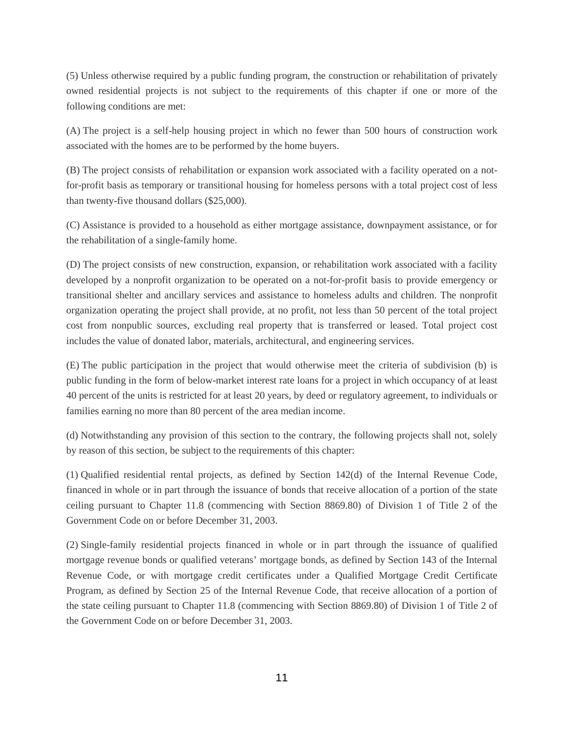(5) Unless otherwise required by a public funding program, the construction or rehabilitation of privately owned residential projects is not subject to the requirements of this chapter if one or more of the following conditions are met:

(A) The project is a self-help housing project in which no fewer than 500 hours of construction work associated with the homes are to be performed by the home buyers.

(B) The project consists of rehabilitation or expansion work associated with a facility operated on a not-for-profit basis as temporary or transitional housing for homeless persons with a total project cost of less than twenty-five thousand dollars ($25,000).

(C) Assistance is provided to a household as either mortgage assistance, downpayment assistance, or for the rehabilitation of a single-family home.

(D) The project consists of new construction, expansion, or rehabilitation work associated with a facility developed by a nonprofit organization to be operated on a not-for-profit basis to provide emergency or transitional shelter and ancillary services and assistance to homeless adults and children. The nonprofit organization operating the project shall provide, at no profit, not less than 50 percent of the total project cost from nonpublic sources, excluding real property that is transferred or leased. Total project cost includes the value of donated labor, materials, architectural, and engineering services.

(E) The public participation in the project that would otherwise meet the criteria of subdivision (b) is public funding in the form of below-market interest rate loans for a project in which occupancy of at least 40 percent of the units is restricted for at least 20 years, by deed or regulatory agreement, to individuals or families earning no more than 80 percent of the area median income.

(d) Notwithstanding any provision of this section to the contrary, the following projects shall not, solely by reason of this section, be subject to the requirements of this chapter:

(1) Qualified residential rental projects, as defined by Section 142(d) of the Internal Revenue Code, financed in whole or in part through the issuance of bonds that receive allocation of a portion of the state ceiling pursuant to Chapter 11.8 (commencing with Section 8869.80) of Division 1 of Title 2 of the Government Code on or before December 31, 2003.

(2) Single-family residential projects financed in whole or in part through the issuance of qualified mortgage revenue bonds or qualified veterans' mortgage bonds, as defined by Section 143 of the Internal Revenue Code, or with mortgage credit certificates under a Qualified Mortgage Credit Certificate Program, as defined by Section 25 of the Internal Revenue Code, that receive allocation of a portion of the state ceiling pursuant to Chapter 11.8 (commencing with Section 8869.80) of Division 1 of Title 2 of the Government Code on or before December 31, 2003.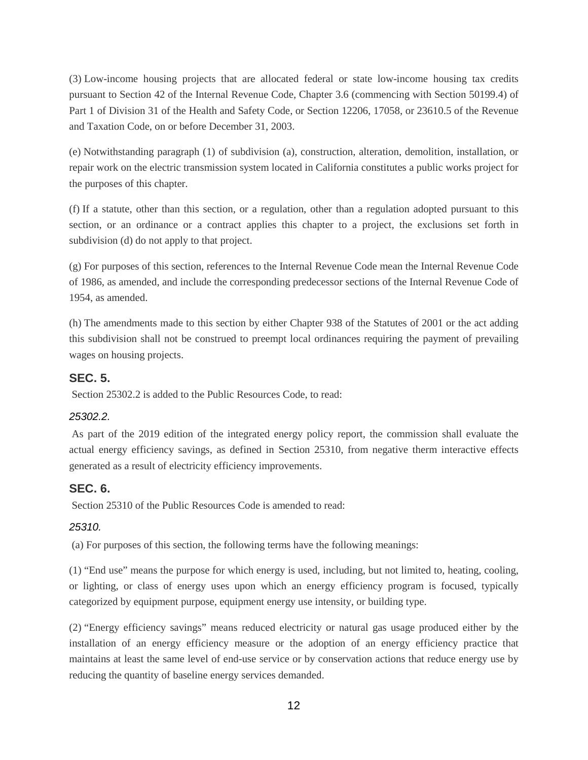(3) Low-income housing projects that are allocated federal or state low-income housing tax credits pursuant to Section 42 of the Internal Revenue Code, Chapter 3.6 (commencing with Section 50199.4) of Part 1 of Division 31 of the Health and Safety Code, or Section 12206, 17058, or 23610.5 of the Revenue and Taxation Code, on or before December 31, 2003.

(e) Notwithstanding paragraph (1) of subdivision (a), construction, alteration, demolition, installation, or repair work on the electric transmission system located in California constitutes a public works project for the purposes of this chapter.

(f) If a statute, other than this section, or a regulation, other than a regulation adopted pursuant to this section, or an ordinance or a contract applies this chapter to a project, the exclusions set forth in subdivision (d) do not apply to that project.

(g) For purposes of this section, references to the Internal Revenue Code mean the Internal Revenue Code of 1986, as amended, and include the corresponding predecessor sections of the Internal Revenue Code of 1954, as amended.

(h) The amendments made to this section by either Chapter 938 of the Statutes of 2001 or the act adding this subdivision shall not be construed to preempt local ordinances requiring the payment of prevailing wages on housing projects.

### SEC. 5.

Section 25302.2 is added to the Public Resources Code, to read:

*25302.2.*

As part of the 2019 edition of the integrated energy policy report, the commission shall evaluate the actual energy efficiency savings, as defined in Section 25310, from negative therm interactive effects generated as a result of electricity efficiency improvements.

### SEC. 6.

Section 25310 of the Public Resources Code is amended to read:

*25310.*

(a) For purposes of this section, the following terms have the following meanings:

(1) "End use" means the purpose for which energy is used, including, but not limited to, heating, cooling, or lighting, or class of energy uses upon which an energy efficiency program is focused, typically categorized by equipment purpose, equipment energy use intensity, or building type.

(2) "Energy efficiency savings" means reduced electricity or natural gas usage produced either by the installation of an energy efficiency measure or the adoption of an energy efficiency practice that maintains at least the same level of end-use service or by conservation actions that reduce energy use by reducing the quantity of baseline energy services demanded.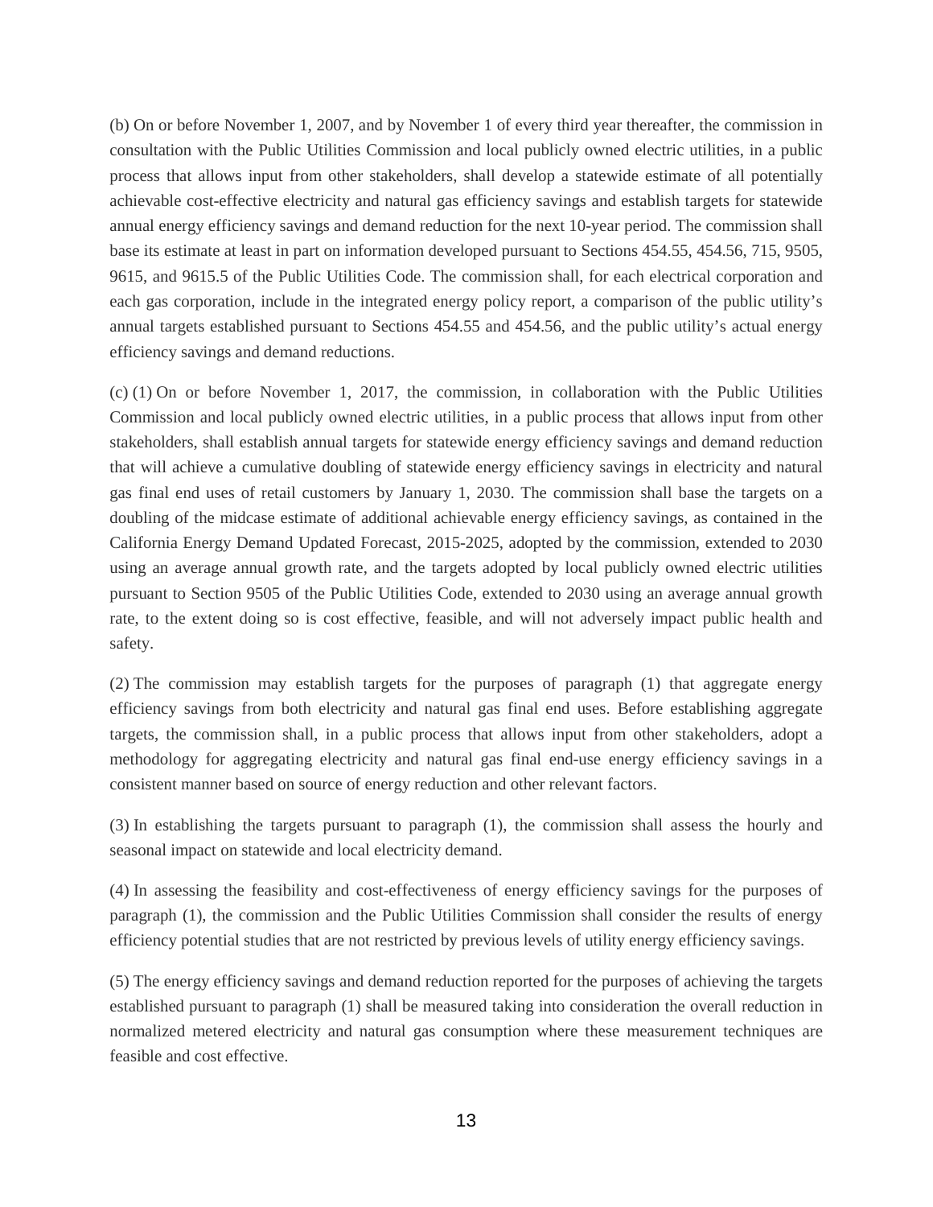(b) On or before November 1, 2007, and by November 1 of every third year thereafter, the commission in consultation with the Public Utilities Commission and local publicly owned electric utilities, in a public process that allows input from other stakeholders, shall develop a statewide estimate of all potentially achievable cost-effective electricity and natural gas efficiency savings and establish targets for statewide annual energy efficiency savings and demand reduction for the next 10-year period. The commission shall base its estimate at least in part on information developed pursuant to Sections 454.55, 454.56, 715, 9505, 9615, and 9615.5 of the Public Utilities Code. The commission shall, for each electrical corporation and each gas corporation, include in the integrated energy policy report, a comparison of the public utility's annual targets established pursuant to Sections 454.55 and 454.56, and the public utility's actual energy efficiency savings and demand reductions.

(c) (1) On or before November 1, 2017, the commission, in collaboration with the Public Utilities Commission and local publicly owned electric utilities, in a public process that allows input from other stakeholders, shall establish annual targets for statewide energy efficiency savings and demand reduction that will achieve a cumulative doubling of statewide energy efficiency savings in electricity and natural gas final end uses of retail customers by January 1, 2030. The commission shall base the targets on a doubling of the midcase estimate of additional achievable energy efficiency savings, as contained in the California Energy Demand Updated Forecast, 2015-2025, adopted by the commission, extended to 2030 using an average annual growth rate, and the targets adopted by local publicly owned electric utilities pursuant to Section 9505 of the Public Utilities Code, extended to 2030 using an average annual growth rate, to the extent doing so is cost effective, feasible, and will not adversely impact public health and safety.

(2) The commission may establish targets for the purposes of paragraph (1) that aggregate energy efficiency savings from both electricity and natural gas final end uses. Before establishing aggregate targets, the commission shall, in a public process that allows input from other stakeholders, adopt a methodology for aggregating electricity and natural gas final end-use energy efficiency savings in a consistent manner based on source of energy reduction and other relevant factors.

(3) In establishing the targets pursuant to paragraph (1), the commission shall assess the hourly and seasonal impact on statewide and local electricity demand.

(4) In assessing the feasibility and cost-effectiveness of energy efficiency savings for the purposes of paragraph (1), the commission and the Public Utilities Commission shall consider the results of energy efficiency potential studies that are not restricted by previous levels of utility energy efficiency savings.

(5) The energy efficiency savings and demand reduction reported for the purposes of achieving the targets established pursuant to paragraph (1) shall be measured taking into consideration the overall reduction in normalized metered electricity and natural gas consumption where these measurement techniques are feasible and cost effective.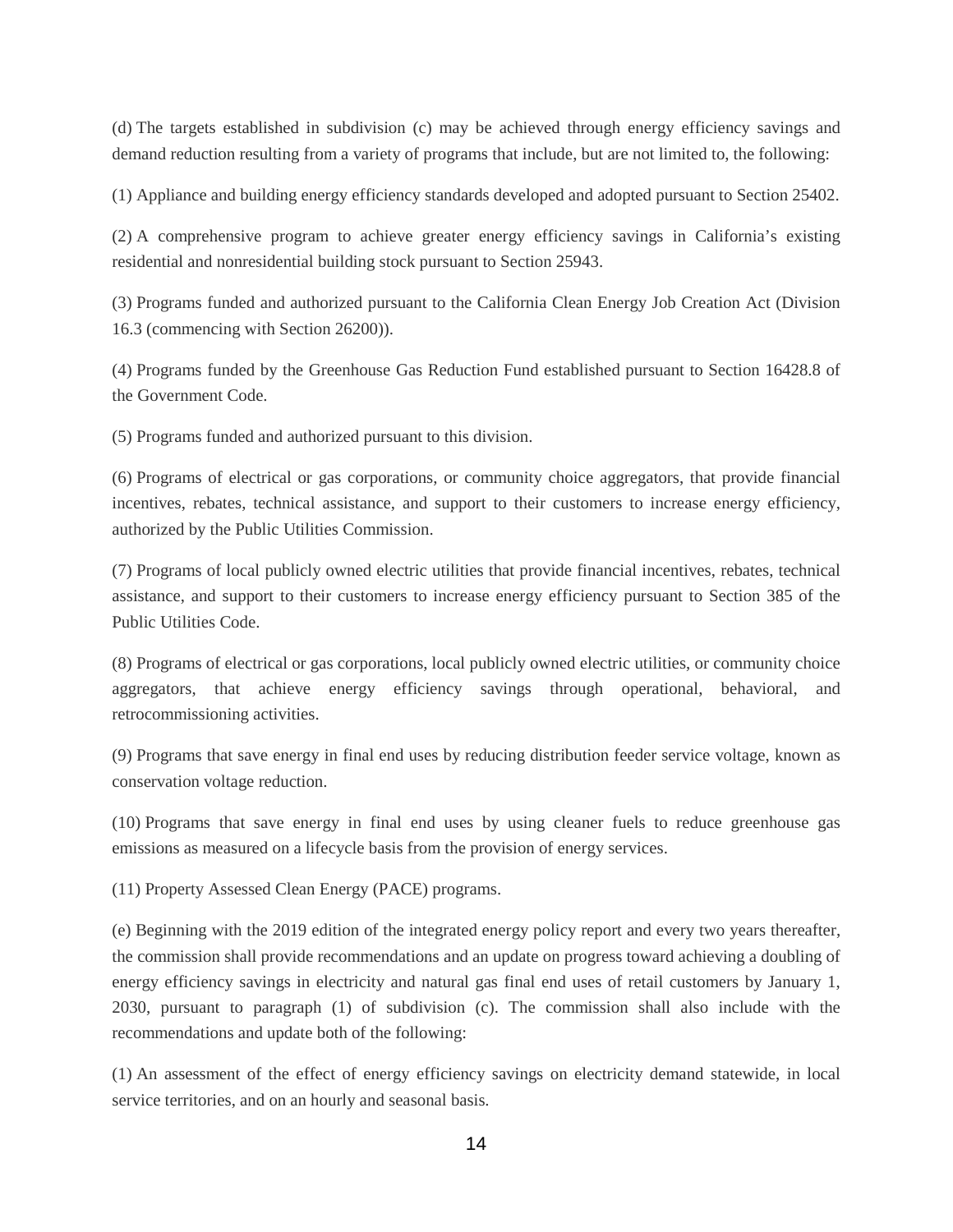(d) The targets established in subdivision (c) may be achieved through energy efficiency savings and demand reduction resulting from a variety of programs that include, but are not limited to, the following:

(1) Appliance and building energy efficiency standards developed and adopted pursuant to Section 25402.

(2) A comprehensive program to achieve greater energy efficiency savings in California's existing residential and nonresidential building stock pursuant to Section 25943.

(3) Programs funded and authorized pursuant to the California Clean Energy Job Creation Act (Division 16.3 (commencing with Section 26200)).

(4) Programs funded by the Greenhouse Gas Reduction Fund established pursuant to Section 16428.8 of the Government Code.

(5) Programs funded and authorized pursuant to this division.

(6) Programs of electrical or gas corporations, or community choice aggregators, that provide financial incentives, rebates, technical assistance, and support to their customers to increase energy efficiency, authorized by the Public Utilities Commission.

(7) Programs of local publicly owned electric utilities that provide financial incentives, rebates, technical assistance, and support to their customers to increase energy efficiency pursuant to Section 385 of the Public Utilities Code.

(8) Programs of electrical or gas corporations, local publicly owned electric utilities, or community choice aggregators, that achieve energy efficiency savings through operational, behavioral, and retrocommissioning activities.

(9) Programs that save energy in final end uses by reducing distribution feeder service voltage, known as conservation voltage reduction.

(10) Programs that save energy in final end uses by using cleaner fuels to reduce greenhouse gas emissions as measured on a lifecycle basis from the provision of energy services.

(11) Property Assessed Clean Energy (PACE) programs.

(e) Beginning with the 2019 edition of the integrated energy policy report and every two years thereafter, the commission shall provide recommendations and an update on progress toward achieving a doubling of energy efficiency savings in electricity and natural gas final end uses of retail customers by January 1, 2030, pursuant to paragraph (1) of subdivision (c). The commission shall also include with the recommendations and update both of the following:

(1) An assessment of the effect of energy efficiency savings on electricity demand statewide, in local service territories, and on an hourly and seasonal basis.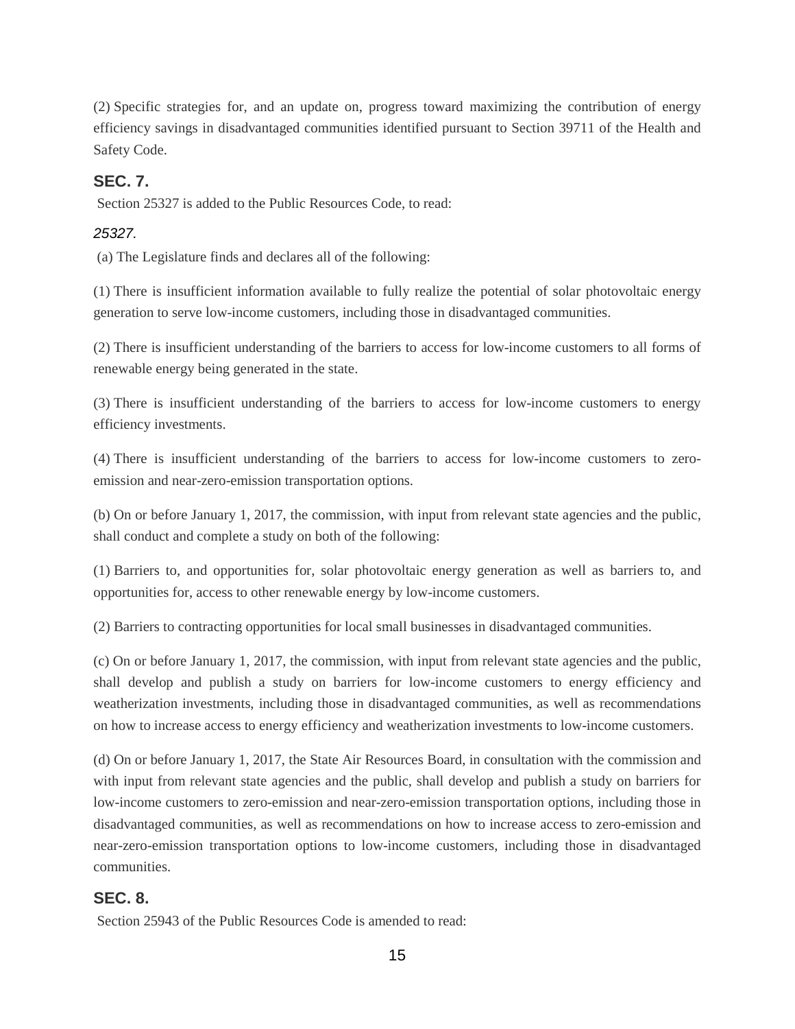(2) Specific strategies for, and an update on, progress toward maximizing the contribution of energy efficiency savings in disadvantaged communities identified pursuant to Section 39711 of the Health and Safety Code.

### SEC. 7.

Section 25327 is added to the Public Resources Code, to read:

*25327.*

(a) The Legislature finds and declares all of the following:

(1) There is insufficient information available to fully realize the potential of solar photovoltaic energy generation to serve low-income customers, including those in disadvantaged communities.

(2) There is insufficient understanding of the barriers to access for low-income customers to all forms of renewable energy being generated in the state.

(3) There is insufficient understanding of the barriers to access for low-income customers to energy efficiency investments.

(4) There is insufficient understanding of the barriers to access for low-income customers to zero-emission and near-zero-emission transportation options.

(b) On or before January 1, 2017, the commission, with input from relevant state agencies and the public, shall conduct and complete a study on both of the following:

(1) Barriers to, and opportunities for, solar photovoltaic energy generation as well as barriers to, and opportunities for, access to other renewable energy by low-income customers.

(2) Barriers to contracting opportunities for local small businesses in disadvantaged communities.

(c) On or before January 1, 2017, the commission, with input from relevant state agencies and the public, shall develop and publish a study on barriers for low-income customers to energy efficiency and weatherization investments, including those in disadvantaged communities, as well as recommendations on how to increase access to energy efficiency and weatherization investments to low-income customers.

(d) On or before January 1, 2017, the State Air Resources Board, in consultation with the commission and with input from relevant state agencies and the public, shall develop and publish a study on barriers for low-income customers to zero-emission and near-zero-emission transportation options, including those in disadvantaged communities, as well as recommendations on how to increase access to zero-emission and near-zero-emission transportation options to low-income customers, including those in disadvantaged communities.

### SEC. 8.

Section 25943 of the Public Resources Code is amended to read: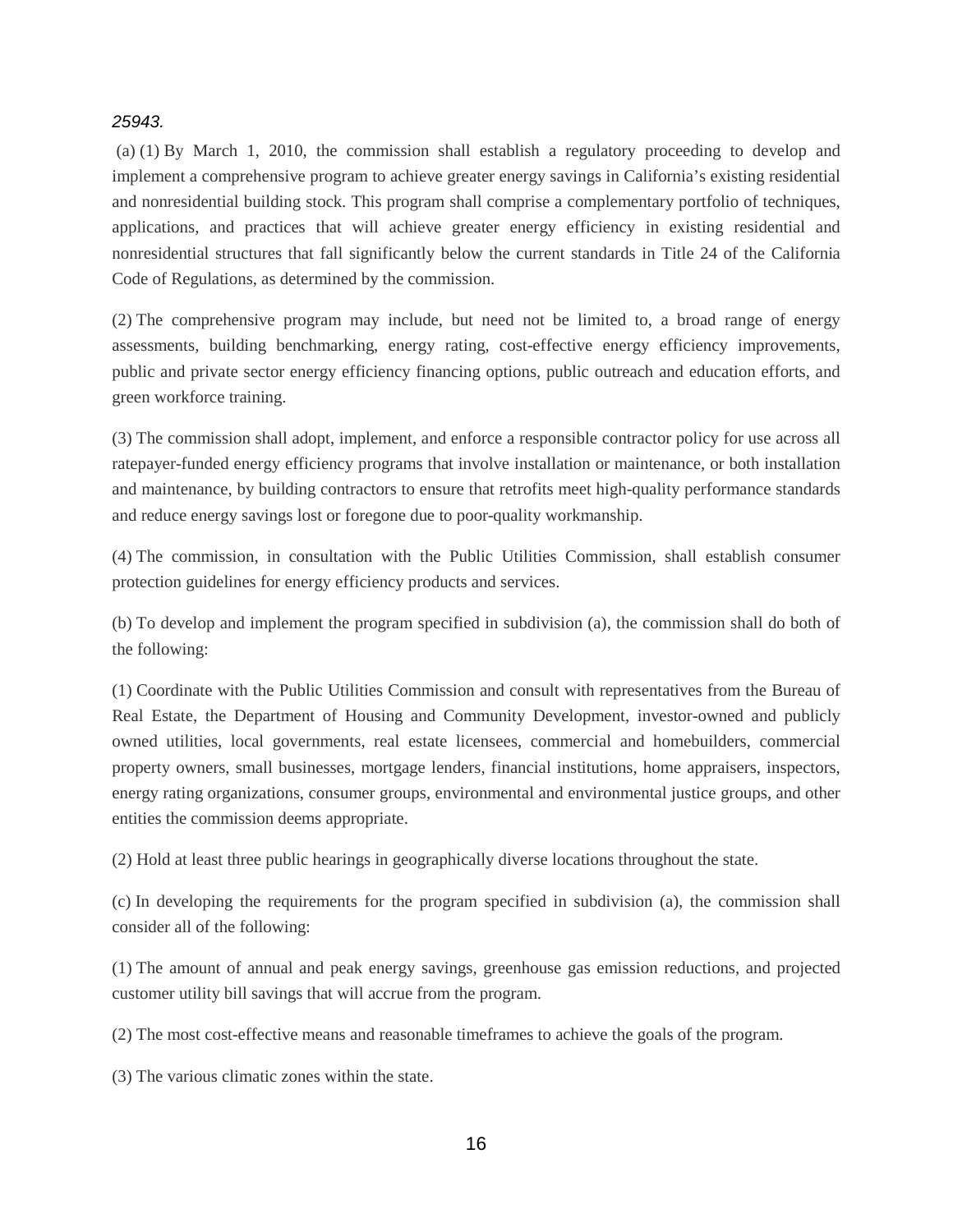*25943.*

(a) (1) By March 1, 2010, the commission shall establish a regulatory proceeding to develop and implement a comprehensive program to achieve greater energy savings in California's existing residential and nonresidential building stock. This program shall comprise a complementary portfolio of techniques, applications, and practices that will achieve greater energy efficiency in existing residential and nonresidential structures that fall significantly below the current standards in Title 24 of the California Code of Regulations, as determined by the commission.

(2) The comprehensive program may include, but need not be limited to, a broad range of energy assessments, building benchmarking, energy rating, cost-effective energy efficiency improvements, public and private sector energy efficiency financing options, public outreach and education efforts, and green workforce training.

(3) The commission shall adopt, implement, and enforce a responsible contractor policy for use across all ratepayer-funded energy efficiency programs that involve installation or maintenance, or both installation and maintenance, by building contractors to ensure that retrofits meet high-quality performance standards and reduce energy savings lost or foregone due to poor-quality workmanship.

(4) The commission, in consultation with the Public Utilities Commission, shall establish consumer protection guidelines for energy efficiency products and services.

(b) To develop and implement the program specified in subdivision (a), the commission shall do both of the following:

(1) Coordinate with the Public Utilities Commission and consult with representatives from the Bureau of Real Estate, the Department of Housing and Community Development, investor-owned and publicly owned utilities, local governments, real estate licensees, commercial and homebuilders, commercial property owners, small businesses, mortgage lenders, financial institutions, home appraisers, inspectors, energy rating organizations, consumer groups, environmental and environmental justice groups, and other entities the commission deems appropriate.

(2) Hold at least three public hearings in geographically diverse locations throughout the state.

(c) In developing the requirements for the program specified in subdivision (a), the commission shall consider all of the following:

(1) The amount of annual and peak energy savings, greenhouse gas emission reductions, and projected customer utility bill savings that will accrue from the program.

(2) The most cost-effective means and reasonable timeframes to achieve the goals of the program.

(3) The various climatic zones within the state.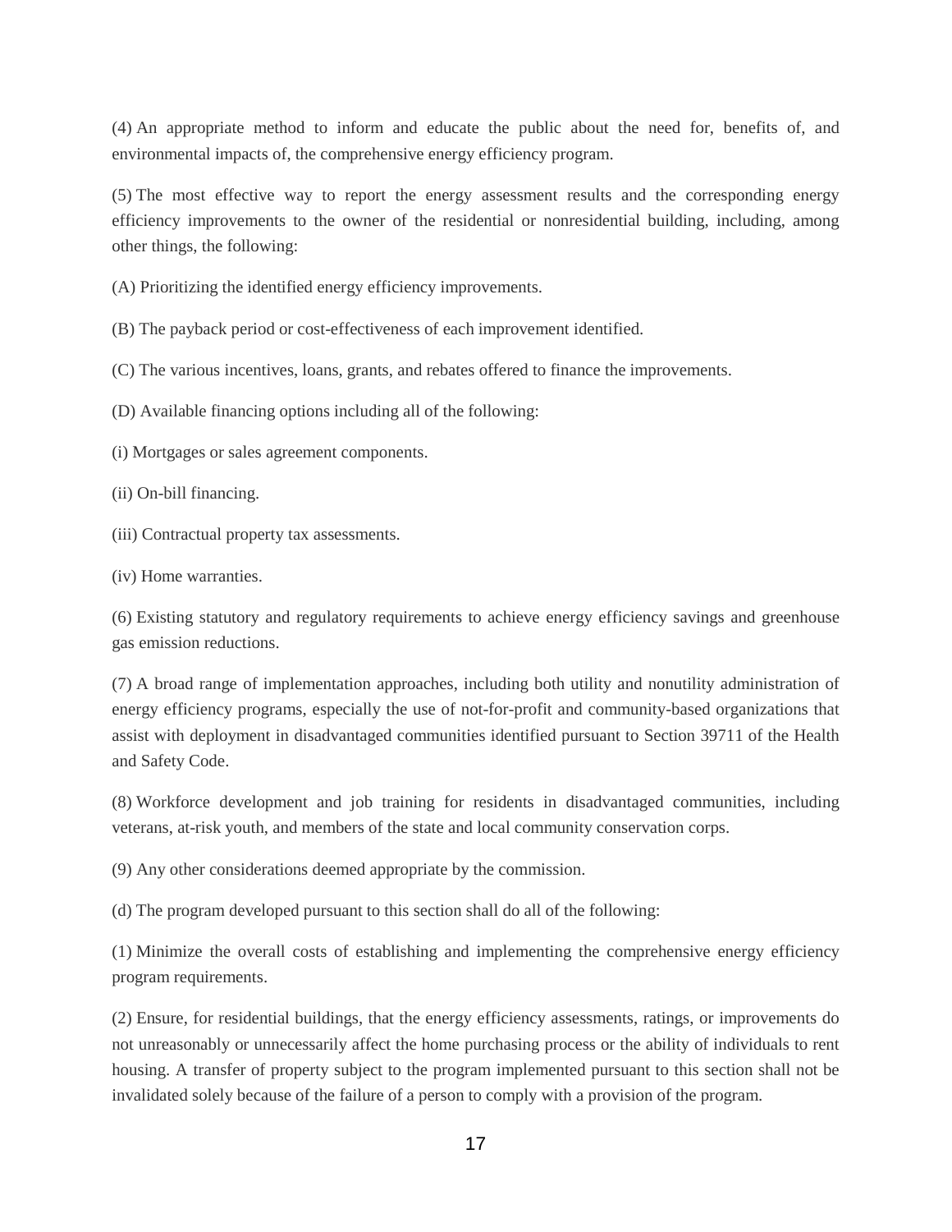(4) An appropriate method to inform and educate the public about the need for, benefits of, and environmental impacts of, the comprehensive energy efficiency program.

(5) The most effective way to report the energy assessment results and the corresponding energy efficiency improvements to the owner of the residential or nonresidential building, including, among other things, the following:

(A) Prioritizing the identified energy efficiency improvements.

(B) The payback period or cost-effectiveness of each improvement identified.

(C) The various incentives, loans, grants, and rebates offered to finance the improvements.

(D) Available financing options including all of the following:

(i) Mortgages or sales agreement components.

(ii) On-bill financing.

(iii) Contractual property tax assessments.

(iv) Home warranties.

(6) Existing statutory and regulatory requirements to achieve energy efficiency savings and greenhouse gas emission reductions.

(7) A broad range of implementation approaches, including both utility and nonutility administration of energy efficiency programs, especially the use of not-for-profit and community-based organizations that assist with deployment in disadvantaged communities identified pursuant to Section 39711 of the Health and Safety Code.

(8) Workforce development and job training for residents in disadvantaged communities, including veterans, at-risk youth, and members of the state and local community conservation corps.

(9) Any other considerations deemed appropriate by the commission.

(d) The program developed pursuant to this section shall do all of the following:

(1) Minimize the overall costs of establishing and implementing the comprehensive energy efficiency program requirements.

(2) Ensure, for residential buildings, that the energy efficiency assessments, ratings, or improvements do not unreasonably or unnecessarily affect the home purchasing process or the ability of individuals to rent housing. A transfer of property subject to the program implemented pursuant to this section shall not be invalidated solely because of the failure of a person to comply with a provision of the program.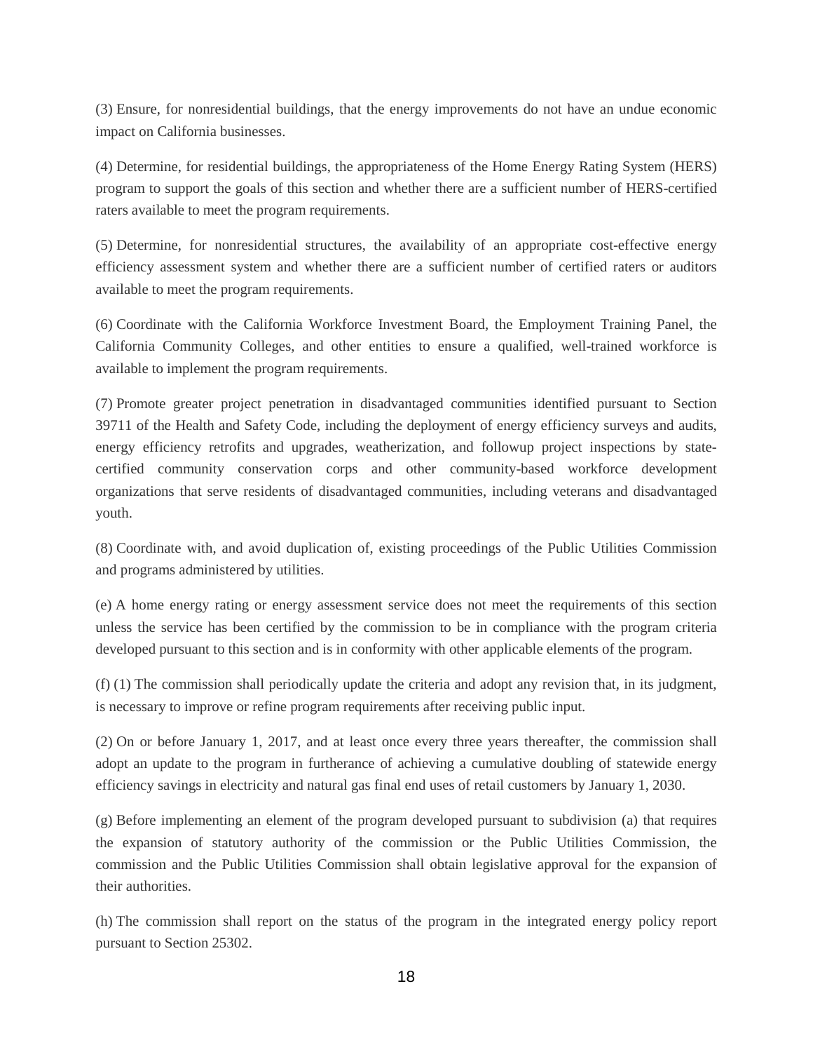(3) Ensure, for nonresidential buildings, that the energy improvements do not have an undue economic impact on California businesses.

(4) Determine, for residential buildings, the appropriateness of the Home Energy Rating System (HERS) program to support the goals of this section and whether there are a sufficient number of HERS-certified raters available to meet the program requirements.

(5) Determine, for nonresidential structures, the availability of an appropriate cost-effective energy efficiency assessment system and whether there are a sufficient number of certified raters or auditors available to meet the program requirements.

(6) Coordinate with the California Workforce Investment Board, the Employment Training Panel, the California Community Colleges, and other entities to ensure a qualified, well-trained workforce is available to implement the program requirements.

(7) Promote greater project penetration in disadvantaged communities identified pursuant to Section 39711 of the Health and Safety Code, including the deployment of energy efficiency surveys and audits, energy efficiency retrofits and upgrades, weatherization, and followup project inspections by state-certified community conservation corps and other community-based workforce development organizations that serve residents of disadvantaged communities, including veterans and disadvantaged youth.

(8) Coordinate with, and avoid duplication of, existing proceedings of the Public Utilities Commission and programs administered by utilities.

(e) A home energy rating or energy assessment service does not meet the requirements of this section unless the service has been certified by the commission to be in compliance with the program criteria developed pursuant to this section and is in conformity with other applicable elements of the program.

(f) (1) The commission shall periodically update the criteria and adopt any revision that, in its judgment, is necessary to improve or refine program requirements after receiving public input.

(2) On or before January 1, 2017, and at least once every three years thereafter, the commission shall adopt an update to the program in furtherance of achieving a cumulative doubling of statewide energy efficiency savings in electricity and natural gas final end uses of retail customers by January 1, 2030.

(g) Before implementing an element of the program developed pursuant to subdivision (a) that requires the expansion of statutory authority of the commission or the Public Utilities Commission, the commission and the Public Utilities Commission shall obtain legislative approval for the expansion of their authorities.

(h) The commission shall report on the status of the program in the integrated energy policy report pursuant to Section 25302.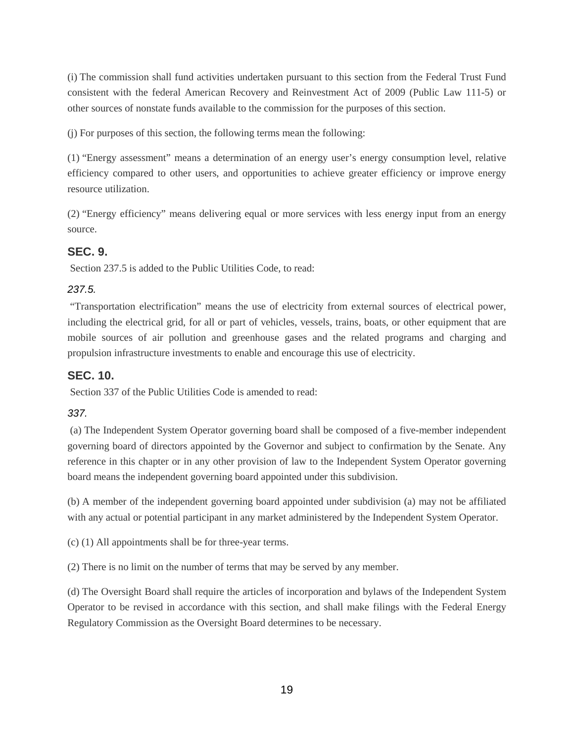(i) The commission shall fund activities undertaken pursuant to this section from the Federal Trust Fund consistent with the federal American Recovery and Reinvestment Act of 2009 (Public Law 111-5) or other sources of nonstate funds available to the commission for the purposes of this section.

(j) For purposes of this section, the following terms mean the following:

(1) "Energy assessment" means a determination of an energy user's energy consumption level, relative efficiency compared to other users, and opportunities to achieve greater efficiency or improve energy resource utilization.

(2) "Energy efficiency" means delivering equal or more services with less energy input from an energy source.

## SEC. 9.

Section 237.5 is added to the Public Utilities Code, to read:

### *237.5.*

"Transportation electrification" means the use of electricity from external sources of electrical power, including the electrical grid, for all or part of vehicles, vessels, trains, boats, or other equipment that are mobile sources of air pollution and greenhouse gases and the related programs and charging and propulsion infrastructure investments to enable and encourage this use of electricity.

## SEC. 10.

Section 337 of the Public Utilities Code is amended to read:

### *337.*

(a) The Independent System Operator governing board shall be composed of a five-member independent governing board of directors appointed by the Governor and subject to confirmation by the Senate. Any reference in this chapter or in any other provision of law to the Independent System Operator governing board means the independent governing board appointed under this subdivision.

(b) A member of the independent governing board appointed under subdivision (a) may not be affiliated with any actual or potential participant in any market administered by the Independent System Operator.

(c) (1) All appointments shall be for three-year terms.

(2) There is no limit on the number of terms that may be served by any member.

(d) The Oversight Board shall require the articles of incorporation and bylaws of the Independent System Operator to be revised in accordance with this section, and shall make filings with the Federal Energy Regulatory Commission as the Oversight Board determines to be necessary.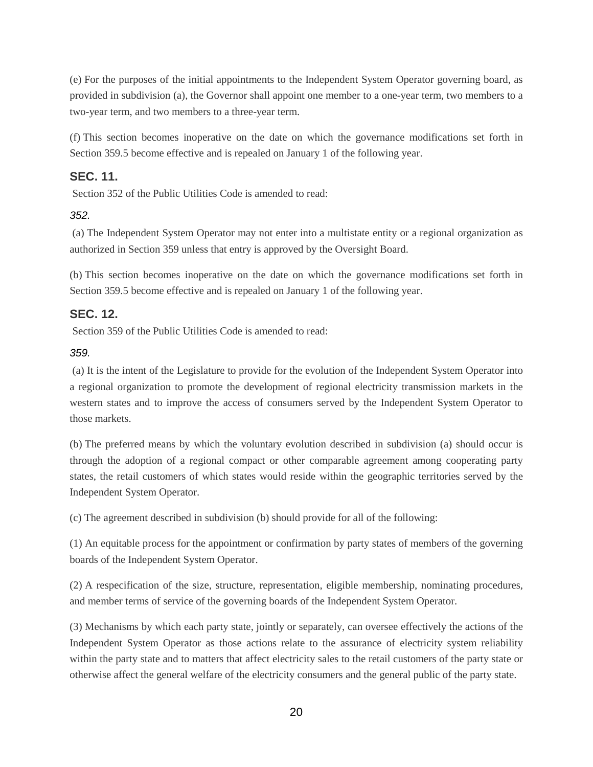(e) For the purposes of the initial appointments to the Independent System Operator governing board, as provided in subdivision (a), the Governor shall appoint one member to a one-year term, two members to a two-year term, and two members to a three-year term.

(f) This section becomes inoperative on the date on which the governance modifications set forth in Section 359.5 become effective and is repealed on January 1 of the following year.

### SEC. 11.

Section 352 of the Public Utilities Code is amended to read:

*352.*

(a) The Independent System Operator may not enter into a multistate entity or a regional organization as authorized in Section 359 unless that entry is approved by the Oversight Board.

(b) This section becomes inoperative on the date on which the governance modifications set forth in Section 359.5 become effective and is repealed on January 1 of the following year.

### SEC. 12.

Section 359 of the Public Utilities Code is amended to read:

*359.*

(a) It is the intent of the Legislature to provide for the evolution of the Independent System Operator into a regional organization to promote the development of regional electricity transmission markets in the western states and to improve the access of consumers served by the Independent System Operator to those markets.

(b) The preferred means by which the voluntary evolution described in subdivision (a) should occur is through the adoption of a regional compact or other comparable agreement among cooperating party states, the retail customers of which states would reside within the geographic territories served by the Independent System Operator.

(c) The agreement described in subdivision (b) should provide for all of the following:

(1) An equitable process for the appointment or confirmation by party states of members of the governing boards of the Independent System Operator.

(2) A respecification of the size, structure, representation, eligible membership, nominating procedures, and member terms of service of the governing boards of the Independent System Operator.

(3) Mechanisms by which each party state, jointly or separately, can oversee effectively the actions of the Independent System Operator as those actions relate to the assurance of electricity system reliability within the party state and to matters that affect electricity sales to the retail customers of the party state or otherwise affect the general welfare of the electricity consumers and the general public of the party state.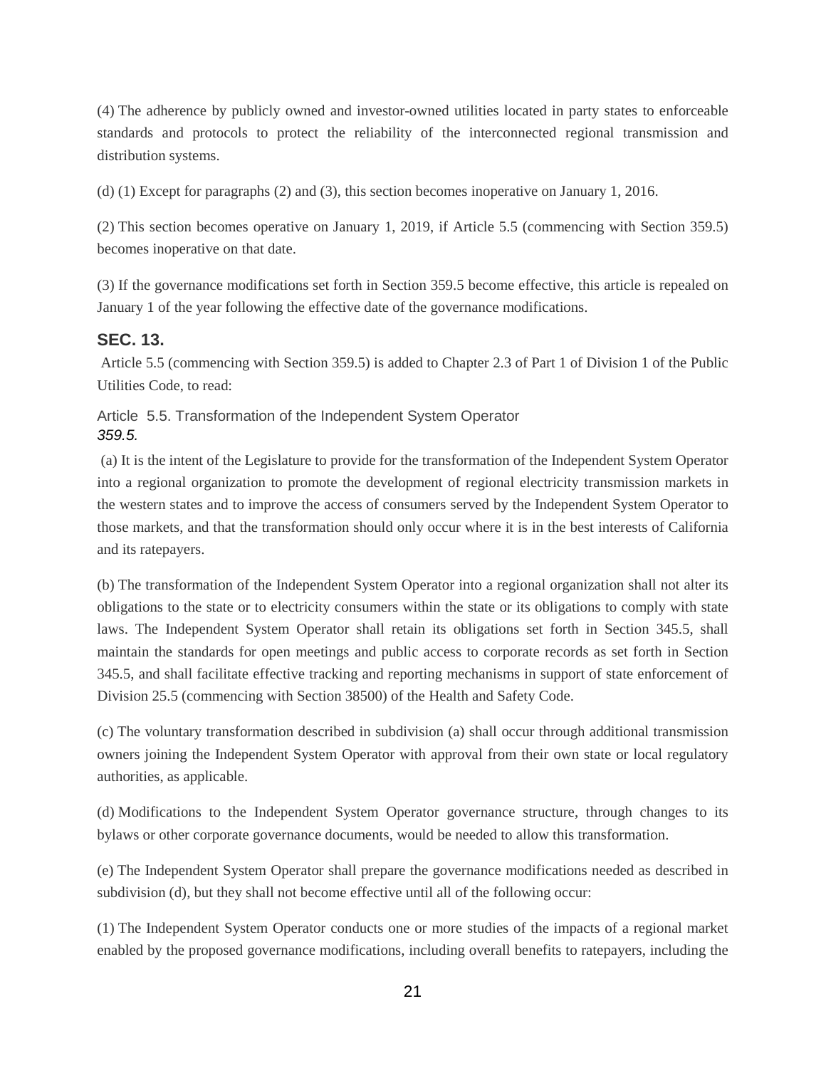(4) The adherence by publicly owned and investor-owned utilities located in party states to enforceable standards and protocols to protect the reliability of the interconnected regional transmission and distribution systems.

(d) (1) Except for paragraphs (2) and (3), this section becomes inoperative on January 1, 2016.

(2) This section becomes operative on January 1, 2019, if Article 5.5 (commencing with Section 359.5) becomes inoperative on that date.

(3) If the governance modifications set forth in Section 359.5 become effective, this article is repealed on January 1 of the year following the effective date of the governance modifications.

### SEC. 13.

Article 5.5 (commencing with Section 359.5) is added to Chapter 2.3 of Part 1 of Division 1 of the Public Utilities Code, to read:

Article 5.5. Transformation of the Independent System Operator

*359.5.*

(a) It is the intent of the Legislature to provide for the transformation of the Independent System Operator into a regional organization to promote the development of regional electricity transmission markets in the western states and to improve the access of consumers served by the Independent System Operator to those markets, and that the transformation should only occur where it is in the best interests of California and its ratepayers.

(b) The transformation of the Independent System Operator into a regional organization shall not alter its obligations to the state or to electricity consumers within the state or its obligations to comply with state laws. The Independent System Operator shall retain its obligations set forth in Section 345.5, shall maintain the standards for open meetings and public access to corporate records as set forth in Section 345.5, and shall facilitate effective tracking and reporting mechanisms in support of state enforcement of Division 25.5 (commencing with Section 38500) of the Health and Safety Code.

(c) The voluntary transformation described in subdivision (a) shall occur through additional transmission owners joining the Independent System Operator with approval from their own state or local regulatory authorities, as applicable.

(d) Modifications to the Independent System Operator governance structure, through changes to its bylaws or other corporate governance documents, would be needed to allow this transformation.

(e) The Independent System Operator shall prepare the governance modifications needed as described in subdivision (d), but they shall not become effective until all of the following occur:

(1) The Independent System Operator conducts one or more studies of the impacts of a regional market enabled by the proposed governance modifications, including overall benefits to ratepayers, including the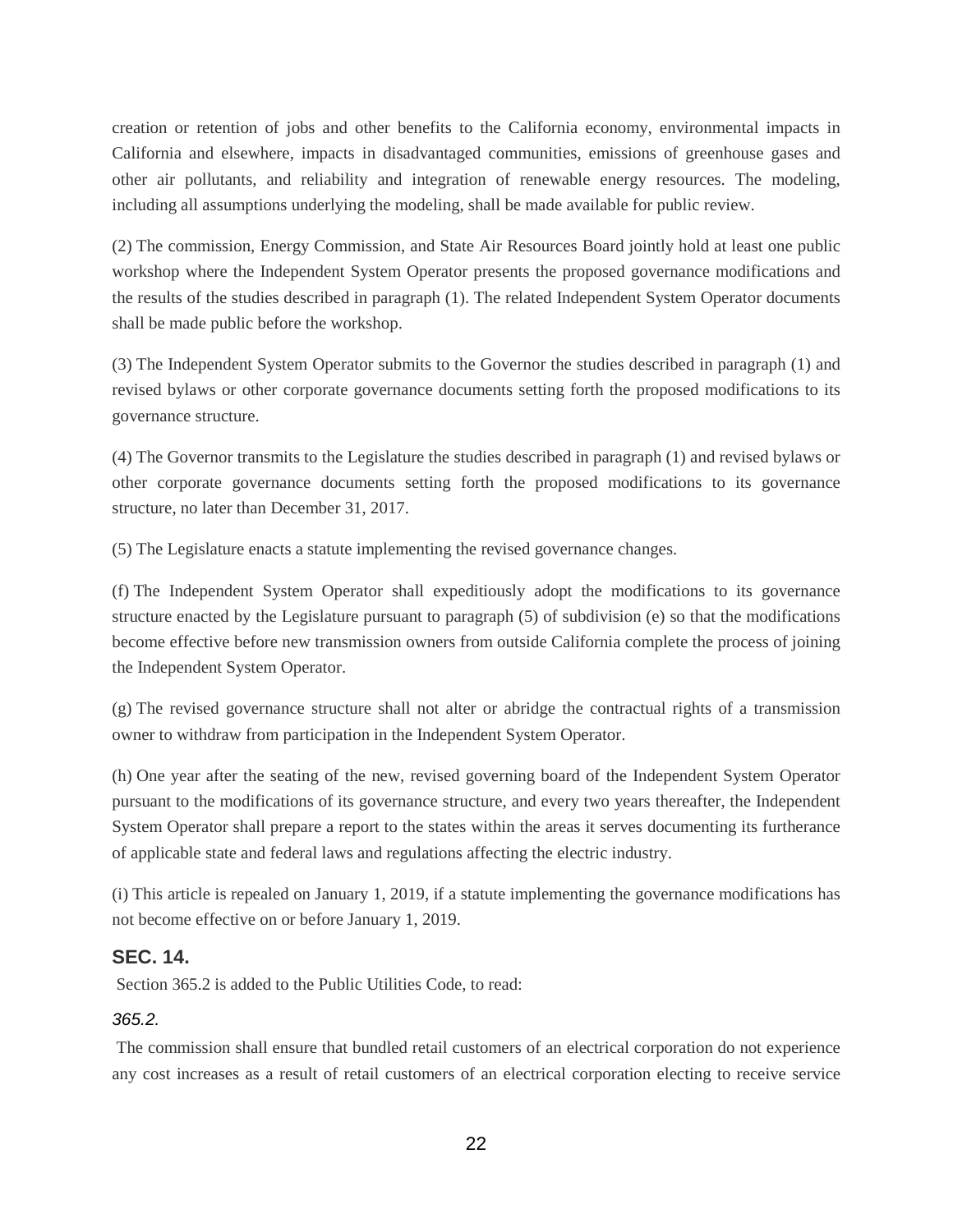creation or retention of jobs and other benefits to the California economy, environmental impacts in California and elsewhere, impacts in disadvantaged communities, emissions of greenhouse gases and other air pollutants, and reliability and integration of renewable energy resources. The modeling, including all assumptions underlying the modeling, shall be made available for public review.

(2) The commission, Energy Commission, and State Air Resources Board jointly hold at least one public workshop where the Independent System Operator presents the proposed governance modifications and the results of the studies described in paragraph (1). The related Independent System Operator documents shall be made public before the workshop.

(3) The Independent System Operator submits to the Governor the studies described in paragraph (1) and revised bylaws or other corporate governance documents setting forth the proposed modifications to its governance structure.

(4) The Governor transmits to the Legislature the studies described in paragraph (1) and revised bylaws or other corporate governance documents setting forth the proposed modifications to its governance structure, no later than December 31, 2017.

(5) The Legislature enacts a statute implementing the revised governance changes.

(f) The Independent System Operator shall expeditiously adopt the modifications to its governance structure enacted by the Legislature pursuant to paragraph (5) of subdivision (e) so that the modifications become effective before new transmission owners from outside California complete the process of joining the Independent System Operator.

(g) The revised governance structure shall not alter or abridge the contractual rights of a transmission owner to withdraw from participation in the Independent System Operator.

(h) One year after the seating of the new, revised governing board of the Independent System Operator pursuant to the modifications of its governance structure, and every two years thereafter, the Independent System Operator shall prepare a report to the states within the areas it serves documenting its furtherance of applicable state and federal laws and regulations affecting the electric industry.

(i) This article is repealed on January 1, 2019, if a statute implementing the governance modifications has not become effective on or before January 1, 2019.

## SEC. 14.

Section 365.2 is added to the Public Utilities Code, to read:

*365.2.*

The commission shall ensure that bundled retail customers of an electrical corporation do not experience any cost increases as a result of retail customers of an electrical corporation electing to receive service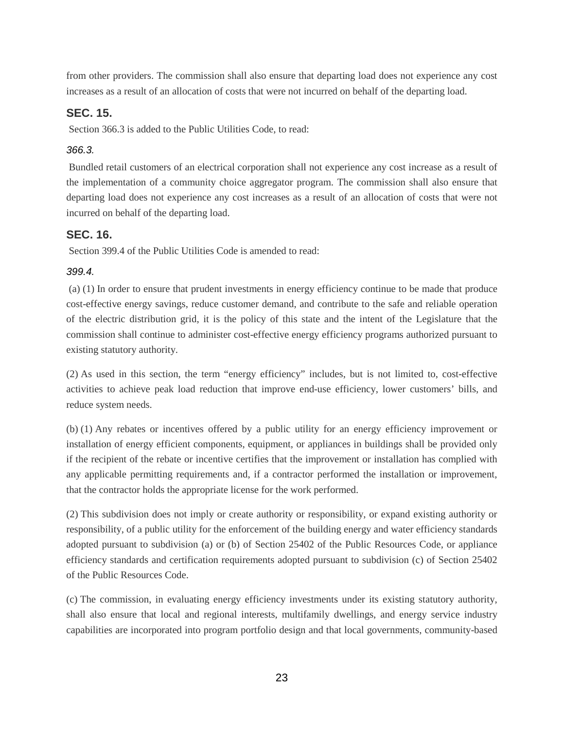from other providers. The commission shall also ensure that departing load does not experience any cost increases as a result of an allocation of costs that were not incurred on behalf of the departing load.

### SEC. 15.

Section 366.3 is added to the Public Utilities Code, to read:

*366.3.*

Bundled retail customers of an electrical corporation shall not experience any cost increase as a result of the implementation of a community choice aggregator program. The commission shall also ensure that departing load does not experience any cost increases as a result of an allocation of costs that were not incurred on behalf of the departing load.

### SEC. 16.

Section 399.4 of the Public Utilities Code is amended to read:

*399.4.*

(a) (1) In order to ensure that prudent investments in energy efficiency continue to be made that produce cost-effective energy savings, reduce customer demand, and contribute to the safe and reliable operation of the electric distribution grid, it is the policy of this state and the intent of the Legislature that the commission shall continue to administer cost-effective energy efficiency programs authorized pursuant to existing statutory authority.

(2) As used in this section, the term "energy efficiency" includes, but is not limited to, cost-effective activities to achieve peak load reduction that improve end-use efficiency, lower customers' bills, and reduce system needs.

(b) (1) Any rebates or incentives offered by a public utility for an energy efficiency improvement or installation of energy efficient components, equipment, or appliances in buildings shall be provided only if the recipient of the rebate or incentive certifies that the improvement or installation has complied with any applicable permitting requirements and, if a contractor performed the installation or improvement, that the contractor holds the appropriate license for the work performed.

(2) This subdivision does not imply or create authority or responsibility, or expand existing authority or responsibility, of a public utility for the enforcement of the building energy and water efficiency standards adopted pursuant to subdivision (a) or (b) of Section 25402 of the Public Resources Code, or appliance efficiency standards and certification requirements adopted pursuant to subdivision (c) of Section 25402 of the Public Resources Code.

(c) The commission, in evaluating energy efficiency investments under its existing statutory authority, shall also ensure that local and regional interests, multifamily dwellings, and energy service industry capabilities are incorporated into program portfolio design and that local governments, community-based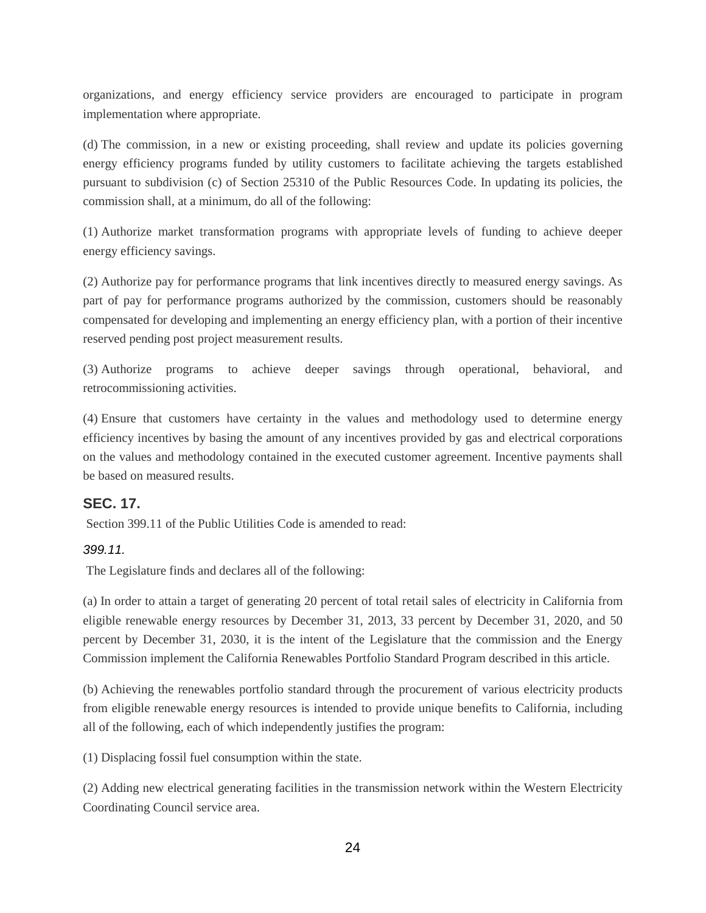organizations, and energy efficiency service providers are encouraged to participate in program implementation where appropriate.

(d) The commission, in a new or existing proceeding, shall review and update its policies governing energy efficiency programs funded by utility customers to facilitate achieving the targets established pursuant to subdivision (c) of Section 25310 of the Public Resources Code. In updating its policies, the commission shall, at a minimum, do all of the following:

(1) Authorize market transformation programs with appropriate levels of funding to achieve deeper energy efficiency savings.

(2) Authorize pay for performance programs that link incentives directly to measured energy savings. As part of pay for performance programs authorized by the commission, customers should be reasonably compensated for developing and implementing an energy efficiency plan, with a portion of their incentive reserved pending post project measurement results.

(3) Authorize programs to achieve deeper savings through operational, behavioral, and retrocommissioning activities.

(4) Ensure that customers have certainty in the values and methodology used to determine energy efficiency incentives by basing the amount of any incentives provided by gas and electrical corporations on the values and methodology contained in the executed customer agreement. Incentive payments shall be based on measured results.

## SEC. 17.

Section 399.11 of the Public Utilities Code is amended to read:

*399.11.*

The Legislature finds and declares all of the following:

(a) In order to attain a target of generating 20 percent of total retail sales of electricity in California from eligible renewable energy resources by December 31, 2013, 33 percent by December 31, 2020, and 50 percent by December 31, 2030, it is the intent of the Legislature that the commission and the Energy Commission implement the California Renewables Portfolio Standard Program described in this article.

(b) Achieving the renewables portfolio standard through the procurement of various electricity products from eligible renewable energy resources is intended to provide unique benefits to California, including all of the following, each of which independently justifies the program:

(1) Displacing fossil fuel consumption within the state.

(2) Adding new electrical generating facilities in the transmission network within the Western Electricity Coordinating Council service area.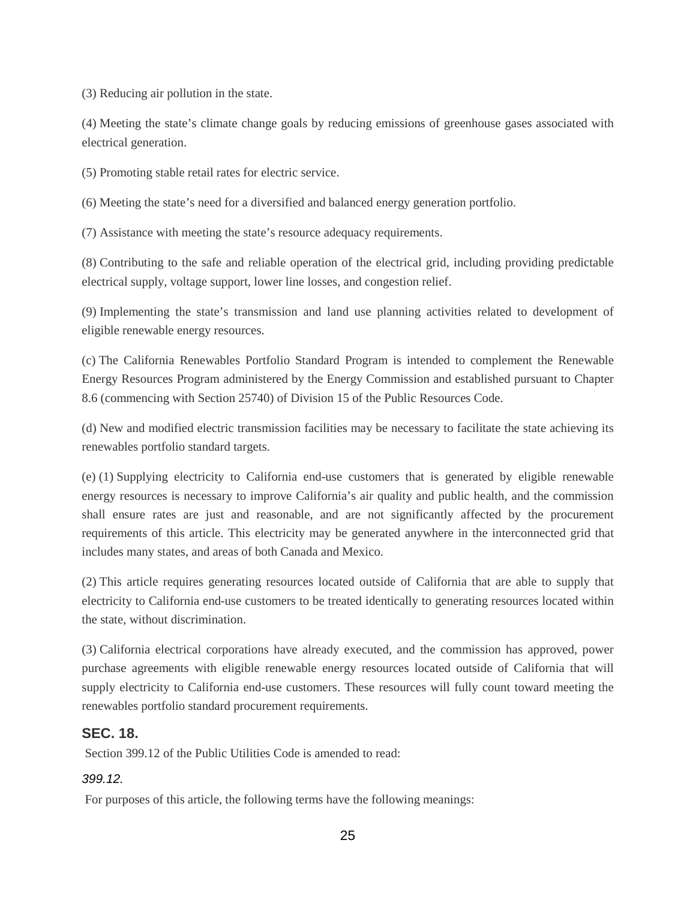(3) Reducing air pollution in the state.

(4) Meeting the state’s climate change goals by reducing emissions of greenhouse gases associated with electrical generation.

(5) Promoting stable retail rates for electric service.

(6) Meeting the state’s need for a diversified and balanced energy generation portfolio.

(7) Assistance with meeting the state’s resource adequacy requirements.

(8) Contributing to the safe and reliable operation of the electrical grid, including providing predictable electrical supply, voltage support, lower line losses, and congestion relief.

(9) Implementing the state’s transmission and land use planning activities related to development of eligible renewable energy resources.

(c) The California Renewables Portfolio Standard Program is intended to complement the Renewable Energy Resources Program administered by the Energy Commission and established pursuant to Chapter 8.6 (commencing with Section 25740) of Division 15 of the Public Resources Code.

(d) New and modified electric transmission facilities may be necessary to facilitate the state achieving its renewables portfolio standard targets.

(e) (1) Supplying electricity to California end-use customers that is generated by eligible renewable energy resources is necessary to improve California’s air quality and public health, and the commission shall ensure rates are just and reasonable, and are not significantly affected by the procurement requirements of this article. This electricity may be generated anywhere in the interconnected grid that includes many states, and areas of both Canada and Mexico.

(2) This article requires generating resources located outside of California that are able to supply that electricity to California end-use customers to be treated identically to generating resources located within the state, without discrimination.

(3) California electrical corporations have already executed, and the commission has approved, power purchase agreements with eligible renewable energy resources located outside of California that will supply electricity to California end-use customers. These resources will fully count toward meeting the renewables portfolio standard procurement requirements.

### SEC. 18.

Section 399.12 of the Public Utilities Code is amended to read:

*399.12.*

For purposes of this article, the following terms have the following meanings: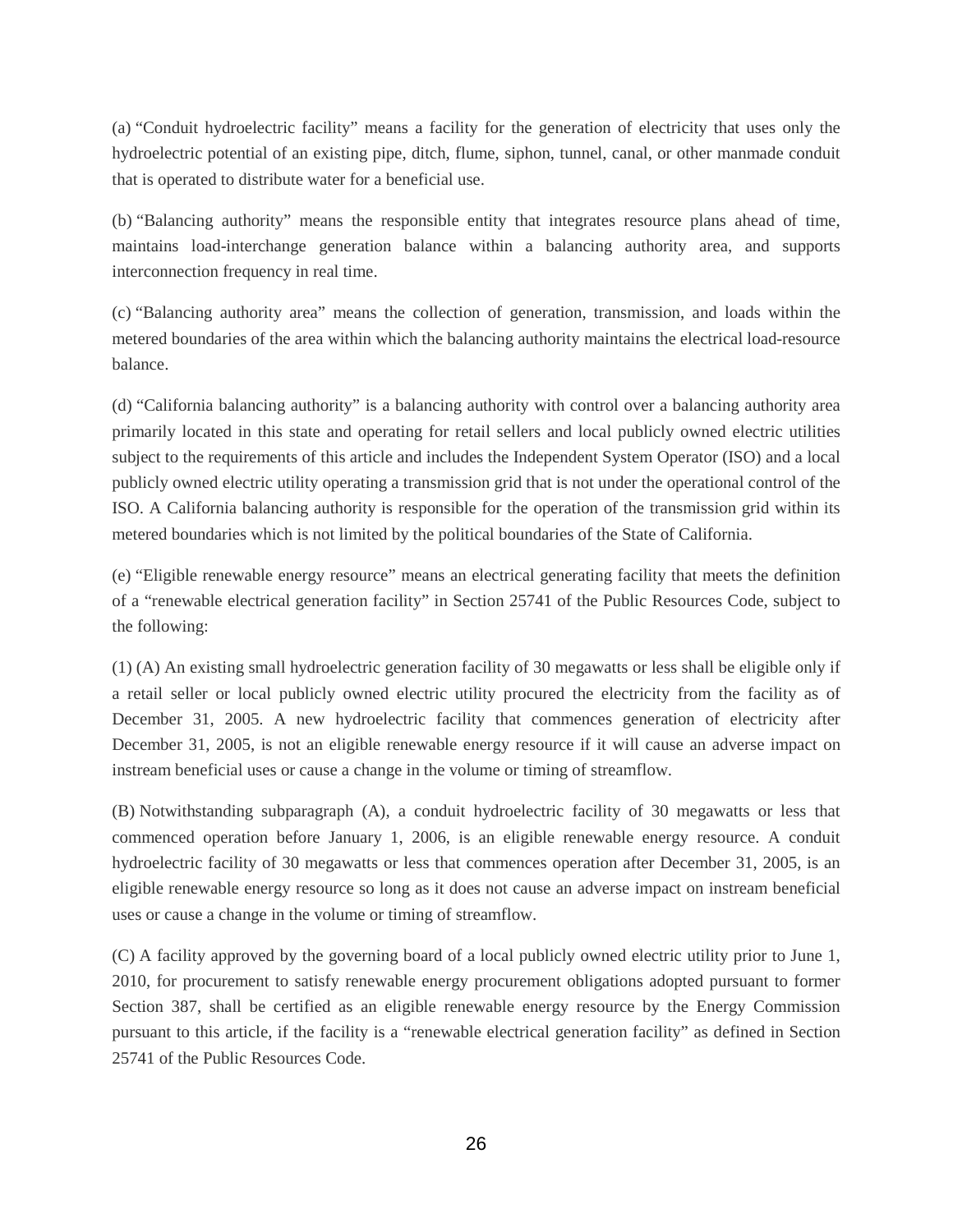(a) "Conduit hydroelectric facility" means a facility for the generation of electricity that uses only the hydroelectric potential of an existing pipe, ditch, flume, siphon, tunnel, canal, or other manmade conduit that is operated to distribute water for a beneficial use.

(b) "Balancing authority" means the responsible entity that integrates resource plans ahead of time, maintains load-interchange generation balance within a balancing authority area, and supports interconnection frequency in real time.

(c) "Balancing authority area" means the collection of generation, transmission, and loads within the metered boundaries of the area within which the balancing authority maintains the electrical load-resource balance.

(d) "California balancing authority" is a balancing authority with control over a balancing authority area primarily located in this state and operating for retail sellers and local publicly owned electric utilities subject to the requirements of this article and includes the Independent System Operator (ISO) and a local publicly owned electric utility operating a transmission grid that is not under the operational control of the ISO. A California balancing authority is responsible for the operation of the transmission grid within its metered boundaries which is not limited by the political boundaries of the State of California.

(e) "Eligible renewable energy resource" means an electrical generating facility that meets the definition of a "renewable electrical generation facility" in Section 25741 of the Public Resources Code, subject to the following:

(1) (A) An existing small hydroelectric generation facility of 30 megawatts or less shall be eligible only if a retail seller or local publicly owned electric utility procured the electricity from the facility as of December 31, 2005. A new hydroelectric facility that commences generation of electricity after December 31, 2005, is not an eligible renewable energy resource if it will cause an adverse impact on instream beneficial uses or cause a change in the volume or timing of streamflow.

(B) Notwithstanding subparagraph (A), a conduit hydroelectric facility of 30 megawatts or less that commenced operation before January 1, 2006, is an eligible renewable energy resource. A conduit hydroelectric facility of 30 megawatts or less that commences operation after December 31, 2005, is an eligible renewable energy resource so long as it does not cause an adverse impact on instream beneficial uses or cause a change in the volume or timing of streamflow.

(C) A facility approved by the governing board of a local publicly owned electric utility prior to June 1, 2010, for procurement to satisfy renewable energy procurement obligations adopted pursuant to former Section 387, shall be certified as an eligible renewable energy resource by the Energy Commission pursuant to this article, if the facility is a "renewable electrical generation facility" as defined in Section 25741 of the Public Resources Code.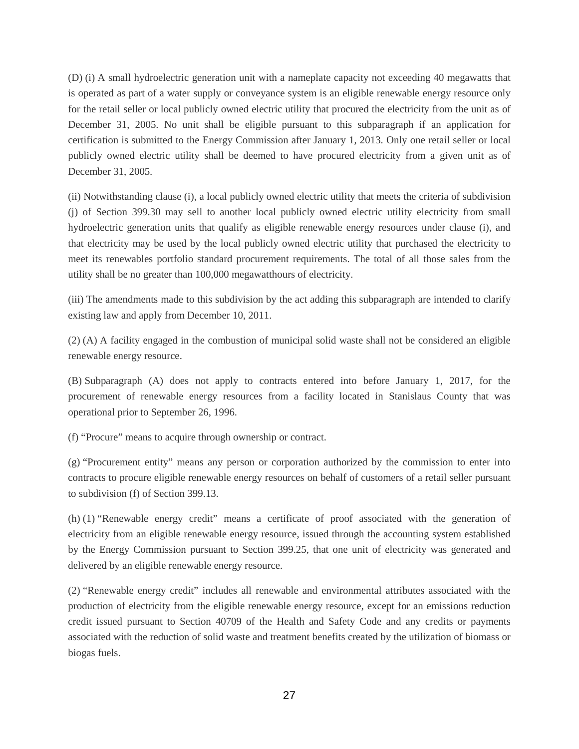(D) (i) A small hydroelectric generation unit with a nameplate capacity not exceeding 40 megawatts that is operated as part of a water supply or conveyance system is an eligible renewable energy resource only for the retail seller or local publicly owned electric utility that procured the electricity from the unit as of December 31, 2005. No unit shall be eligible pursuant to this subparagraph if an application for certification is submitted to the Energy Commission after January 1, 2013. Only one retail seller or local publicly owned electric utility shall be deemed to have procured electricity from a given unit as of December 31, 2005.

(ii) Notwithstanding clause (i), a local publicly owned electric utility that meets the criteria of subdivision (j) of Section 399.30 may sell to another local publicly owned electric utility electricity from small hydroelectric generation units that qualify as eligible renewable energy resources under clause (i), and that electricity may be used by the local publicly owned electric utility that purchased the electricity to meet its renewables portfolio standard procurement requirements. The total of all those sales from the utility shall be no greater than 100,000 megawatthours of electricity.

(iii) The amendments made to this subdivision by the act adding this subparagraph are intended to clarify existing law and apply from December 10, 2011.

(2) (A) A facility engaged in the combustion of municipal solid waste shall not be considered an eligible renewable energy resource.

(B) Subparagraph (A) does not apply to contracts entered into before January 1, 2017, for the procurement of renewable energy resources from a facility located in Stanislaus County that was operational prior to September 26, 1996.

(f) “Procure” means to acquire through ownership or contract.

(g) “Procurement entity” means any person or corporation authorized by the commission to enter into contracts to procure eligible renewable energy resources on behalf of customers of a retail seller pursuant to subdivision (f) of Section 399.13.

(h) (1) “Renewable energy credit” means a certificate of proof associated with the generation of electricity from an eligible renewable energy resource, issued through the accounting system established by the Energy Commission pursuant to Section 399.25, that one unit of electricity was generated and delivered by an eligible renewable energy resource.

(2) “Renewable energy credit” includes all renewable and environmental attributes associated with the production of electricity from the eligible renewable energy resource, except for an emissions reduction credit issued pursuant to Section 40709 of the Health and Safety Code and any credits or payments associated with the reduction of solid waste and treatment benefits created by the utilization of biomass or biogas fuels.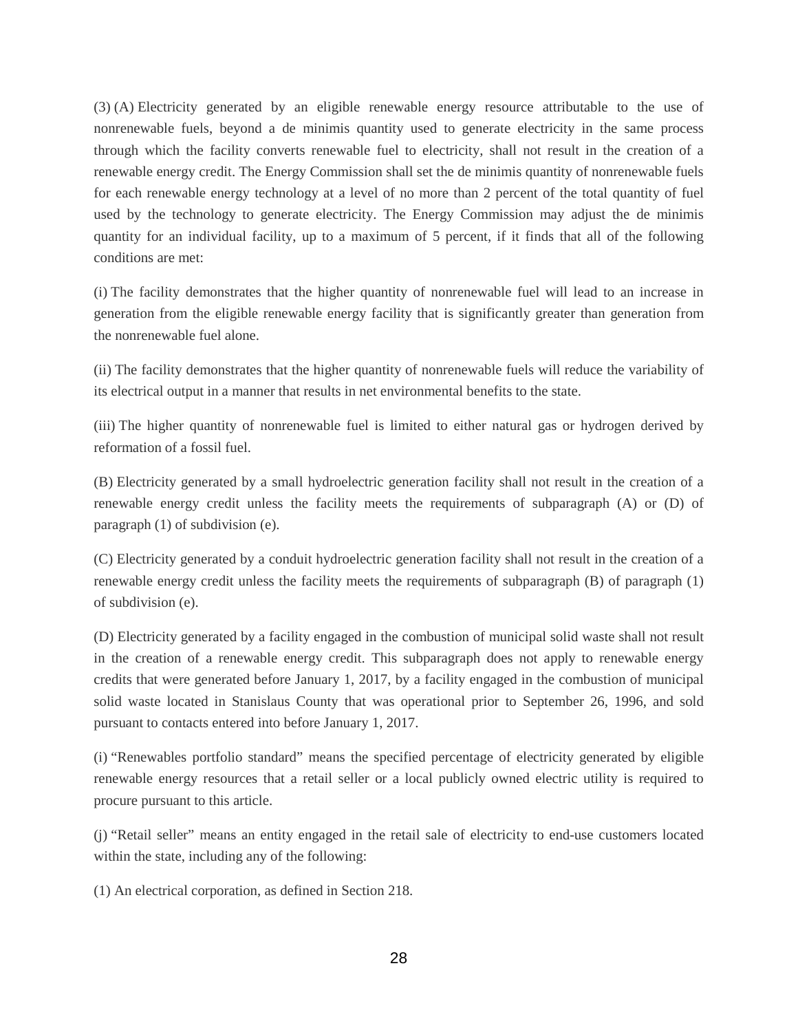(3) (A) Electricity generated by an eligible renewable energy resource attributable to the use of nonrenewable fuels, beyond a de minimis quantity used to generate electricity in the same process through which the facility converts renewable fuel to electricity, shall not result in the creation of a renewable energy credit. The Energy Commission shall set the de minimis quantity of nonrenewable fuels for each renewable energy technology at a level of no more than 2 percent of the total quantity of fuel used by the technology to generate electricity. The Energy Commission may adjust the de minimis quantity for an individual facility, up to a maximum of 5 percent, if it finds that all of the following conditions are met:

(i) The facility demonstrates that the higher quantity of nonrenewable fuel will lead to an increase in generation from the eligible renewable energy facility that is significantly greater than generation from the nonrenewable fuel alone.

(ii) The facility demonstrates that the higher quantity of nonrenewable fuels will reduce the variability of its electrical output in a manner that results in net environmental benefits to the state.

(iii) The higher quantity of nonrenewable fuel is limited to either natural gas or hydrogen derived by reformation of a fossil fuel.

(B) Electricity generated by a small hydroelectric generation facility shall not result in the creation of a renewable energy credit unless the facility meets the requirements of subparagraph (A) or (D) of paragraph (1) of subdivision (e).

(C) Electricity generated by a conduit hydroelectric generation facility shall not result in the creation of a renewable energy credit unless the facility meets the requirements of subparagraph (B) of paragraph (1) of subdivision (e).

(D) Electricity generated by a facility engaged in the combustion of municipal solid waste shall not result in the creation of a renewable energy credit. This subparagraph does not apply to renewable energy credits that were generated before January 1, 2017, by a facility engaged in the combustion of municipal solid waste located in Stanislaus County that was operational prior to September 26, 1996, and sold pursuant to contacts entered into before January 1, 2017.

(i) "Renewables portfolio standard" means the specified percentage of electricity generated by eligible renewable energy resources that a retail seller or a local publicly owned electric utility is required to procure pursuant to this article.

(j) "Retail seller" means an entity engaged in the retail sale of electricity to end-use customers located within the state, including any of the following:

(1) An electrical corporation, as defined in Section 218.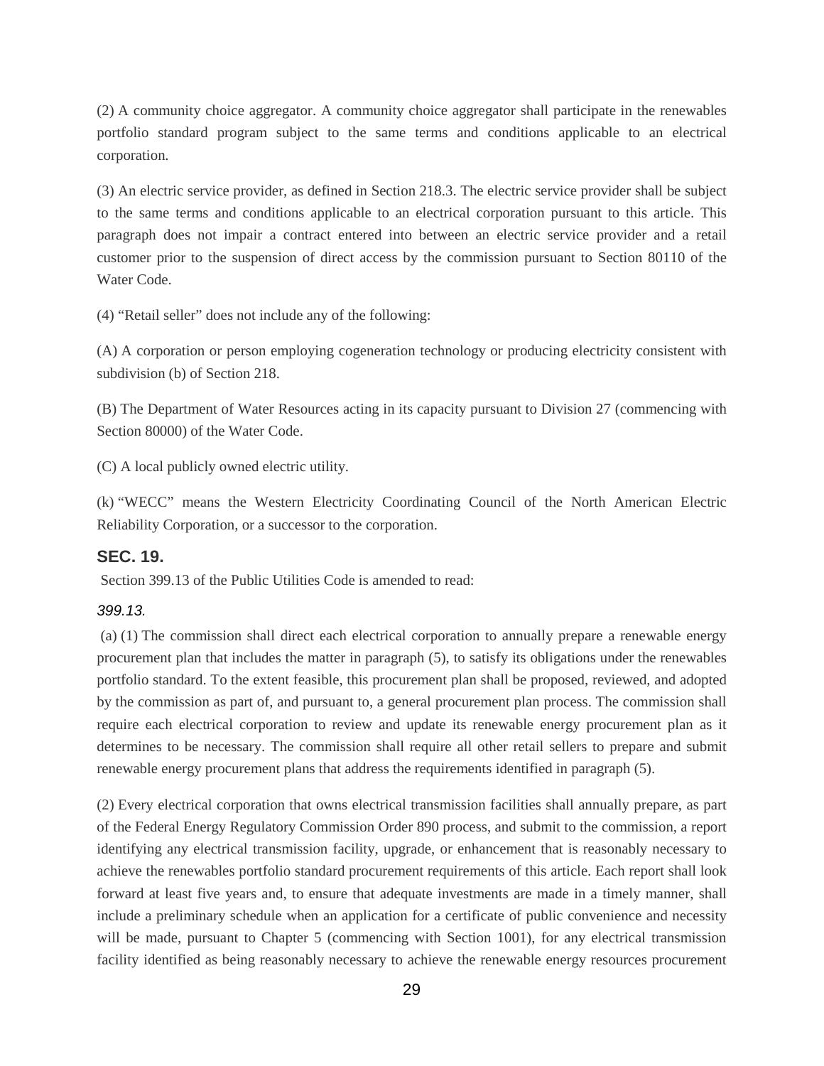(2) A community choice aggregator. A community choice aggregator shall participate in the renewables portfolio standard program subject to the same terms and conditions applicable to an electrical corporation.

(3) An electric service provider, as defined in Section 218.3. The electric service provider shall be subject to the same terms and conditions applicable to an electrical corporation pursuant to this article. This paragraph does not impair a contract entered into between an electric service provider and a retail customer prior to the suspension of direct access by the commission pursuant to Section 80110 of the Water Code.

(4) "Retail seller" does not include any of the following:

(A) A corporation or person employing cogeneration technology or producing electricity consistent with subdivision (b) of Section 218.

(B) The Department of Water Resources acting in its capacity pursuant to Division 27 (commencing with Section 80000) of the Water Code.

(C) A local publicly owned electric utility.

(k) "WECC" means the Western Electricity Coordinating Council of the North American Electric Reliability Corporation, or a successor to the corporation.

## SEC. 19.

Section 399.13 of the Public Utilities Code is amended to read:

*399.13.*

(a) (1) The commission shall direct each electrical corporation to annually prepare a renewable energy procurement plan that includes the matter in paragraph (5), to satisfy its obligations under the renewables portfolio standard. To the extent feasible, this procurement plan shall be proposed, reviewed, and adopted by the commission as part of, and pursuant to, a general procurement plan process. The commission shall require each electrical corporation to review and update its renewable energy procurement plan as it determines to be necessary. The commission shall require all other retail sellers to prepare and submit renewable energy procurement plans that address the requirements identified in paragraph (5).

(2) Every electrical corporation that owns electrical transmission facilities shall annually prepare, as part of the Federal Energy Regulatory Commission Order 890 process, and submit to the commission, a report identifying any electrical transmission facility, upgrade, or enhancement that is reasonably necessary to achieve the renewables portfolio standard procurement requirements of this article. Each report shall look forward at least five years and, to ensure that adequate investments are made in a timely manner, shall include a preliminary schedule when an application for a certificate of public convenience and necessity will be made, pursuant to Chapter 5 (commencing with Section 1001), for any electrical transmission facility identified as being reasonably necessary to achieve the renewable energy resources procurement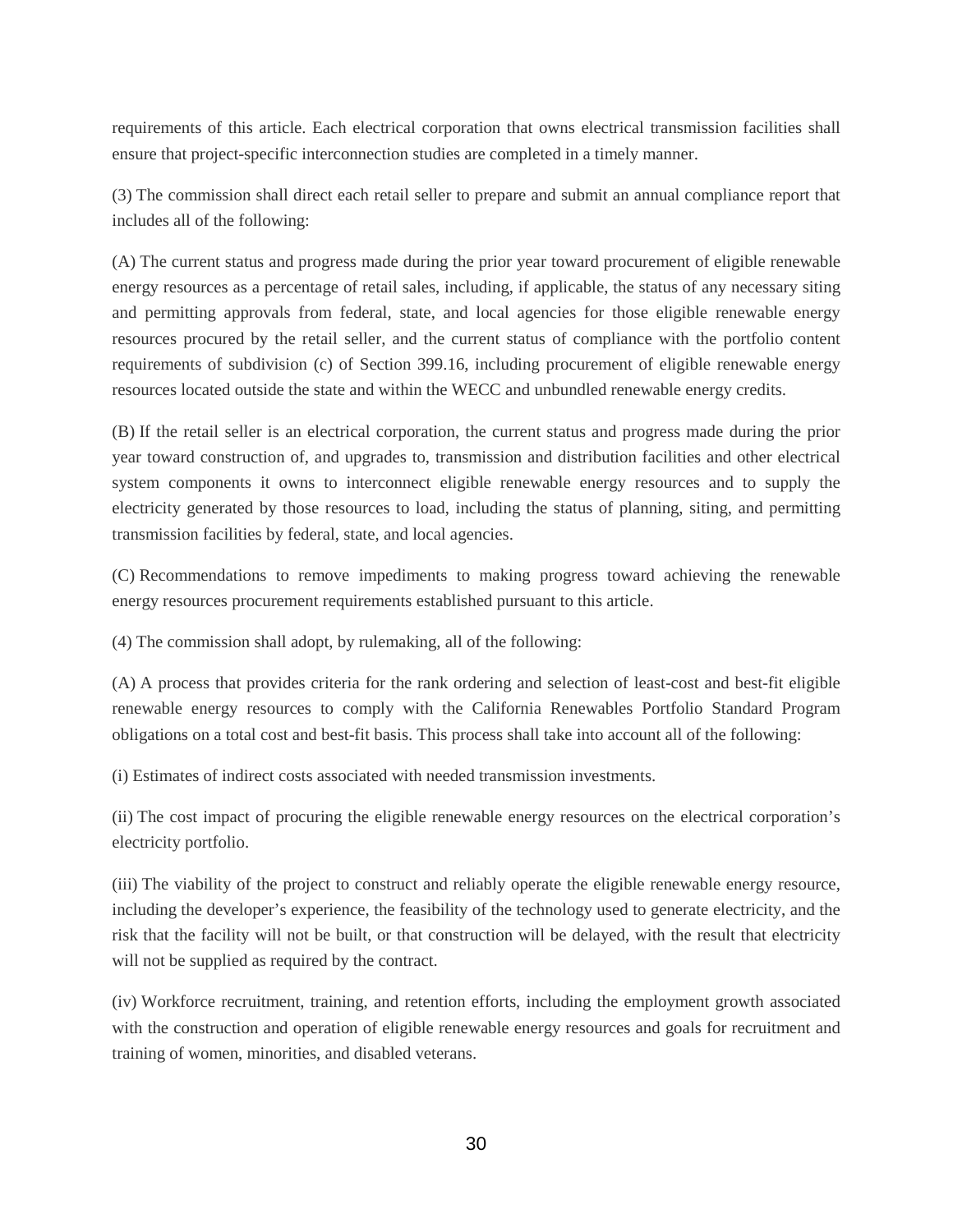requirements of this article. Each electrical corporation that owns electrical transmission facilities shall ensure that project-specific interconnection studies are completed in a timely manner.

(3) The commission shall direct each retail seller to prepare and submit an annual compliance report that includes all of the following:

(A) The current status and progress made during the prior year toward procurement of eligible renewable energy resources as a percentage of retail sales, including, if applicable, the status of any necessary siting and permitting approvals from federal, state, and local agencies for those eligible renewable energy resources procured by the retail seller, and the current status of compliance with the portfolio content requirements of subdivision (c) of Section 399.16, including procurement of eligible renewable energy resources located outside the state and within the WECC and unbundled renewable energy credits.

(B) If the retail seller is an electrical corporation, the current status and progress made during the prior year toward construction of, and upgrades to, transmission and distribution facilities and other electrical system components it owns to interconnect eligible renewable energy resources and to supply the electricity generated by those resources to load, including the status of planning, siting, and permitting transmission facilities by federal, state, and local agencies.

(C) Recommendations to remove impediments to making progress toward achieving the renewable energy resources procurement requirements established pursuant to this article.

(4) The commission shall adopt, by rulemaking, all of the following:

(A) A process that provides criteria for the rank ordering and selection of least-cost and best-fit eligible renewable energy resources to comply with the California Renewables Portfolio Standard Program obligations on a total cost and best-fit basis. This process shall take into account all of the following:

(i) Estimates of indirect costs associated with needed transmission investments.

(ii) The cost impact of procuring the eligible renewable energy resources on the electrical corporation's electricity portfolio.

(iii) The viability of the project to construct and reliably operate the eligible renewable energy resource, including the developer's experience, the feasibility of the technology used to generate electricity, and the risk that the facility will not be built, or that construction will be delayed, with the result that electricity will not be supplied as required by the contract.

(iv) Workforce recruitment, training, and retention efforts, including the employment growth associated with the construction and operation of eligible renewable energy resources and goals for recruitment and training of women, minorities, and disabled veterans.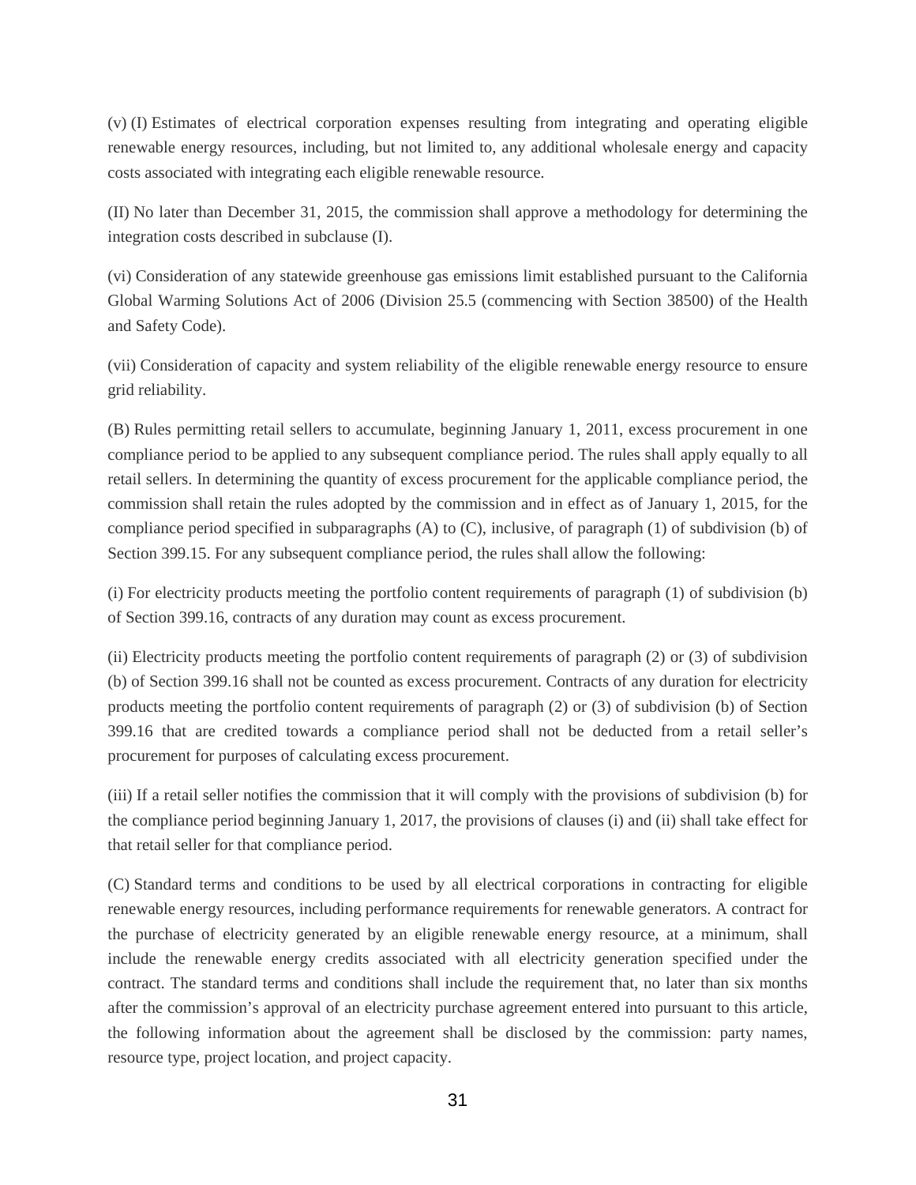(v) (I) Estimates of electrical corporation expenses resulting from integrating and operating eligible renewable energy resources, including, but not limited to, any additional wholesale energy and capacity costs associated with integrating each eligible renewable resource.

(II) No later than December 31, 2015, the commission shall approve a methodology for determining the integration costs described in subclause (I).

(vi) Consideration of any statewide greenhouse gas emissions limit established pursuant to the California Global Warming Solutions Act of 2006 (Division 25.5 (commencing with Section 38500) of the Health and Safety Code).

(vii) Consideration of capacity and system reliability of the eligible renewable energy resource to ensure grid reliability.

(B) Rules permitting retail sellers to accumulate, beginning January 1, 2011, excess procurement in one compliance period to be applied to any subsequent compliance period. The rules shall apply equally to all retail sellers. In determining the quantity of excess procurement for the applicable compliance period, the commission shall retain the rules adopted by the commission and in effect as of January 1, 2015, for the compliance period specified in subparagraphs (A) to (C), inclusive, of paragraph (1) of subdivision (b) of Section 399.15. For any subsequent compliance period, the rules shall allow the following:

(i) For electricity products meeting the portfolio content requirements of paragraph (1) of subdivision (b) of Section 399.16, contracts of any duration may count as excess procurement.

(ii) Electricity products meeting the portfolio content requirements of paragraph (2) or (3) of subdivision (b) of Section 399.16 shall not be counted as excess procurement. Contracts of any duration for electricity products meeting the portfolio content requirements of paragraph (2) or (3) of subdivision (b) of Section 399.16 that are credited towards a compliance period shall not be deducted from a retail seller's procurement for purposes of calculating excess procurement.

(iii) If a retail seller notifies the commission that it will comply with the provisions of subdivision (b) for the compliance period beginning January 1, 2017, the provisions of clauses (i) and (ii) shall take effect for that retail seller for that compliance period.

(C) Standard terms and conditions to be used by all electrical corporations in contracting for eligible renewable energy resources, including performance requirements for renewable generators. A contract for the purchase of electricity generated by an eligible renewable energy resource, at a minimum, shall include the renewable energy credits associated with all electricity generation specified under the contract. The standard terms and conditions shall include the requirement that, no later than six months after the commission's approval of an electricity purchase agreement entered into pursuant to this article, the following information about the agreement shall be disclosed by the commission: party names, resource type, project location, and project capacity.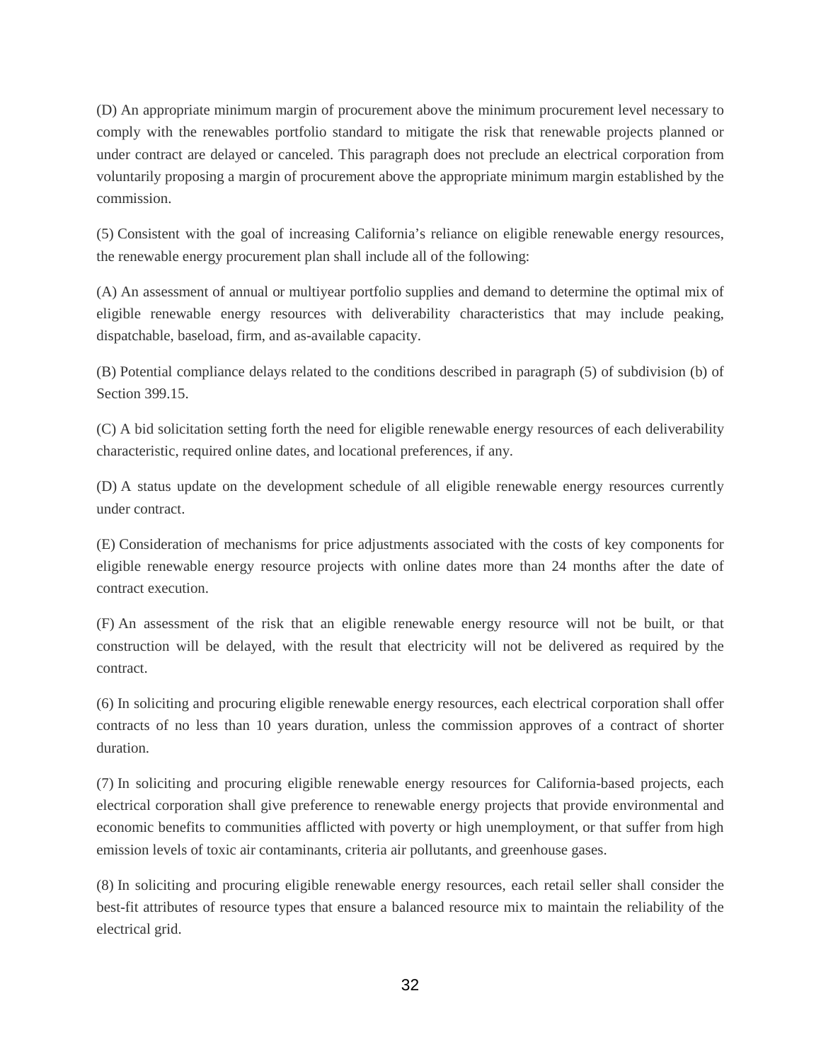(D) An appropriate minimum margin of procurement above the minimum procurement level necessary to comply with the renewables portfolio standard to mitigate the risk that renewable projects planned or under contract are delayed or canceled. This paragraph does not preclude an electrical corporation from voluntarily proposing a margin of procurement above the appropriate minimum margin established by the commission.

(5) Consistent with the goal of increasing California's reliance on eligible renewable energy resources, the renewable energy procurement plan shall include all of the following:

(A) An assessment of annual or multiyear portfolio supplies and demand to determine the optimal mix of eligible renewable energy resources with deliverability characteristics that may include peaking, dispatchable, baseload, firm, and as-available capacity.

(B) Potential compliance delays related to the conditions described in paragraph (5) of subdivision (b) of Section 399.15.

(C) A bid solicitation setting forth the need for eligible renewable energy resources of each deliverability characteristic, required online dates, and locational preferences, if any.

(D) A status update on the development schedule of all eligible renewable energy resources currently under contract.

(E) Consideration of mechanisms for price adjustments associated with the costs of key components for eligible renewable energy resource projects with online dates more than 24 months after the date of contract execution.

(F) An assessment of the risk that an eligible renewable energy resource will not be built, or that construction will be delayed, with the result that electricity will not be delivered as required by the contract.

(6) In soliciting and procuring eligible renewable energy resources, each electrical corporation shall offer contracts of no less than 10 years duration, unless the commission approves of a contract of shorter duration.

(7) In soliciting and procuring eligible renewable energy resources for California-based projects, each electrical corporation shall give preference to renewable energy projects that provide environmental and economic benefits to communities afflicted with poverty or high unemployment, or that suffer from high emission levels of toxic air contaminants, criteria air pollutants, and greenhouse gases.

(8) In soliciting and procuring eligible renewable energy resources, each retail seller shall consider the best-fit attributes of resource types that ensure a balanced resource mix to maintain the reliability of the electrical grid.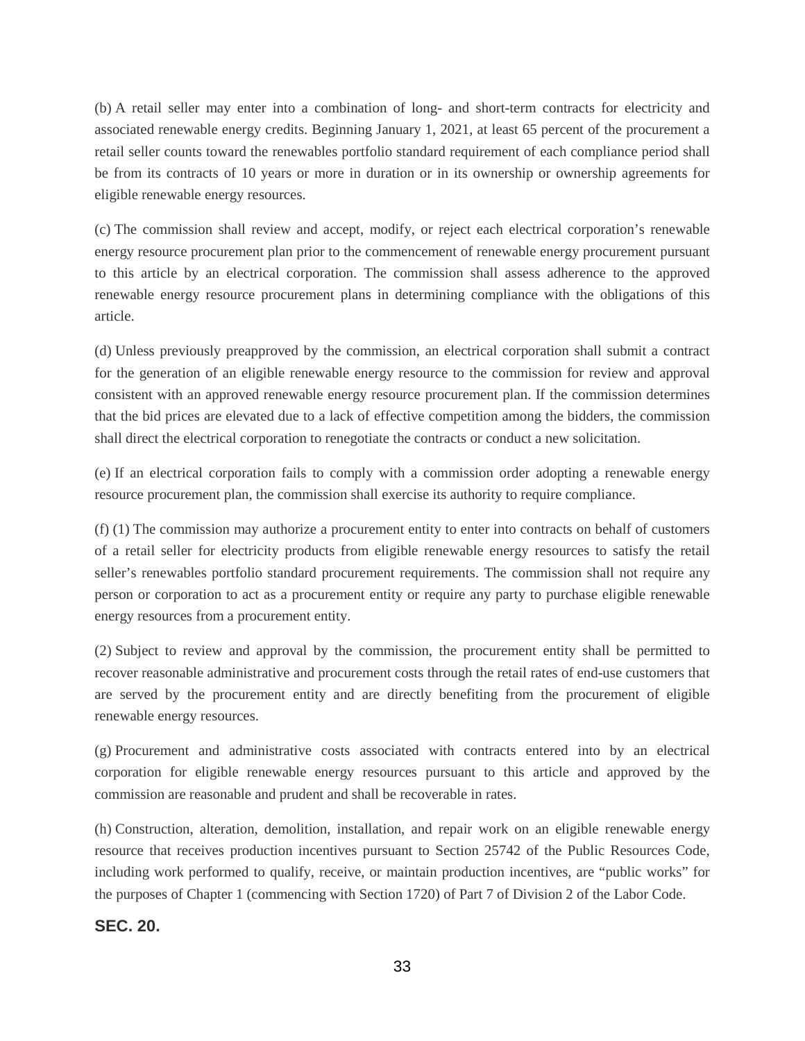(b) A retail seller may enter into a combination of long- and short-term contracts for electricity and associated renewable energy credits. Beginning January 1, 2021, at least 65 percent of the procurement a retail seller counts toward the renewables portfolio standard requirement of each compliance period shall be from its contracts of 10 years or more in duration or in its ownership or ownership agreements for eligible renewable energy resources.

(c) The commission shall review and accept, modify, or reject each electrical corporation's renewable energy resource procurement plan prior to the commencement of renewable energy procurement pursuant to this article by an electrical corporation. The commission shall assess adherence to the approved renewable energy resource procurement plans in determining compliance with the obligations of this article.

(d) Unless previously preapproved by the commission, an electrical corporation shall submit a contract for the generation of an eligible renewable energy resource to the commission for review and approval consistent with an approved renewable energy resource procurement plan. If the commission determines that the bid prices are elevated due to a lack of effective competition among the bidders, the commission shall direct the electrical corporation to renegotiate the contracts or conduct a new solicitation.

(e) If an electrical corporation fails to comply with a commission order adopting a renewable energy resource procurement plan, the commission shall exercise its authority to require compliance.

(f) (1) The commission may authorize a procurement entity to enter into contracts on behalf of customers of a retail seller for electricity products from eligible renewable energy resources to satisfy the retail seller's renewables portfolio standard procurement requirements. The commission shall not require any person or corporation to act as a procurement entity or require any party to purchase eligible renewable energy resources from a procurement entity.

(2) Subject to review and approval by the commission, the procurement entity shall be permitted to recover reasonable administrative and procurement costs through the retail rates of end-use customers that are served by the procurement entity and are directly benefiting from the procurement of eligible renewable energy resources.

(g) Procurement and administrative costs associated with contracts entered into by an electrical corporation for eligible renewable energy resources pursuant to this article and approved by the commission are reasonable and prudent and shall be recoverable in rates.

(h) Construction, alteration, demolition, installation, and repair work on an eligible renewable energy resource that receives production incentives pursuant to Section 25742 of the Public Resources Code, including work performed to qualify, receive, or maintain production incentives, are "public works" for the purposes of Chapter 1 (commencing with Section 1720) of Part 7 of Division 2 of the Labor Code.

## SEC. 20.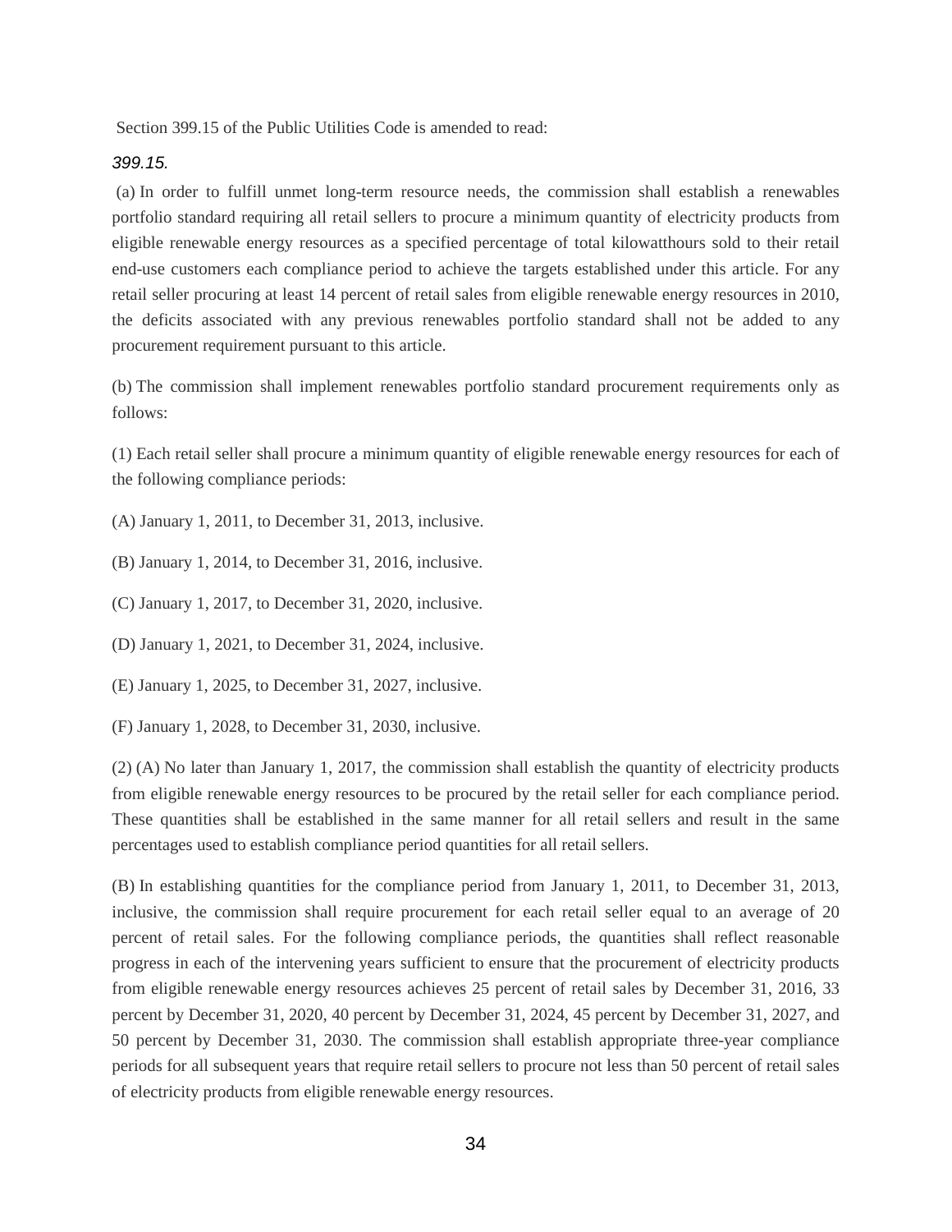Section 399.15 of the Public Utilities Code is amended to read:

*399.15.*

(a) In order to fulfill unmet long-term resource needs, the commission shall establish a renewables portfolio standard requiring all retail sellers to procure a minimum quantity of electricity products from eligible renewable energy resources as a specified percentage of total kilowatthours sold to their retail end-use customers each compliance period to achieve the targets established under this article. For any retail seller procuring at least 14 percent of retail sales from eligible renewable energy resources in 2010, the deficits associated with any previous renewables portfolio standard shall not be added to any procurement requirement pursuant to this article.

(b) The commission shall implement renewables portfolio standard procurement requirements only as follows:

(1) Each retail seller shall procure a minimum quantity of eligible renewable energy resources for each of the following compliance periods:

(A) January 1, 2011, to December 31, 2013, inclusive.

(B) January 1, 2014, to December 31, 2016, inclusive.

(C) January 1, 2017, to December 31, 2020, inclusive.

(D) January 1, 2021, to December 31, 2024, inclusive.

(E) January 1, 2025, to December 31, 2027, inclusive.

(F) January 1, 2028, to December 31, 2030, inclusive.

(2) (A) No later than January 1, 2017, the commission shall establish the quantity of electricity products from eligible renewable energy resources to be procured by the retail seller for each compliance period. These quantities shall be established in the same manner for all retail sellers and result in the same percentages used to establish compliance period quantities for all retail sellers.

(B) In establishing quantities for the compliance period from January 1, 2011, to December 31, 2013, inclusive, the commission shall require procurement for each retail seller equal to an average of 20 percent of retail sales. For the following compliance periods, the quantities shall reflect reasonable progress in each of the intervening years sufficient to ensure that the procurement of electricity products from eligible renewable energy resources achieves 25 percent of retail sales by December 31, 2016, 33 percent by December 31, 2020, 40 percent by December 31, 2024, 45 percent by December 31, 2027, and 50 percent by December 31, 2030. The commission shall establish appropriate three-year compliance periods for all subsequent years that require retail sellers to procure not less than 50 percent of retail sales of electricity products from eligible renewable energy resources.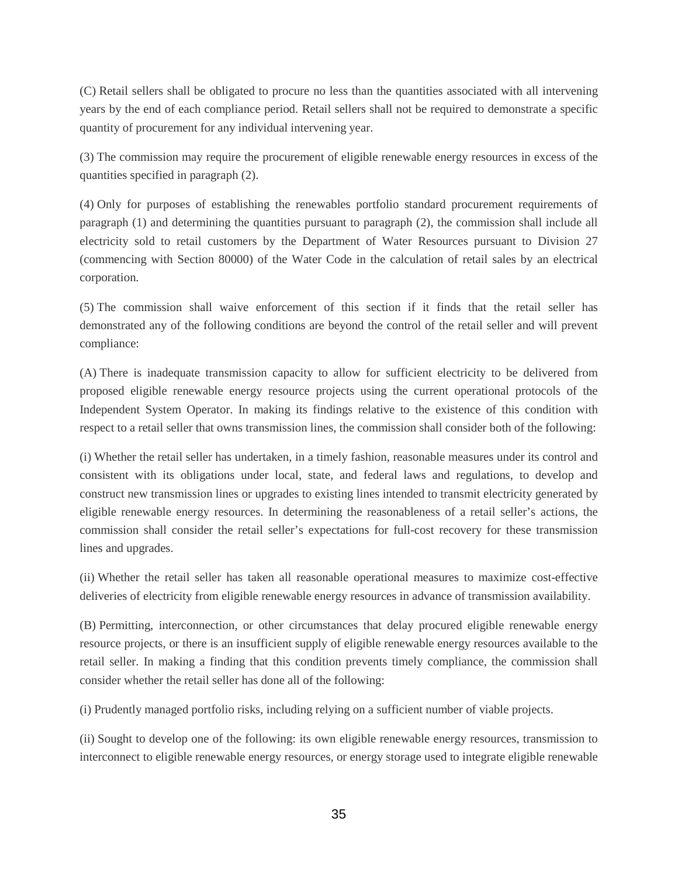(C) Retail sellers shall be obligated to procure no less than the quantities associated with all intervening years by the end of each compliance period. Retail sellers shall not be required to demonstrate a specific quantity of procurement for any individual intervening year.

(3) The commission may require the procurement of eligible renewable energy resources in excess of the quantities specified in paragraph (2).

(4) Only for purposes of establishing the renewables portfolio standard procurement requirements of paragraph (1) and determining the quantities pursuant to paragraph (2), the commission shall include all electricity sold to retail customers by the Department of Water Resources pursuant to Division 27 (commencing with Section 80000) of the Water Code in the calculation of retail sales by an electrical corporation.

(5) The commission shall waive enforcement of this section if it finds that the retail seller has demonstrated any of the following conditions are beyond the control of the retail seller and will prevent compliance:

(A) There is inadequate transmission capacity to allow for sufficient electricity to be delivered from proposed eligible renewable energy resource projects using the current operational protocols of the Independent System Operator. In making its findings relative to the existence of this condition with respect to a retail seller that owns transmission lines, the commission shall consider both of the following:

(i) Whether the retail seller has undertaken, in a timely fashion, reasonable measures under its control and consistent with its obligations under local, state, and federal laws and regulations, to develop and construct new transmission lines or upgrades to existing lines intended to transmit electricity generated by eligible renewable energy resources. In determining the reasonableness of a retail seller's actions, the commission shall consider the retail seller's expectations for full-cost recovery for these transmission lines and upgrades.

(ii) Whether the retail seller has taken all reasonable operational measures to maximize cost-effective deliveries of electricity from eligible renewable energy resources in advance of transmission availability.

(B) Permitting, interconnection, or other circumstances that delay procured eligible renewable energy resource projects, or there is an insufficient supply of eligible renewable energy resources available to the retail seller. In making a finding that this condition prevents timely compliance, the commission shall consider whether the retail seller has done all of the following:

(i) Prudently managed portfolio risks, including relying on a sufficient number of viable projects.

(ii) Sought to develop one of the following: its own eligible renewable energy resources, transmission to interconnect to eligible renewable energy resources, or energy storage used to integrate eligible renewable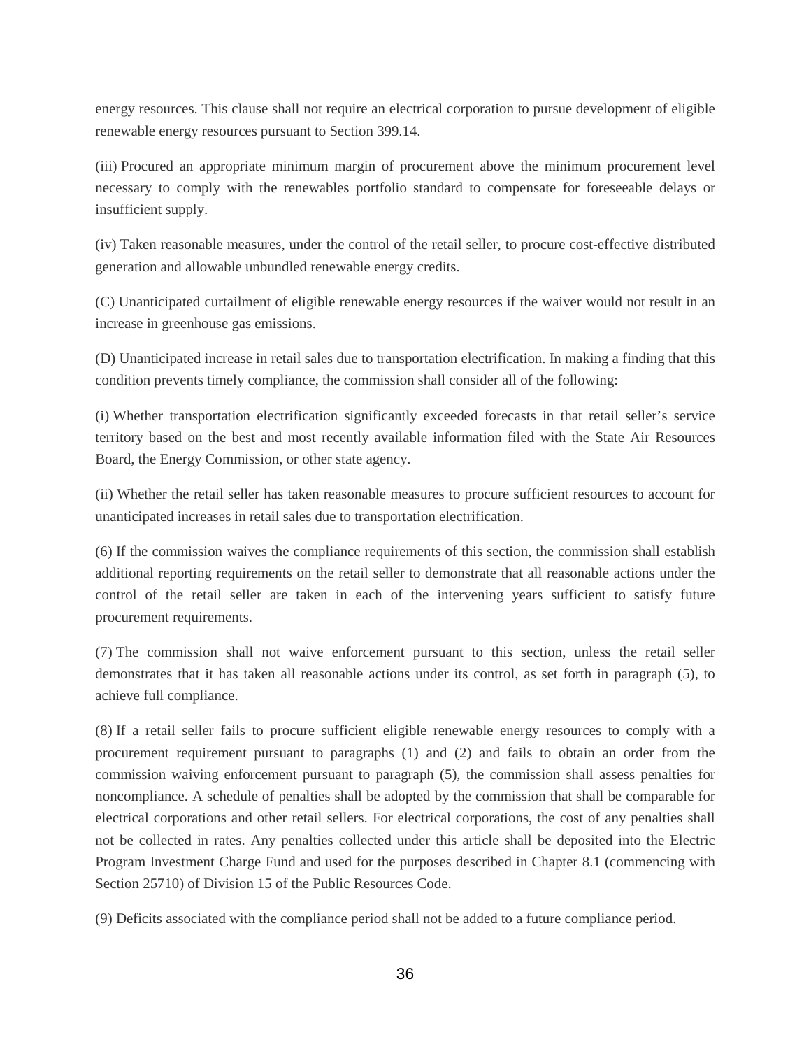energy resources. This clause shall not require an electrical corporation to pursue development of eligible renewable energy resources pursuant to Section 399.14.

(iii) Procured an appropriate minimum margin of procurement above the minimum procurement level necessary to comply with the renewables portfolio standard to compensate for foreseeable delays or insufficient supply.

(iv) Taken reasonable measures, under the control of the retail seller, to procure cost-effective distributed generation and allowable unbundled renewable energy credits.

(C) Unanticipated curtailment of eligible renewable energy resources if the waiver would not result in an increase in greenhouse gas emissions.

(D) Unanticipated increase in retail sales due to transportation electrification. In making a finding that this condition prevents timely compliance, the commission shall consider all of the following:

(i) Whether transportation electrification significantly exceeded forecasts in that retail seller's service territory based on the best and most recently available information filed with the State Air Resources Board, the Energy Commission, or other state agency.

(ii) Whether the retail seller has taken reasonable measures to procure sufficient resources to account for unanticipated increases in retail sales due to transportation electrification.

(6) If the commission waives the compliance requirements of this section, the commission shall establish additional reporting requirements on the retail seller to demonstrate that all reasonable actions under the control of the retail seller are taken in each of the intervening years sufficient to satisfy future procurement requirements.

(7) The commission shall not waive enforcement pursuant to this section, unless the retail seller demonstrates that it has taken all reasonable actions under its control, as set forth in paragraph (5), to achieve full compliance.

(8) If a retail seller fails to procure sufficient eligible renewable energy resources to comply with a procurement requirement pursuant to paragraphs (1) and (2) and fails to obtain an order from the commission waiving enforcement pursuant to paragraph (5), the commission shall assess penalties for noncompliance. A schedule of penalties shall be adopted by the commission that shall be comparable for electrical corporations and other retail sellers. For electrical corporations, the cost of any penalties shall not be collected in rates. Any penalties collected under this article shall be deposited into the Electric Program Investment Charge Fund and used for the purposes described in Chapter 8.1 (commencing with Section 25710) of Division 15 of the Public Resources Code.

(9) Deficits associated with the compliance period shall not be added to a future compliance period.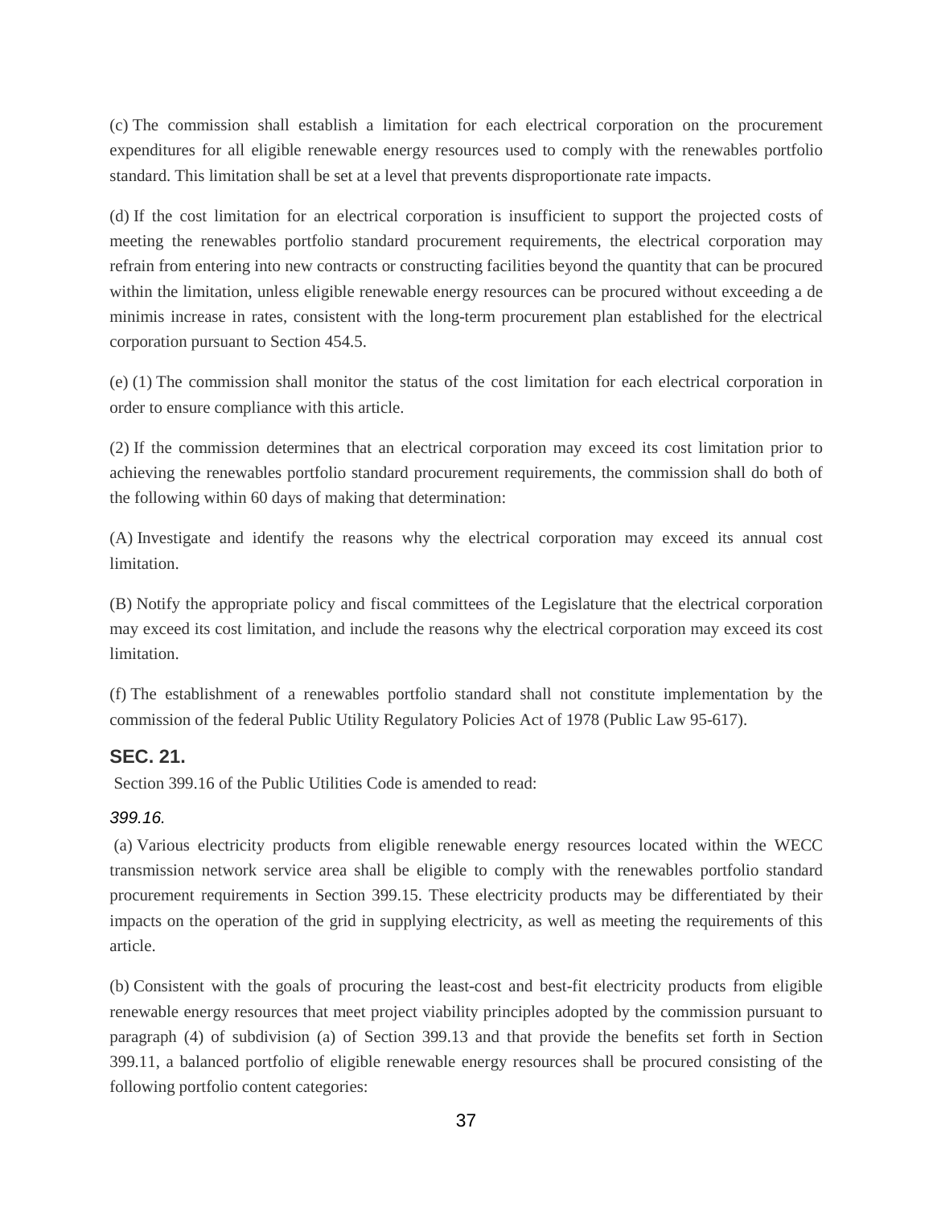(c) The commission shall establish a limitation for each electrical corporation on the procurement expenditures for all eligible renewable energy resources used to comply with the renewables portfolio standard. This limitation shall be set at a level that prevents disproportionate rate impacts.

(d) If the cost limitation for an electrical corporation is insufficient to support the projected costs of meeting the renewables portfolio standard procurement requirements, the electrical corporation may refrain from entering into new contracts or constructing facilities beyond the quantity that can be procured within the limitation, unless eligible renewable energy resources can be procured without exceeding a de minimis increase in rates, consistent with the long-term procurement plan established for the electrical corporation pursuant to Section 454.5.

(e) (1) The commission shall monitor the status of the cost limitation for each electrical corporation in order to ensure compliance with this article.

(2) If the commission determines that an electrical corporation may exceed its cost limitation prior to achieving the renewables portfolio standard procurement requirements, the commission shall do both of the following within 60 days of making that determination:

(A) Investigate and identify the reasons why the electrical corporation may exceed its annual cost limitation.

(B) Notify the appropriate policy and fiscal committees of the Legislature that the electrical corporation may exceed its cost limitation, and include the reasons why the electrical corporation may exceed its cost limitation.

(f) The establishment of a renewables portfolio standard shall not constitute implementation by the commission of the federal Public Utility Regulatory Policies Act of 1978 (Public Law 95-617).

## SEC. 21.

Section 399.16 of the Public Utilities Code is amended to read:

*399.16.*

(a) Various electricity products from eligible renewable energy resources located within the WECC transmission network service area shall be eligible to comply with the renewables portfolio standard procurement requirements in Section 399.15. These electricity products may be differentiated by their impacts on the operation of the grid in supplying electricity, as well as meeting the requirements of this article.

(b) Consistent with the goals of procuring the least-cost and best-fit electricity products from eligible renewable energy resources that meet project viability principles adopted by the commission pursuant to paragraph (4) of subdivision (a) of Section 399.13 and that provide the benefits set forth in Section 399.11, a balanced portfolio of eligible renewable energy resources shall be procured consisting of the following portfolio content categories: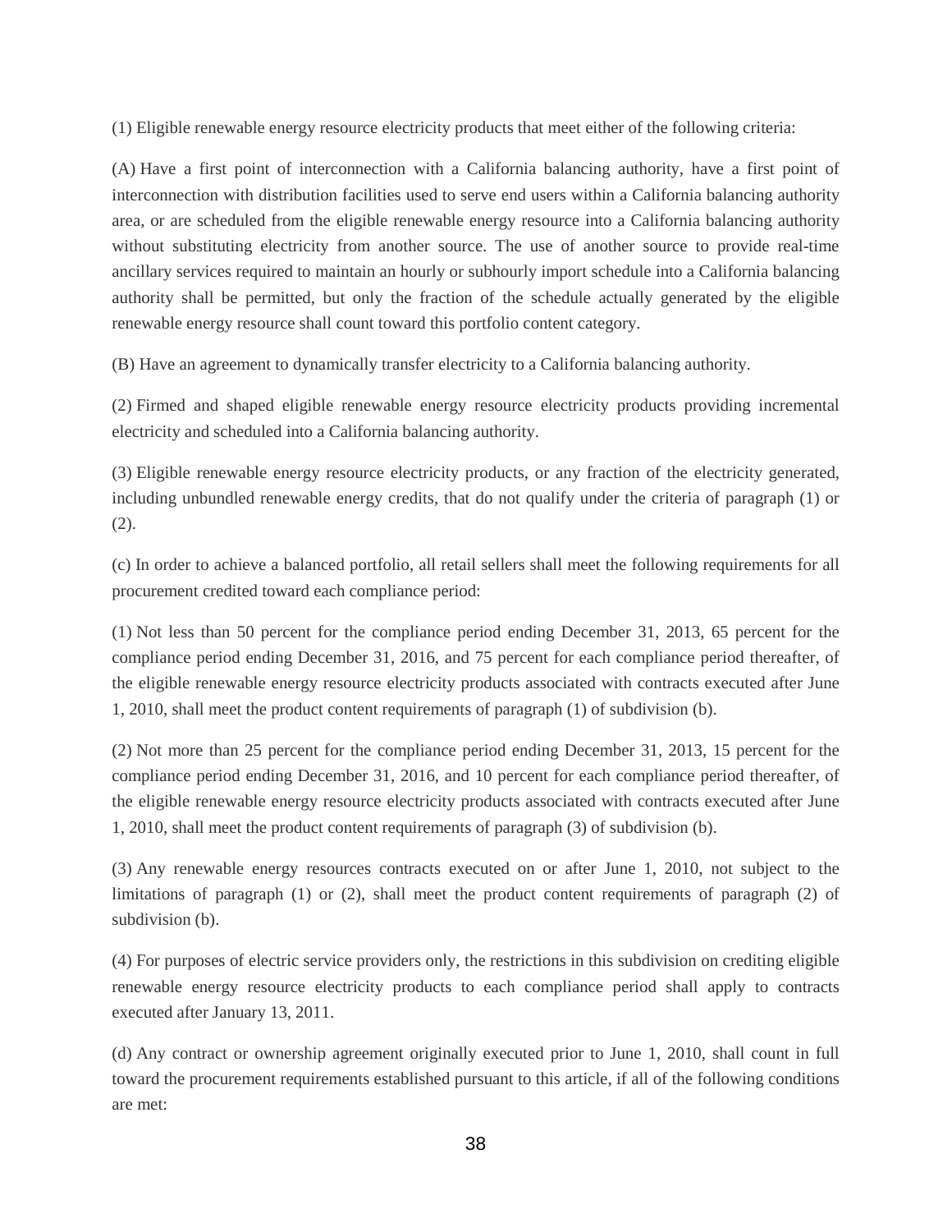(1) Eligible renewable energy resource electricity products that meet either of the following criteria:

(A) Have a first point of interconnection with a California balancing authority, have a first point of interconnection with distribution facilities used to serve end users within a California balancing authority area, or are scheduled from the eligible renewable energy resource into a California balancing authority without substituting electricity from another source. The use of another source to provide real-time ancillary services required to maintain an hourly or subhourly import schedule into a California balancing authority shall be permitted, but only the fraction of the schedule actually generated by the eligible renewable energy resource shall count toward this portfolio content category.

(B) Have an agreement to dynamically transfer electricity to a California balancing authority.

(2) Firmed and shaped eligible renewable energy resource electricity products providing incremental electricity and scheduled into a California balancing authority.

(3) Eligible renewable energy resource electricity products, or any fraction of the electricity generated, including unbundled renewable energy credits, that do not qualify under the criteria of paragraph (1) or (2).

(c) In order to achieve a balanced portfolio, all retail sellers shall meet the following requirements for all procurement credited toward each compliance period:

(1) Not less than 50 percent for the compliance period ending December 31, 2013, 65 percent for the compliance period ending December 31, 2016, and 75 percent for each compliance period thereafter, of the eligible renewable energy resource electricity products associated with contracts executed after June 1, 2010, shall meet the product content requirements of paragraph (1) of subdivision (b).

(2) Not more than 25 percent for the compliance period ending December 31, 2013, 15 percent for the compliance period ending December 31, 2016, and 10 percent for each compliance period thereafter, of the eligible renewable energy resource electricity products associated with contracts executed after June 1, 2010, shall meet the product content requirements of paragraph (3) of subdivision (b).

(3) Any renewable energy resources contracts executed on or after June 1, 2010, not subject to the limitations of paragraph (1) or (2), shall meet the product content requirements of paragraph (2) of subdivision (b).

(4) For purposes of electric service providers only, the restrictions in this subdivision on crediting eligible renewable energy resource electricity products to each compliance period shall apply to contracts executed after January 13, 2011.

(d) Any contract or ownership agreement originally executed prior to June 1, 2010, shall count in full toward the procurement requirements established pursuant to this article, if all of the following conditions are met: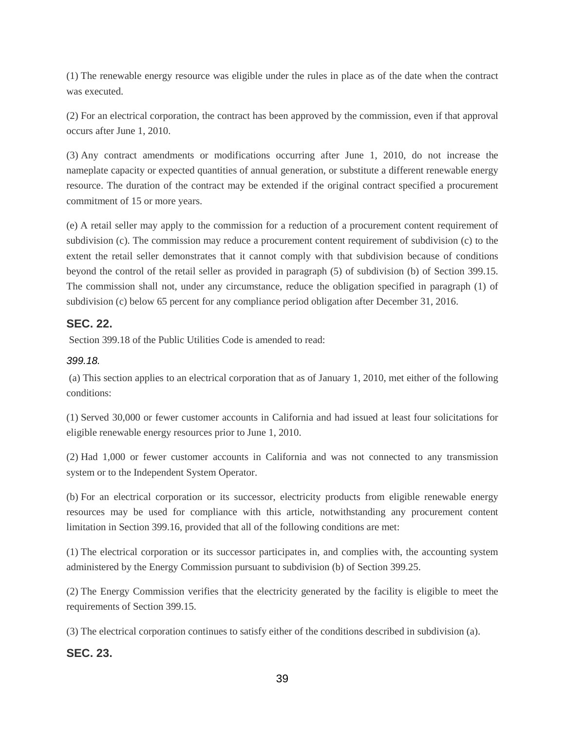(1) The renewable energy resource was eligible under the rules in place as of the date when the contract was executed.

(2) For an electrical corporation, the contract has been approved by the commission, even if that approval occurs after June 1, 2010.

(3) Any contract amendments or modifications occurring after June 1, 2010, do not increase the nameplate capacity or expected quantities of annual generation, or substitute a different renewable energy resource. The duration of the contract may be extended if the original contract specified a procurement commitment of 15 or more years.

(e) A retail seller may apply to the commission for a reduction of a procurement content requirement of subdivision (c). The commission may reduce a procurement content requirement of subdivision (c) to the extent the retail seller demonstrates that it cannot comply with that subdivision because of conditions beyond the control of the retail seller as provided in paragraph (5) of subdivision (b) of Section 399.15. The commission shall not, under any circumstance, reduce the obligation specified in paragraph (1) of subdivision (c) below 65 percent for any compliance period obligation after December 31, 2016.

## SEC. 22.

Section 399.18 of the Public Utilities Code is amended to read:

*399.18.*

(a) This section applies to an electrical corporation that as of January 1, 2010, met either of the following conditions:

(1) Served 30,000 or fewer customer accounts in California and had issued at least four solicitations for eligible renewable energy resources prior to June 1, 2010.

(2) Had 1,000 or fewer customer accounts in California and was not connected to any transmission system or to the Independent System Operator.

(b) For an electrical corporation or its successor, electricity products from eligible renewable energy resources may be used for compliance with this article, notwithstanding any procurement content limitation in Section 399.16, provided that all of the following conditions are met:

(1) The electrical corporation or its successor participates in, and complies with, the accounting system administered by the Energy Commission pursuant to subdivision (b) of Section 399.25.

(2) The Energy Commission verifies that the electricity generated by the facility is eligible to meet the requirements of Section 399.15.

(3) The electrical corporation continues to satisfy either of the conditions described in subdivision (a).

## SEC. 23.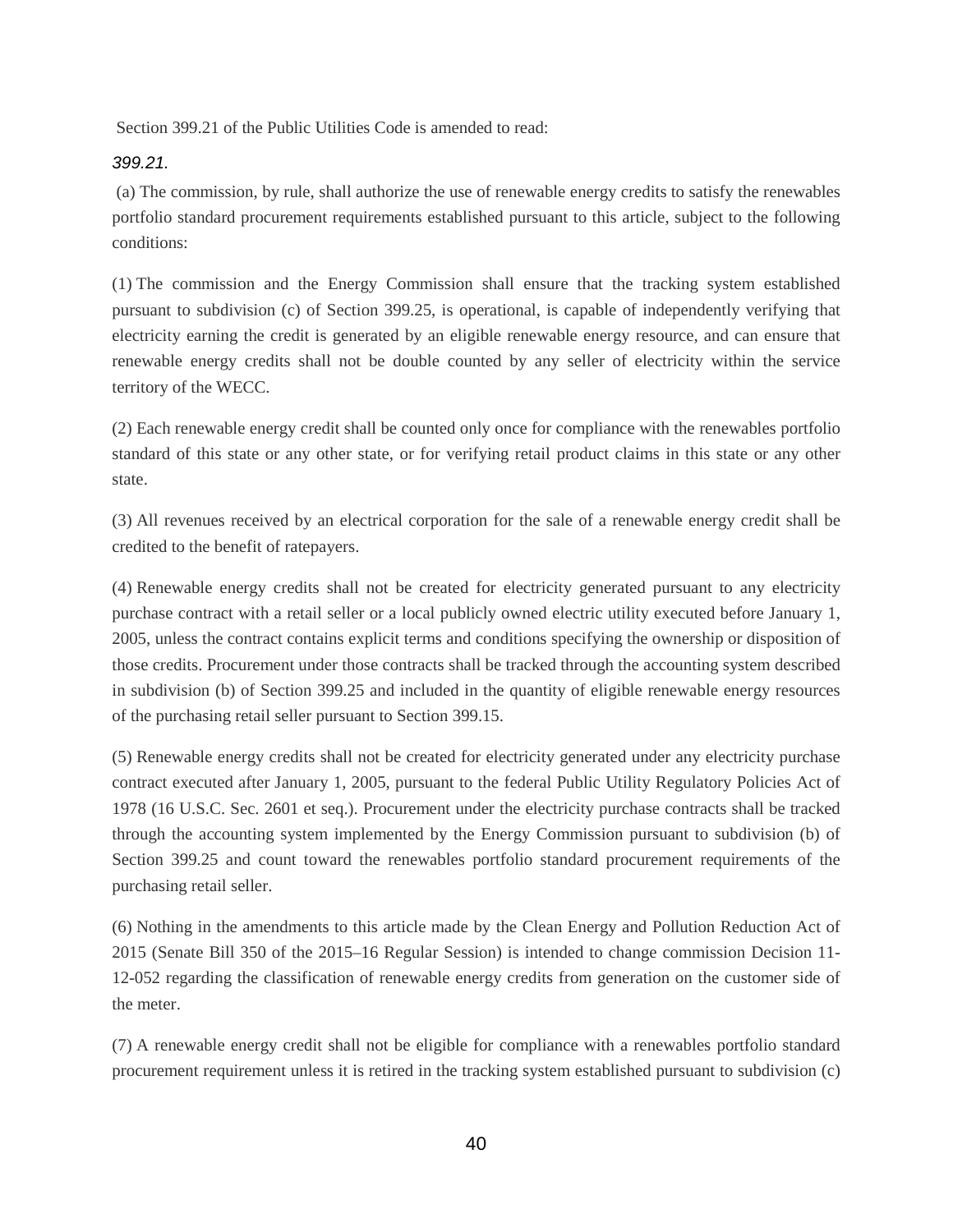Section 399.21 of the Public Utilities Code is amended to read:

*399.21.*

(a) The commission, by rule, shall authorize the use of renewable energy credits to satisfy the renewables portfolio standard procurement requirements established pursuant to this article, subject to the following conditions:

(1) The commission and the Energy Commission shall ensure that the tracking system established pursuant to subdivision (c) of Section 399.25, is operational, is capable of independently verifying that electricity earning the credit is generated by an eligible renewable energy resource, and can ensure that renewable energy credits shall not be double counted by any seller of electricity within the service territory of the WECC.

(2) Each renewable energy credit shall be counted only once for compliance with the renewables portfolio standard of this state or any other state, or for verifying retail product claims in this state or any other state.

(3) All revenues received by an electrical corporation for the sale of a renewable energy credit shall be credited to the benefit of ratepayers.

(4) Renewable energy credits shall not be created for electricity generated pursuant to any electricity purchase contract with a retail seller or a local publicly owned electric utility executed before January 1, 2005, unless the contract contains explicit terms and conditions specifying the ownership or disposition of those credits. Procurement under those contracts shall be tracked through the accounting system described in subdivision (b) of Section 399.25 and included in the quantity of eligible renewable energy resources of the purchasing retail seller pursuant to Section 399.15.

(5) Renewable energy credits shall not be created for electricity generated under any electricity purchase contract executed after January 1, 2005, pursuant to the federal Public Utility Regulatory Policies Act of 1978 (16 U.S.C. Sec. 2601 et seq.). Procurement under the electricity purchase contracts shall be tracked through the accounting system implemented by the Energy Commission pursuant to subdivision (b) of Section 399.25 and count toward the renewables portfolio standard procurement requirements of the purchasing retail seller.

(6) Nothing in the amendments to this article made by the Clean Energy and Pollution Reduction Act of 2015 (Senate Bill 350 of the 2015–16 Regular Session) is intended to change commission Decision 11-12-052 regarding the classification of renewable energy credits from generation on the customer side of the meter.

(7) A renewable energy credit shall not be eligible for compliance with a renewables portfolio standard procurement requirement unless it is retired in the tracking system established pursuant to subdivision (c)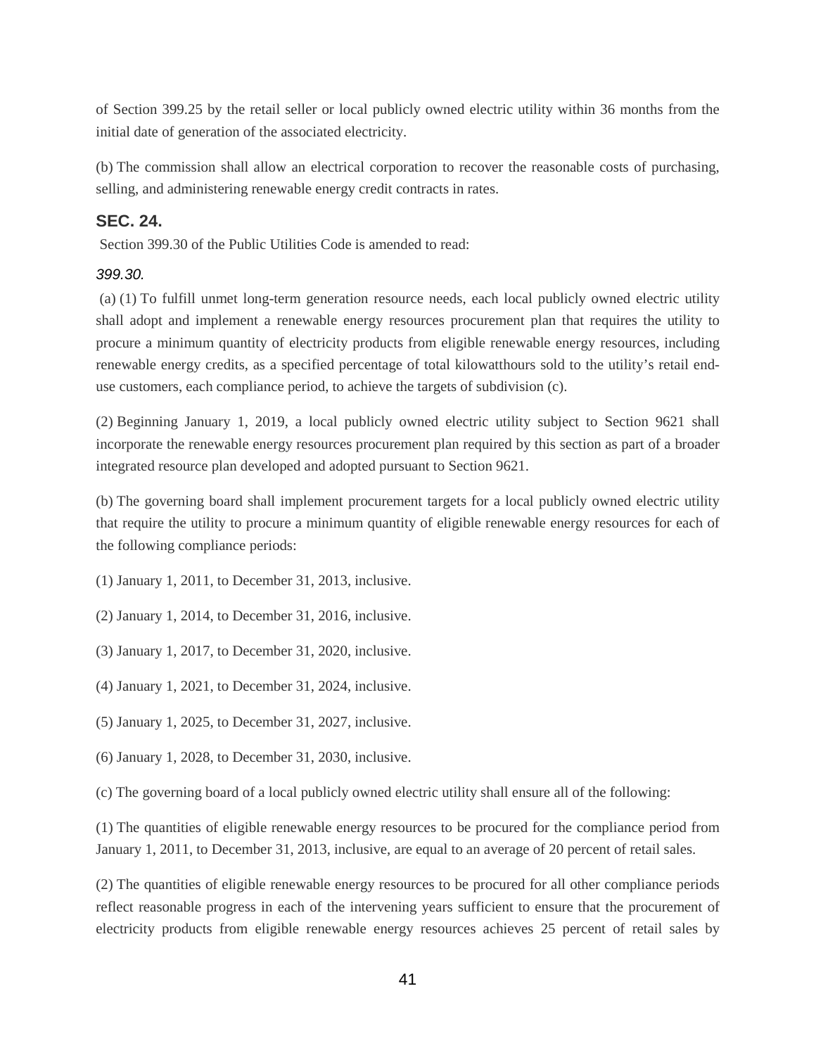of Section 399.25 by the retail seller or local publicly owned electric utility within 36 months from the initial date of generation of the associated electricity.

(b) The commission shall allow an electrical corporation to recover the reasonable costs of purchasing, selling, and administering renewable energy credit contracts in rates.

### SEC. 24.

Section 399.30 of the Public Utilities Code is amended to read:

*399.30.*

(a) (1) To fulfill unmet long-term generation resource needs, each local publicly owned electric utility shall adopt and implement a renewable energy resources procurement plan that requires the utility to procure a minimum quantity of electricity products from eligible renewable energy resources, including renewable energy credits, as a specified percentage of total kilowatthours sold to the utility's retail end-use customers, each compliance period, to achieve the targets of subdivision (c).

(2) Beginning January 1, 2019, a local publicly owned electric utility subject to Section 9621 shall incorporate the renewable energy resources procurement plan required by this section as part of a broader integrated resource plan developed and adopted pursuant to Section 9621.

(b) The governing board shall implement procurement targets for a local publicly owned electric utility that require the utility to procure a minimum quantity of eligible renewable energy resources for each of the following compliance periods:

(1) January 1, 2011, to December 31, 2013, inclusive.

(2) January 1, 2014, to December 31, 2016, inclusive.

(3) January 1, 2017, to December 31, 2020, inclusive.

(4) January 1, 2021, to December 31, 2024, inclusive.

(5) January 1, 2025, to December 31, 2027, inclusive.

(6) January 1, 2028, to December 31, 2030, inclusive.

(c) The governing board of a local publicly owned electric utility shall ensure all of the following:

(1) The quantities of eligible renewable energy resources to be procured for the compliance period from January 1, 2011, to December 31, 2013, inclusive, are equal to an average of 20 percent of retail sales.

(2) The quantities of eligible renewable energy resources to be procured for all other compliance periods reflect reasonable progress in each of the intervening years sufficient to ensure that the procurement of electricity products from eligible renewable energy resources achieves 25 percent of retail sales by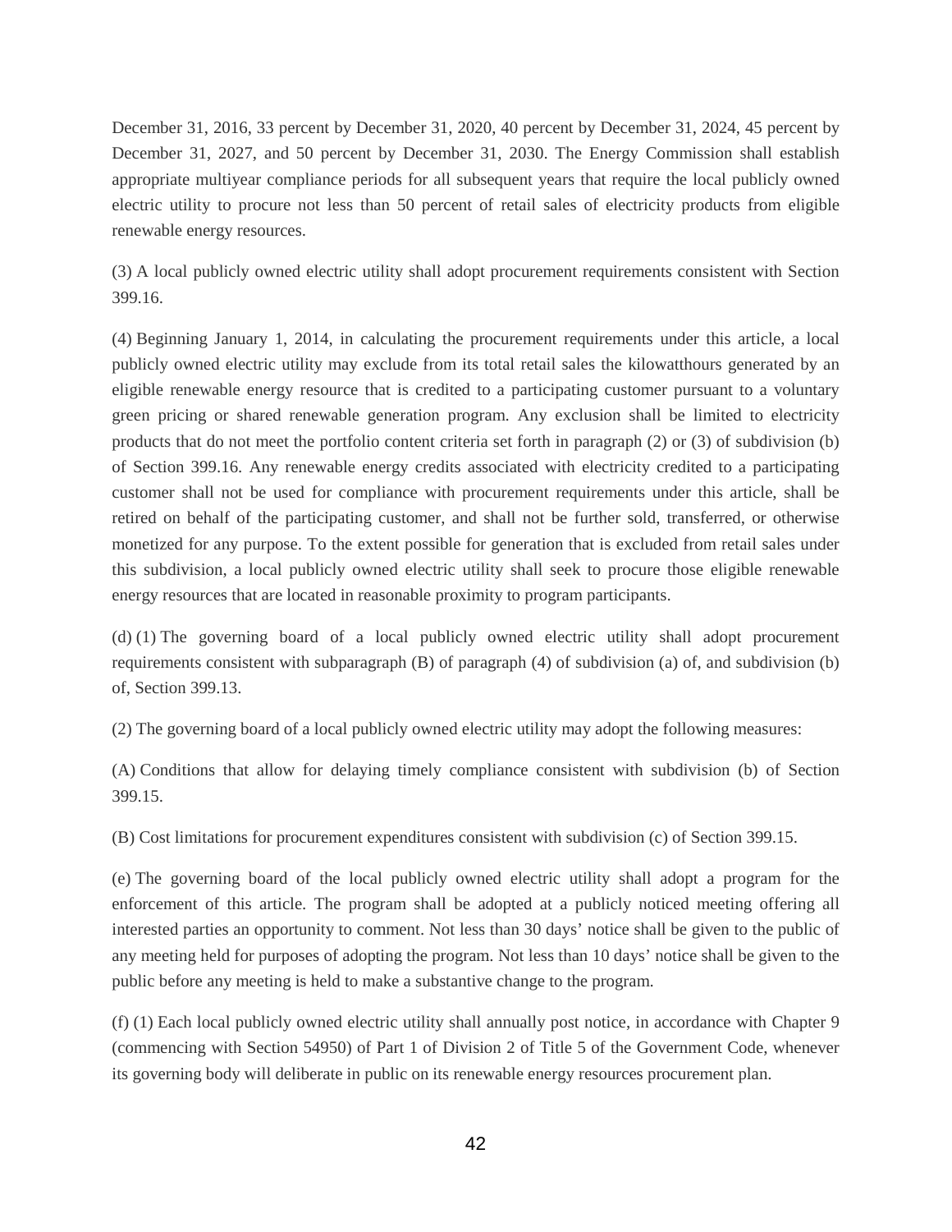December 31, 2016, 33 percent by December 31, 2020, 40 percent by December 31, 2024, 45 percent by December 31, 2027, and 50 percent by December 31, 2030. The Energy Commission shall establish appropriate multiyear compliance periods for all subsequent years that require the local publicly owned electric utility to procure not less than 50 percent of retail sales of electricity products from eligible renewable energy resources.

(3) A local publicly owned electric utility shall adopt procurement requirements consistent with Section 399.16.

(4) Beginning January 1, 2014, in calculating the procurement requirements under this article, a local publicly owned electric utility may exclude from its total retail sales the kilowatthours generated by an eligible renewable energy resource that is credited to a participating customer pursuant to a voluntary green pricing or shared renewable generation program. Any exclusion shall be limited to electricity products that do not meet the portfolio content criteria set forth in paragraph (2) or (3) of subdivision (b) of Section 399.16. Any renewable energy credits associated with electricity credited to a participating customer shall not be used for compliance with procurement requirements under this article, shall be retired on behalf of the participating customer, and shall not be further sold, transferred, or otherwise monetized for any purpose. To the extent possible for generation that is excluded from retail sales under this subdivision, a local publicly owned electric utility shall seek to procure those eligible renewable energy resources that are located in reasonable proximity to program participants.

(d) (1) The governing board of a local publicly owned electric utility shall adopt procurement requirements consistent with subparagraph (B) of paragraph (4) of subdivision (a) of, and subdivision (b) of, Section 399.13.

(2) The governing board of a local publicly owned electric utility may adopt the following measures:

(A) Conditions that allow for delaying timely compliance consistent with subdivision (b) of Section 399.15.

(B) Cost limitations for procurement expenditures consistent with subdivision (c) of Section 399.15.

(e) The governing board of the local publicly owned electric utility shall adopt a program for the enforcement of this article. The program shall be adopted at a publicly noticed meeting offering all interested parties an opportunity to comment. Not less than 30 days' notice shall be given to the public of any meeting held for purposes of adopting the program. Not less than 10 days' notice shall be given to the public before any meeting is held to make a substantive change to the program.

(f) (1) Each local publicly owned electric utility shall annually post notice, in accordance with Chapter 9 (commencing with Section 54950) of Part 1 of Division 2 of Title 5 of the Government Code, whenever its governing body will deliberate in public on its renewable energy resources procurement plan.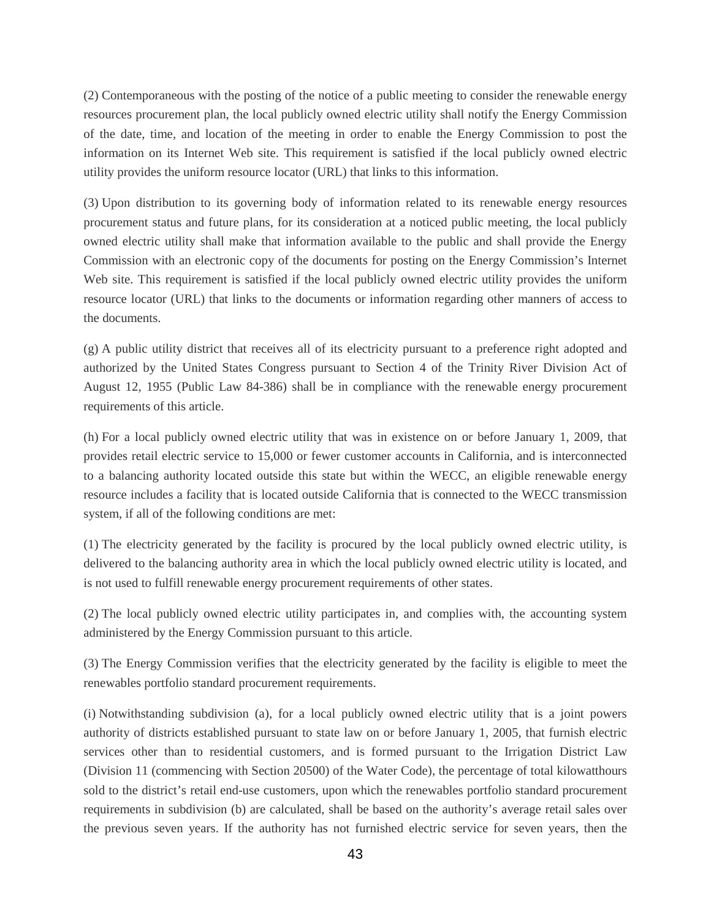(2) Contemporaneous with the posting of the notice of a public meeting to consider the renewable energy resources procurement plan, the local publicly owned electric utility shall notify the Energy Commission of the date, time, and location of the meeting in order to enable the Energy Commission to post the information on its Internet Web site. This requirement is satisfied if the local publicly owned electric utility provides the uniform resource locator (URL) that links to this information.

(3) Upon distribution to its governing body of information related to its renewable energy resources procurement status and future plans, for its consideration at a noticed public meeting, the local publicly owned electric utility shall make that information available to the public and shall provide the Energy Commission with an electronic copy of the documents for posting on the Energy Commission's Internet Web site. This requirement is satisfied if the local publicly owned electric utility provides the uniform resource locator (URL) that links to the documents or information regarding other manners of access to the documents.

(g) A public utility district that receives all of its electricity pursuant to a preference right adopted and authorized by the United States Congress pursuant to Section 4 of the Trinity River Division Act of August 12, 1955 (Public Law 84-386) shall be in compliance with the renewable energy procurement requirements of this article.

(h) For a local publicly owned electric utility that was in existence on or before January 1, 2009, that provides retail electric service to 15,000 or fewer customer accounts in California, and is interconnected to a balancing authority located outside this state but within the WECC, an eligible renewable energy resource includes a facility that is located outside California that is connected to the WECC transmission system, if all of the following conditions are met:

(1) The electricity generated by the facility is procured by the local publicly owned electric utility, is delivered to the balancing authority area in which the local publicly owned electric utility is located, and is not used to fulfill renewable energy procurement requirements of other states.

(2) The local publicly owned electric utility participates in, and complies with, the accounting system administered by the Energy Commission pursuant to this article.

(3) The Energy Commission verifies that the electricity generated by the facility is eligible to meet the renewables portfolio standard procurement requirements.

(i) Notwithstanding subdivision (a), for a local publicly owned electric utility that is a joint powers authority of districts established pursuant to state law on or before January 1, 2005, that furnish electric services other than to residential customers, and is formed pursuant to the Irrigation District Law (Division 11 (commencing with Section 20500) of the Water Code), the percentage of total kilowatthours sold to the district's retail end-use customers, upon which the renewables portfolio standard procurement requirements in subdivision (b) are calculated, shall be based on the authority's average retail sales over the previous seven years. If the authority has not furnished electric service for seven years, then the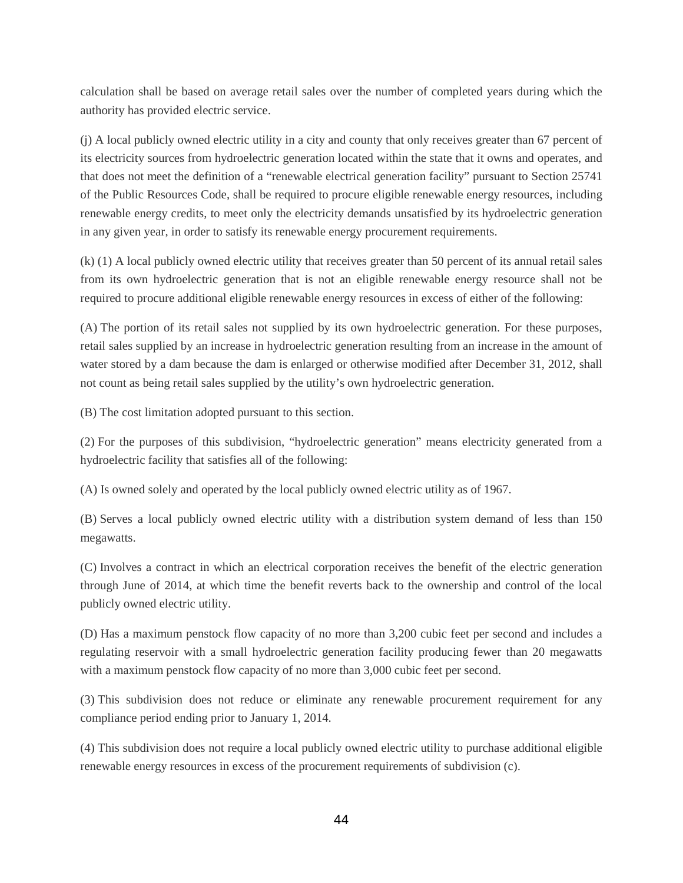calculation shall be based on average retail sales over the number of completed years during which the authority has provided electric service.

(j) A local publicly owned electric utility in a city and county that only receives greater than 67 percent of its electricity sources from hydroelectric generation located within the state that it owns and operates, and that does not meet the definition of a "renewable electrical generation facility" pursuant to Section 25741 of the Public Resources Code, shall be required to procure eligible renewable energy resources, including renewable energy credits, to meet only the electricity demands unsatisfied by its hydroelectric generation in any given year, in order to satisfy its renewable energy procurement requirements.

(k) (1) A local publicly owned electric utility that receives greater than 50 percent of its annual retail sales from its own hydroelectric generation that is not an eligible renewable energy resource shall not be required to procure additional eligible renewable energy resources in excess of either of the following:

(A) The portion of its retail sales not supplied by its own hydroelectric generation. For these purposes, retail sales supplied by an increase in hydroelectric generation resulting from an increase in the amount of water stored by a dam because the dam is enlarged or otherwise modified after December 31, 2012, shall not count as being retail sales supplied by the utility's own hydroelectric generation.

(B) The cost limitation adopted pursuant to this section.

(2) For the purposes of this subdivision, "hydroelectric generation" means electricity generated from a hydroelectric facility that satisfies all of the following:

(A) Is owned solely and operated by the local publicly owned electric utility as of 1967.

(B) Serves a local publicly owned electric utility with a distribution system demand of less than 150 megawatts.

(C) Involves a contract in which an electrical corporation receives the benefit of the electric generation through June of 2014, at which time the benefit reverts back to the ownership and control of the local publicly owned electric utility.

(D) Has a maximum penstock flow capacity of no more than 3,200 cubic feet per second and includes a regulating reservoir with a small hydroelectric generation facility producing fewer than 20 megawatts with a maximum penstock flow capacity of no more than 3,000 cubic feet per second.

(3) This subdivision does not reduce or eliminate any renewable procurement requirement for any compliance period ending prior to January 1, 2014.

(4) This subdivision does not require a local publicly owned electric utility to purchase additional eligible renewable energy resources in excess of the procurement requirements of subdivision (c).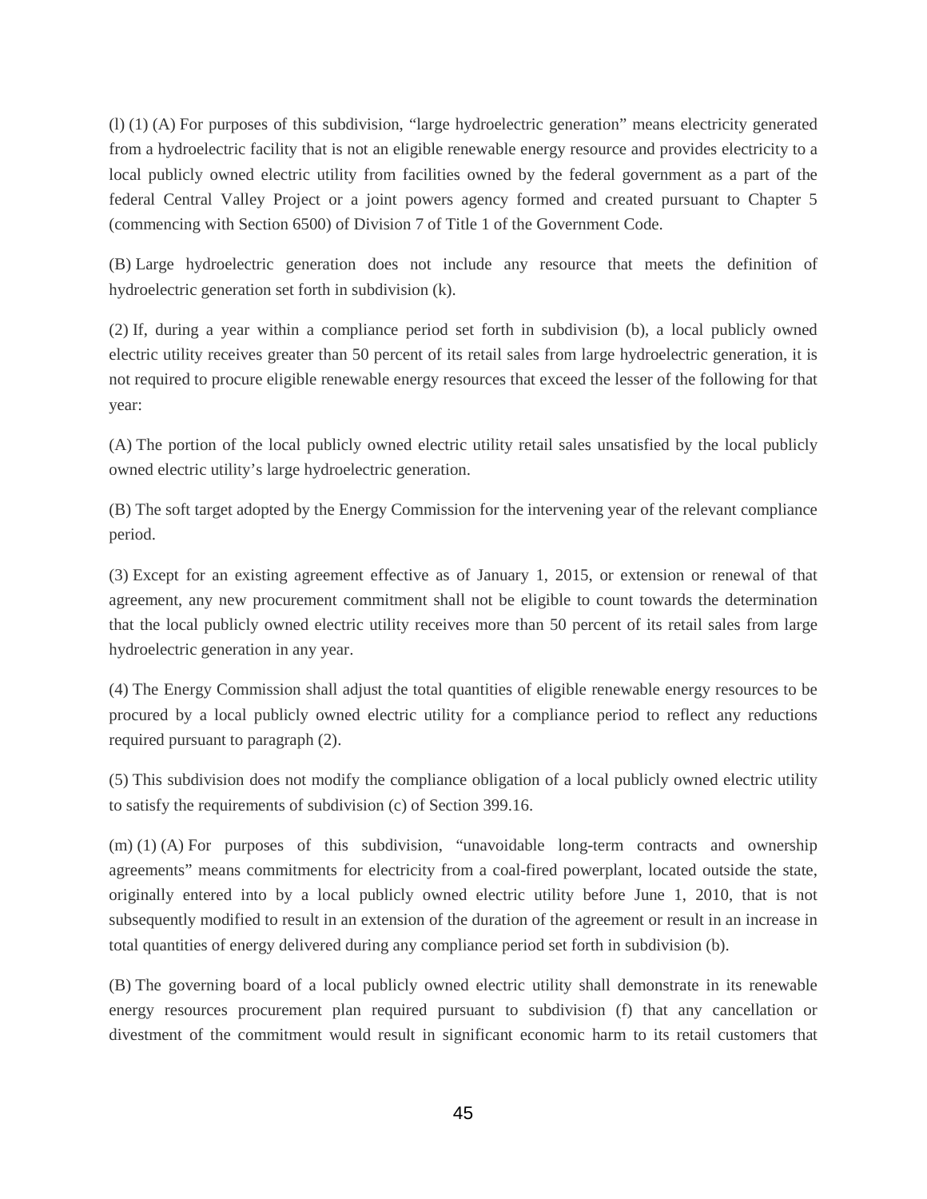(l) (1) (A) For purposes of this subdivision, “large hydroelectric generation” means electricity generated from a hydroelectric facility that is not an eligible renewable energy resource and provides electricity to a local publicly owned electric utility from facilities owned by the federal government as a part of the federal Central Valley Project or a joint powers agency formed and created pursuant to Chapter 5 (commencing with Section 6500) of Division 7 of Title 1 of the Government Code.

(B) Large hydroelectric generation does not include any resource that meets the definition of hydroelectric generation set forth in subdivision (k).

(2) If, during a year within a compliance period set forth in subdivision (b), a local publicly owned electric utility receives greater than 50 percent of its retail sales from large hydroelectric generation, it is not required to procure eligible renewable energy resources that exceed the lesser of the following for that year:

(A) The portion of the local publicly owned electric utility retail sales unsatisfied by the local publicly owned electric utility’s large hydroelectric generation.

(B) The soft target adopted by the Energy Commission for the intervening year of the relevant compliance period.

(3) Except for an existing agreement effective as of January 1, 2015, or extension or renewal of that agreement, any new procurement commitment shall not be eligible to count towards the determination that the local publicly owned electric utility receives more than 50 percent of its retail sales from large hydroelectric generation in any year.

(4) The Energy Commission shall adjust the total quantities of eligible renewable energy resources to be procured by a local publicly owned electric utility for a compliance period to reflect any reductions required pursuant to paragraph (2).

(5) This subdivision does not modify the compliance obligation of a local publicly owned electric utility to satisfy the requirements of subdivision (c) of Section 399.16.

(m) (1) (A) For purposes of this subdivision, “unavoidable long-term contracts and ownership agreements” means commitments for electricity from a coal-fired powerplant, located outside the state, originally entered into by a local publicly owned electric utility before June 1, 2010, that is not subsequently modified to result in an extension of the duration of the agreement or result in an increase in total quantities of energy delivered during any compliance period set forth in subdivision (b).

(B) The governing board of a local publicly owned electric utility shall demonstrate in its renewable energy resources procurement plan required pursuant to subdivision (f) that any cancellation or divestment of the commitment would result in significant economic harm to its retail customers that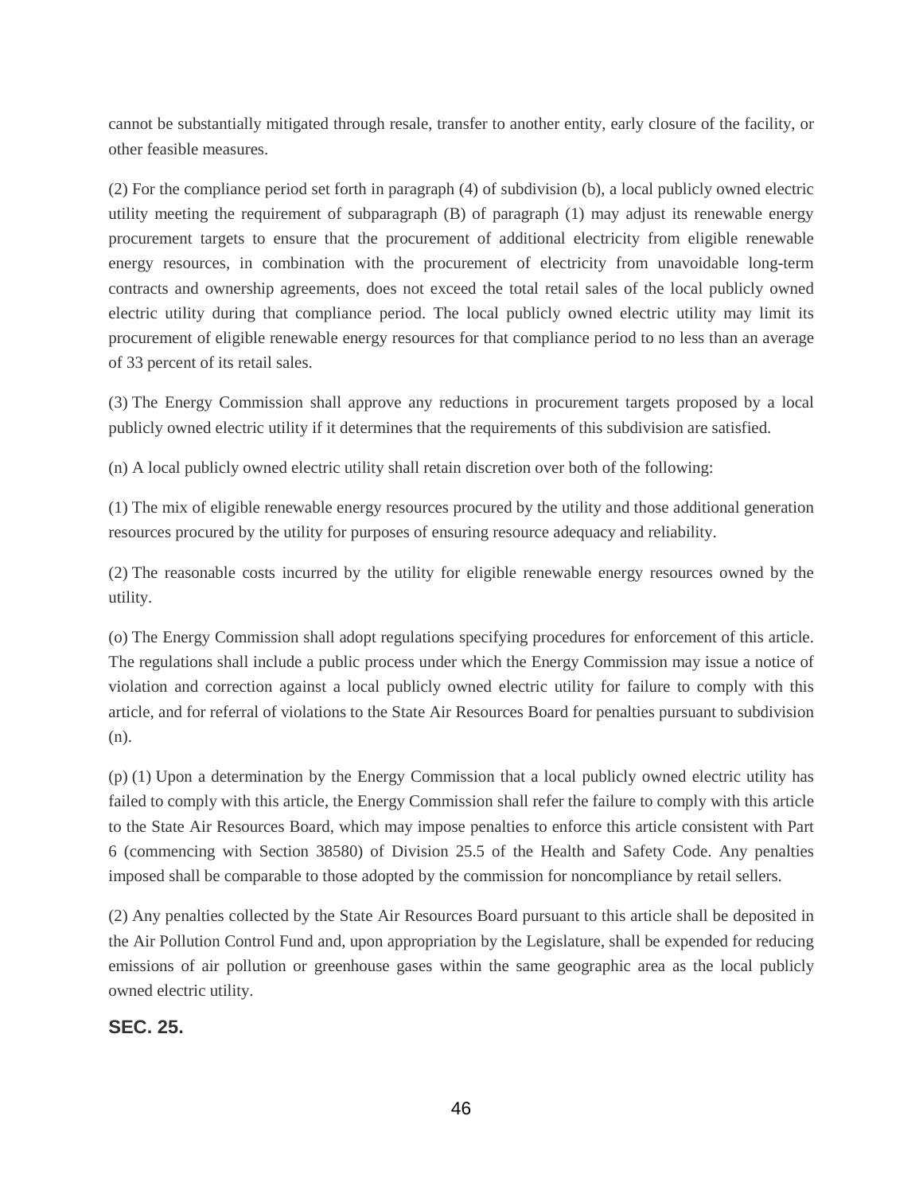cannot be substantially mitigated through resale, transfer to another entity, early closure of the facility, or other feasible measures.

(2) For the compliance period set forth in paragraph (4) of subdivision (b), a local publicly owned electric utility meeting the requirement of subparagraph (B) of paragraph (1) may adjust its renewable energy procurement targets to ensure that the procurement of additional electricity from eligible renewable energy resources, in combination with the procurement of electricity from unavoidable long-term contracts and ownership agreements, does not exceed the total retail sales of the local publicly owned electric utility during that compliance period. The local publicly owned electric utility may limit its procurement of eligible renewable energy resources for that compliance period to no less than an average of 33 percent of its retail sales.

(3) The Energy Commission shall approve any reductions in procurement targets proposed by a local publicly owned electric utility if it determines that the requirements of this subdivision are satisfied.

(n) A local publicly owned electric utility shall retain discretion over both of the following:

(1) The mix of eligible renewable energy resources procured by the utility and those additional generation resources procured by the utility for purposes of ensuring resource adequacy and reliability.

(2) The reasonable costs incurred by the utility for eligible renewable energy resources owned by the utility.

(o) The Energy Commission shall adopt regulations specifying procedures for enforcement of this article. The regulations shall include a public process under which the Energy Commission may issue a notice of violation and correction against a local publicly owned electric utility for failure to comply with this article, and for referral of violations to the State Air Resources Board for penalties pursuant to subdivision (n).

(p) (1) Upon a determination by the Energy Commission that a local publicly owned electric utility has failed to comply with this article, the Energy Commission shall refer the failure to comply with this article to the State Air Resources Board, which may impose penalties to enforce this article consistent with Part 6 (commencing with Section 38580) of Division 25.5 of the Health and Safety Code. Any penalties imposed shall be comparable to those adopted by the commission for noncompliance by retail sellers.

(2) Any penalties collected by the State Air Resources Board pursuant to this article shall be deposited in the Air Pollution Control Fund and, upon appropriation by the Legislature, shall be expended for reducing emissions of air pollution or greenhouse gases within the same geographic area as the local publicly owned electric utility.

## SEC. 25.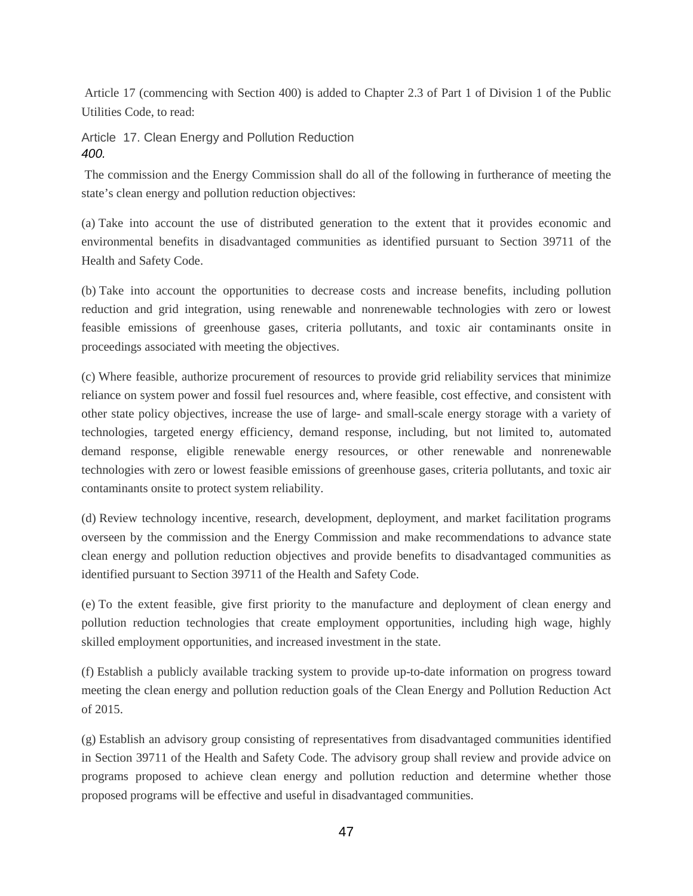Article 17 (commencing with Section 400) is added to Chapter 2.3 of Part 1 of Division 1 of the Public Utilities Code, to read:

### Article 17. Clean Energy and Pollution Reduction

*400.*

The commission and the Energy Commission shall do all of the following in furtherance of meeting the state's clean energy and pollution reduction objectives:

(a) Take into account the use of distributed generation to the extent that it provides economic and environmental benefits in disadvantaged communities as identified pursuant to Section 39711 of the Health and Safety Code.

(b) Take into account the opportunities to decrease costs and increase benefits, including pollution reduction and grid integration, using renewable and nonrenewable technologies with zero or lowest feasible emissions of greenhouse gases, criteria pollutants, and toxic air contaminants onsite in proceedings associated with meeting the objectives.

(c) Where feasible, authorize procurement of resources to provide grid reliability services that minimize reliance on system power and fossil fuel resources and, where feasible, cost effective, and consistent with other state policy objectives, increase the use of large- and small-scale energy storage with a variety of technologies, targeted energy efficiency, demand response, including, but not limited to, automated demand response, eligible renewable energy resources, or other renewable and nonrenewable technologies with zero or lowest feasible emissions of greenhouse gases, criteria pollutants, and toxic air contaminants onsite to protect system reliability.

(d) Review technology incentive, research, development, deployment, and market facilitation programs overseen by the commission and the Energy Commission and make recommendations to advance state clean energy and pollution reduction objectives and provide benefits to disadvantaged communities as identified pursuant to Section 39711 of the Health and Safety Code.

(e) To the extent feasible, give first priority to the manufacture and deployment of clean energy and pollution reduction technologies that create employment opportunities, including high wage, highly skilled employment opportunities, and increased investment in the state.

(f) Establish a publicly available tracking system to provide up-to-date information on progress toward meeting the clean energy and pollution reduction goals of the Clean Energy and Pollution Reduction Act of 2015.

(g) Establish an advisory group consisting of representatives from disadvantaged communities identified in Section 39711 of the Health and Safety Code. The advisory group shall review and provide advice on programs proposed to achieve clean energy and pollution reduction and determine whether those proposed programs will be effective and useful in disadvantaged communities.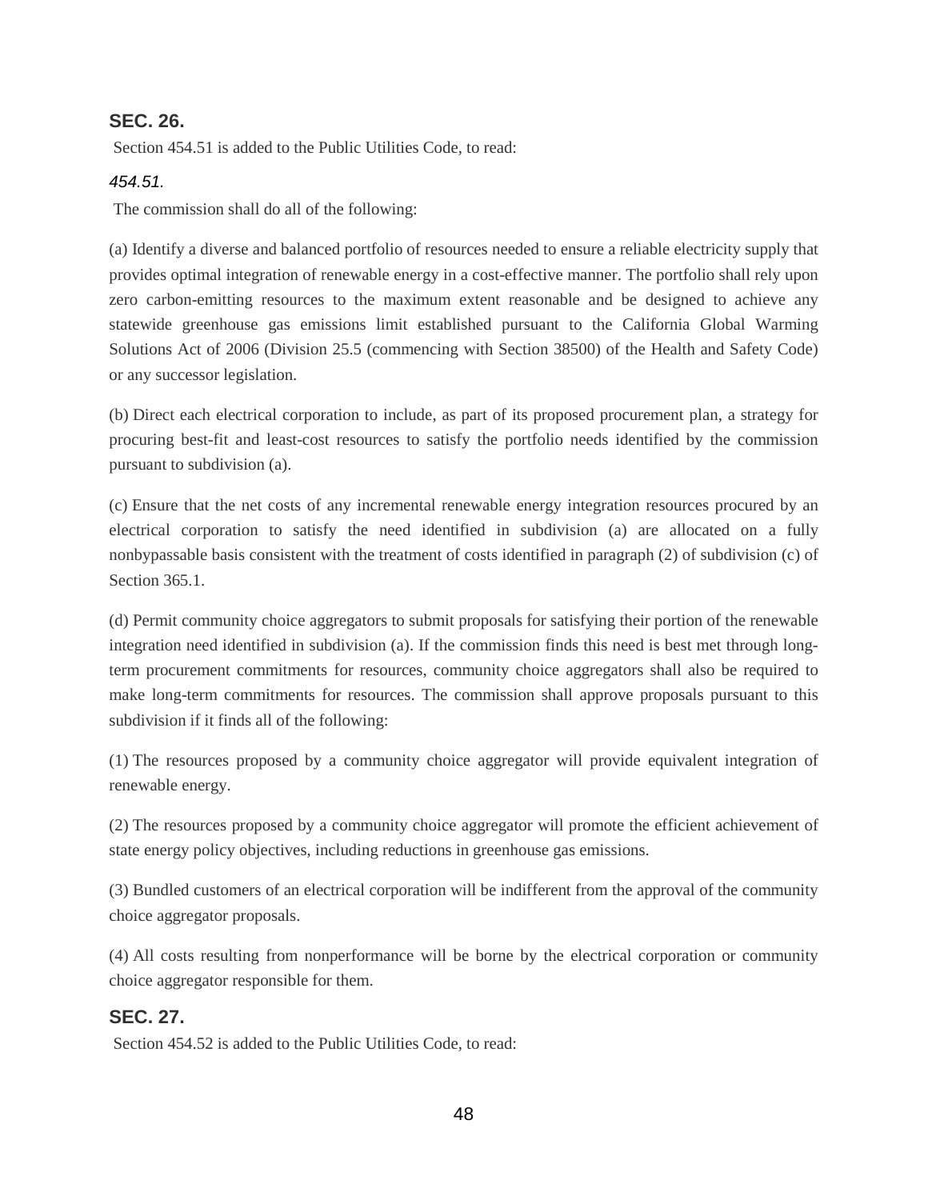### SEC. 26.

Section 454.51 is added to the Public Utilities Code, to read:

*454.51.*

The commission shall do all of the following:

(a) Identify a diverse and balanced portfolio of resources needed to ensure a reliable electricity supply that provides optimal integration of renewable energy in a cost-effective manner. The portfolio shall rely upon zero carbon-emitting resources to the maximum extent reasonable and be designed to achieve any statewide greenhouse gas emissions limit established pursuant to the California Global Warming Solutions Act of 2006 (Division 25.5 (commencing with Section 38500) of the Health and Safety Code) or any successor legislation.

(b) Direct each electrical corporation to include, as part of its proposed procurement plan, a strategy for procuring best-fit and least-cost resources to satisfy the portfolio needs identified by the commission pursuant to subdivision (a).

(c) Ensure that the net costs of any incremental renewable energy integration resources procured by an electrical corporation to satisfy the need identified in subdivision (a) are allocated on a fully nonbypassable basis consistent with the treatment of costs identified in paragraph (2) of subdivision (c) of Section 365.1.

(d) Permit community choice aggregators to submit proposals for satisfying their portion of the renewable integration need identified in subdivision (a). If the commission finds this need is best met through long-term procurement commitments for resources, community choice aggregators shall also be required to make long-term commitments for resources. The commission shall approve proposals pursuant to this subdivision if it finds all of the following:

(1) The resources proposed by a community choice aggregator will provide equivalent integration of renewable energy.

(2) The resources proposed by a community choice aggregator will promote the efficient achievement of state energy policy objectives, including reductions in greenhouse gas emissions.

(3) Bundled customers of an electrical corporation will be indifferent from the approval of the community choice aggregator proposals.

(4) All costs resulting from nonperformance will be borne by the electrical corporation or community choice aggregator responsible for them.

### SEC. 27.

Section 454.52 is added to the Public Utilities Code, to read: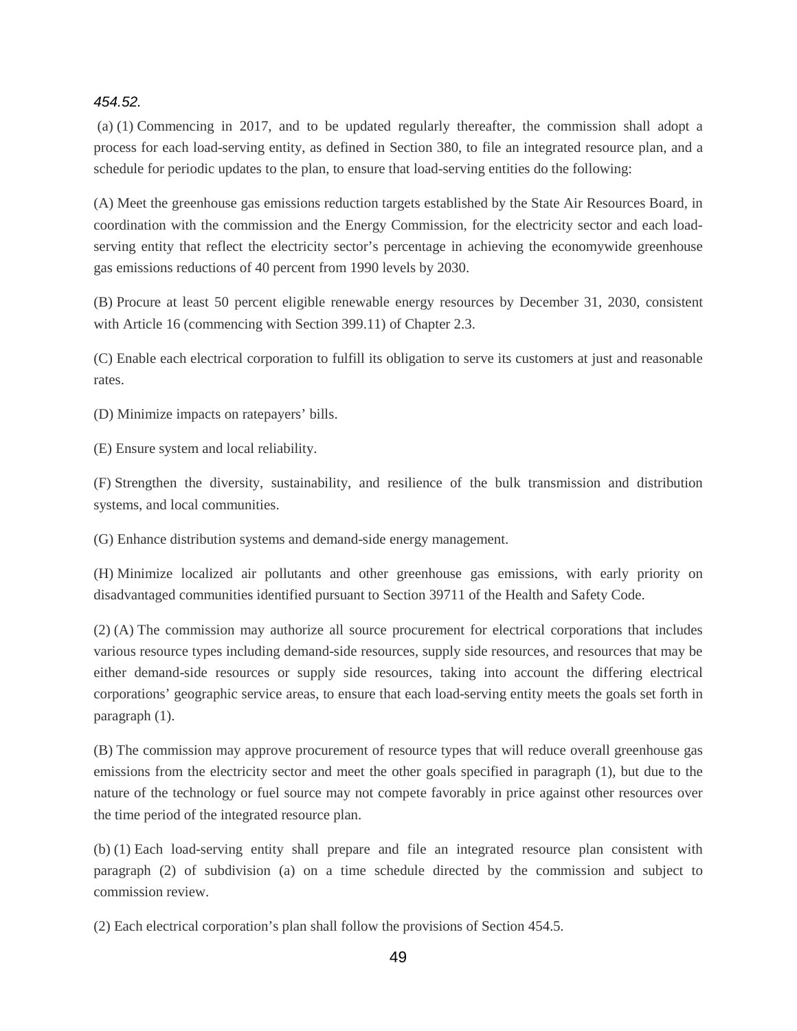*454.52.*

(a) (1) Commencing in 2017, and to be updated regularly thereafter, the commission shall adopt a process for each load-serving entity, as defined in Section 380, to file an integrated resource plan, and a schedule for periodic updates to the plan, to ensure that load-serving entities do the following:

(A) Meet the greenhouse gas emissions reduction targets established by the State Air Resources Board, in coordination with the commission and the Energy Commission, for the electricity sector and each load-serving entity that reflect the electricity sector's percentage in achieving the economywide greenhouse gas emissions reductions of 40 percent from 1990 levels by 2030.

(B) Procure at least 50 percent eligible renewable energy resources by December 31, 2030, consistent with Article 16 (commencing with Section 399.11) of Chapter 2.3.

(C) Enable each electrical corporation to fulfill its obligation to serve its customers at just and reasonable rates.

(D) Minimize impacts on ratepayers' bills.

(E) Ensure system and local reliability.

(F) Strengthen the diversity, sustainability, and resilience of the bulk transmission and distribution systems, and local communities.

(G) Enhance distribution systems and demand-side energy management.

(H) Minimize localized air pollutants and other greenhouse gas emissions, with early priority on disadvantaged communities identified pursuant to Section 39711 of the Health and Safety Code.

(2) (A) The commission may authorize all source procurement for electrical corporations that includes various resource types including demand-side resources, supply side resources, and resources that may be either demand-side resources or supply side resources, taking into account the differing electrical corporations' geographic service areas, to ensure that each load-serving entity meets the goals set forth in paragraph (1).

(B) The commission may approve procurement of resource types that will reduce overall greenhouse gas emissions from the electricity sector and meet the other goals specified in paragraph (1), but due to the nature of the technology or fuel source may not compete favorably in price against other resources over the time period of the integrated resource plan.

(b) (1) Each load-serving entity shall prepare and file an integrated resource plan consistent with paragraph (2) of subdivision (a) on a time schedule directed by the commission and subject to commission review.

(2) Each electrical corporation's plan shall follow the provisions of Section 454.5.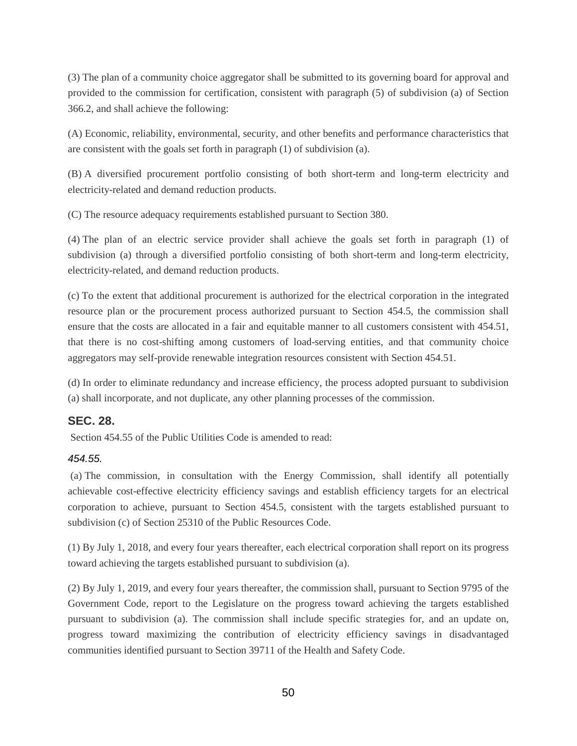(3) The plan of a community choice aggregator shall be submitted to its governing board for approval and provided to the commission for certification, consistent with paragraph (5) of subdivision (a) of Section 366.2, and shall achieve the following:

(A) Economic, reliability, environmental, security, and other benefits and performance characteristics that are consistent with the goals set forth in paragraph (1) of subdivision (a).

(B) A diversified procurement portfolio consisting of both short-term and long-term electricity and electricity-related and demand reduction products.

(C) The resource adequacy requirements established pursuant to Section 380.

(4) The plan of an electric service provider shall achieve the goals set forth in paragraph (1) of subdivision (a) through a diversified portfolio consisting of both short-term and long-term electricity, electricity-related, and demand reduction products.

(c) To the extent that additional procurement is authorized for the electrical corporation in the integrated resource plan or the procurement process authorized pursuant to Section 454.5, the commission shall ensure that the costs are allocated in a fair and equitable manner to all customers consistent with 454.51, that there is no cost-shifting among customers of load-serving entities, and that community choice aggregators may self-provide renewable integration resources consistent with Section 454.51.

(d) In order to eliminate redundancy and increase efficiency, the process adopted pursuant to subdivision (a) shall incorporate, and not duplicate, any other planning processes of the commission.

### SEC. 28.

Section 454.55 of the Public Utilities Code is amended to read:

*454.55.*

(a) The commission, in consultation with the Energy Commission, shall identify all potentially achievable cost-effective electricity efficiency savings and establish efficiency targets for an electrical corporation to achieve, pursuant to Section 454.5, consistent with the targets established pursuant to subdivision (c) of Section 25310 of the Public Resources Code.

(1) By July 1, 2018, and every four years thereafter, each electrical corporation shall report on its progress toward achieving the targets established pursuant to subdivision (a).

(2) By July 1, 2019, and every four years thereafter, the commission shall, pursuant to Section 9795 of the Government Code, report to the Legislature on the progress toward achieving the targets established pursuant to subdivision (a). The commission shall include specific strategies for, and an update on, progress toward maximizing the contribution of electricity efficiency savings in disadvantaged communities identified pursuant to Section 39711 of the Health and Safety Code.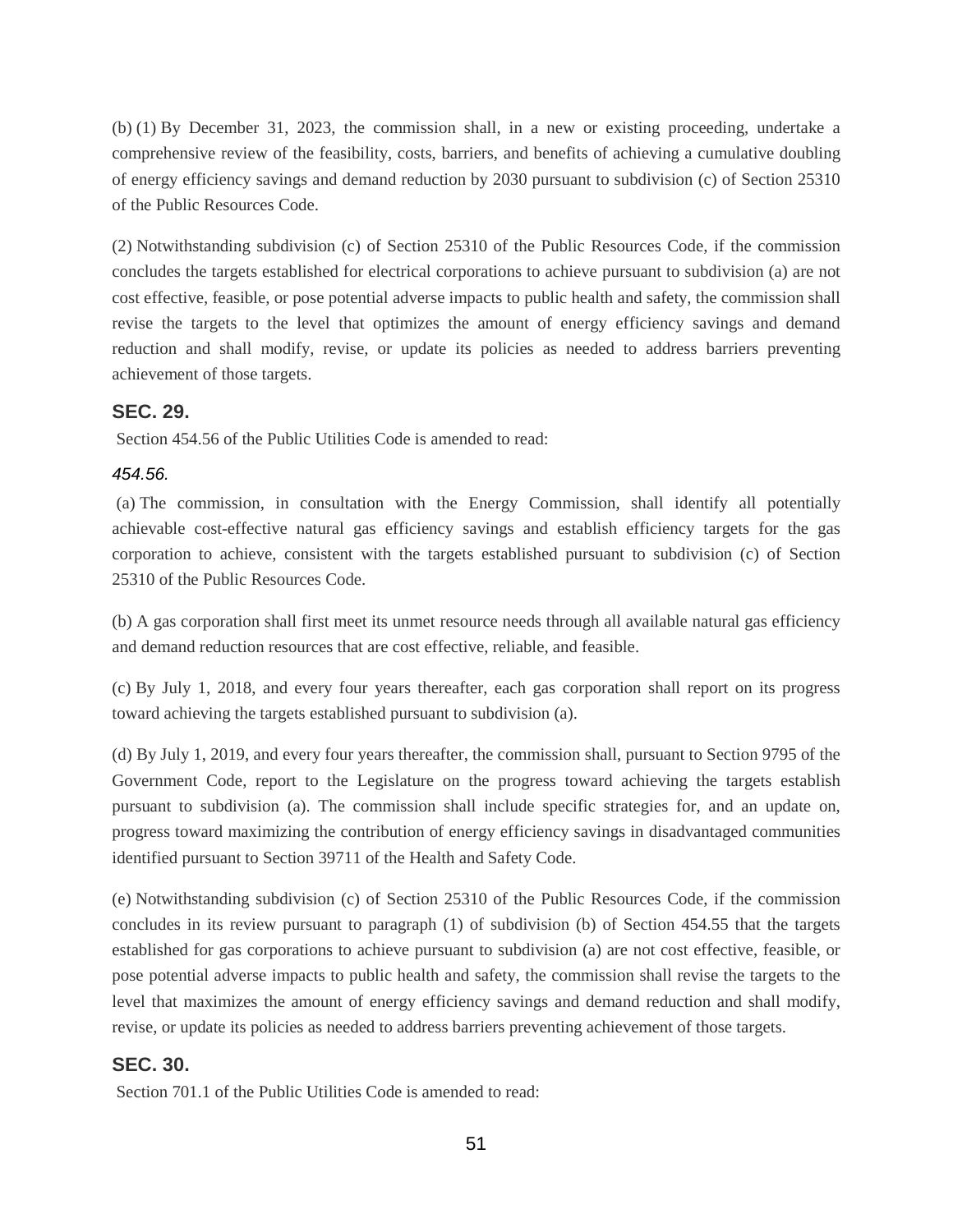(b) (1) By December 31, 2023, the commission shall, in a new or existing proceeding, undertake a comprehensive review of the feasibility, costs, barriers, and benefits of achieving a cumulative doubling of energy efficiency savings and demand reduction by 2030 pursuant to subdivision (c) of Section 25310 of the Public Resources Code.

(2) Notwithstanding subdivision (c) of Section 25310 of the Public Resources Code, if the commission concludes the targets established for electrical corporations to achieve pursuant to subdivision (a) are not cost effective, feasible, or pose potential adverse impacts to public health and safety, the commission shall revise the targets to the level that optimizes the amount of energy efficiency savings and demand reduction and shall modify, revise, or update its policies as needed to address barriers preventing achievement of those targets.

### SEC. 29.

Section 454.56 of the Public Utilities Code is amended to read:

*454.56.*

(a) The commission, in consultation with the Energy Commission, shall identify all potentially achievable cost-effective natural gas efficiency savings and establish efficiency targets for the gas corporation to achieve, consistent with the targets established pursuant to subdivision (c) of Section 25310 of the Public Resources Code.

(b) A gas corporation shall first meet its unmet resource needs through all available natural gas efficiency and demand reduction resources that are cost effective, reliable, and feasible.

(c) By July 1, 2018, and every four years thereafter, each gas corporation shall report on its progress toward achieving the targets established pursuant to subdivision (a).

(d) By July 1, 2019, and every four years thereafter, the commission shall, pursuant to Section 9795 of the Government Code, report to the Legislature on the progress toward achieving the targets establish pursuant to subdivision (a). The commission shall include specific strategies for, and an update on, progress toward maximizing the contribution of energy efficiency savings in disadvantaged communities identified pursuant to Section 39711 of the Health and Safety Code.

(e) Notwithstanding subdivision (c) of Section 25310 of the Public Resources Code, if the commission concludes in its review pursuant to paragraph (1) of subdivision (b) of Section 454.55 that the targets established for gas corporations to achieve pursuant to subdivision (a) are not cost effective, feasible, or pose potential adverse impacts to public health and safety, the commission shall revise the targets to the level that maximizes the amount of energy efficiency savings and demand reduction and shall modify, revise, or update its policies as needed to address barriers preventing achievement of those targets.

### SEC. 30.

Section 701.1 of the Public Utilities Code is amended to read: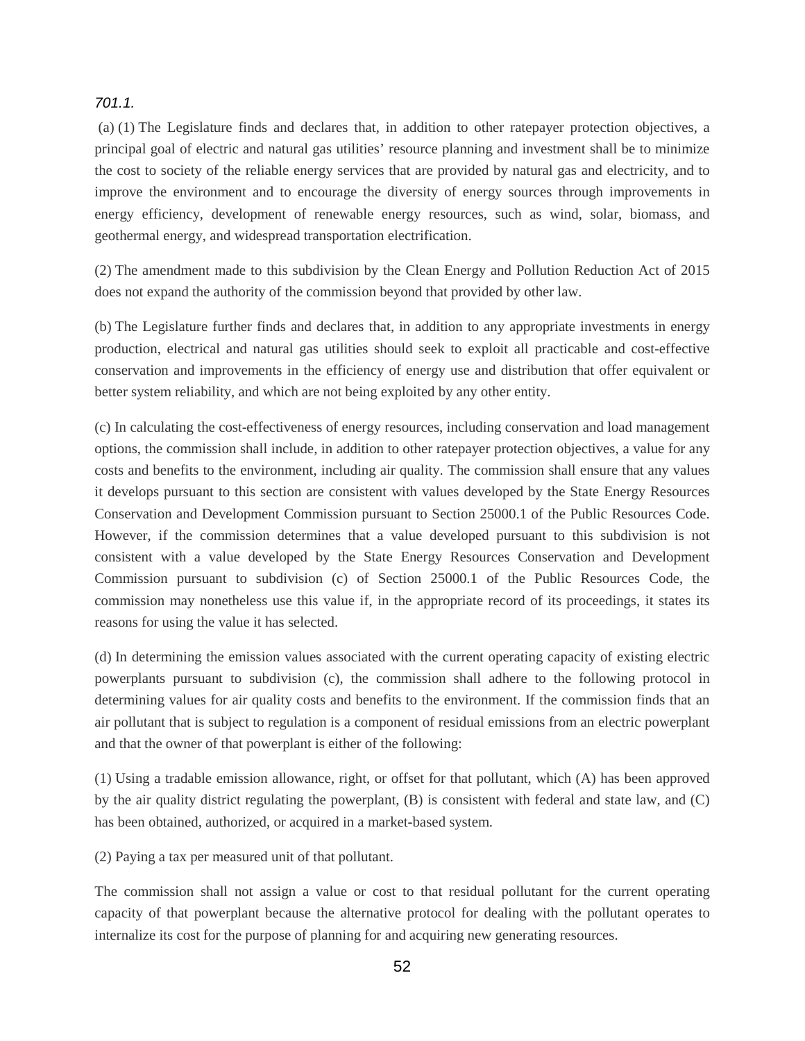*701.1.*

(a) (1) The Legislature finds and declares that, in addition to other ratepayer protection objectives, a principal goal of electric and natural gas utilities' resource planning and investment shall be to minimize the cost to society of the reliable energy services that are provided by natural gas and electricity, and to improve the environment and to encourage the diversity of energy sources through improvements in energy efficiency, development of renewable energy resources, such as wind, solar, biomass, and geothermal energy, and widespread transportation electrification.

(2) The amendment made to this subdivision by the Clean Energy and Pollution Reduction Act of 2015 does not expand the authority of the commission beyond that provided by other law.

(b) The Legislature further finds and declares that, in addition to any appropriate investments in energy production, electrical and natural gas utilities should seek to exploit all practicable and cost-effective conservation and improvements in the efficiency of energy use and distribution that offer equivalent or better system reliability, and which are not being exploited by any other entity.

(c) In calculating the cost-effectiveness of energy resources, including conservation and load management options, the commission shall include, in addition to other ratepayer protection objectives, a value for any costs and benefits to the environment, including air quality. The commission shall ensure that any values it develops pursuant to this section are consistent with values developed by the State Energy Resources Conservation and Development Commission pursuant to Section 25000.1 of the Public Resources Code. However, if the commission determines that a value developed pursuant to this subdivision is not consistent with a value developed by the State Energy Resources Conservation and Development Commission pursuant to subdivision (c) of Section 25000.1 of the Public Resources Code, the commission may nonetheless use this value if, in the appropriate record of its proceedings, it states its reasons for using the value it has selected.

(d) In determining the emission values associated with the current operating capacity of existing electric powerplants pursuant to subdivision (c), the commission shall adhere to the following protocol in determining values for air quality costs and benefits to the environment. If the commission finds that an air pollutant that is subject to regulation is a component of residual emissions from an electric powerplant and that the owner of that powerplant is either of the following:

(1) Using a tradable emission allowance, right, or offset for that pollutant, which (A) has been approved by the air quality district regulating the powerplant, (B) is consistent with federal and state law, and (C) has been obtained, authorized, or acquired in a market-based system.

(2) Paying a tax per measured unit of that pollutant.

The commission shall not assign a value or cost to that residual pollutant for the current operating capacity of that powerplant because the alternative protocol for dealing with the pollutant operates to internalize its cost for the purpose of planning for and acquiring new generating resources.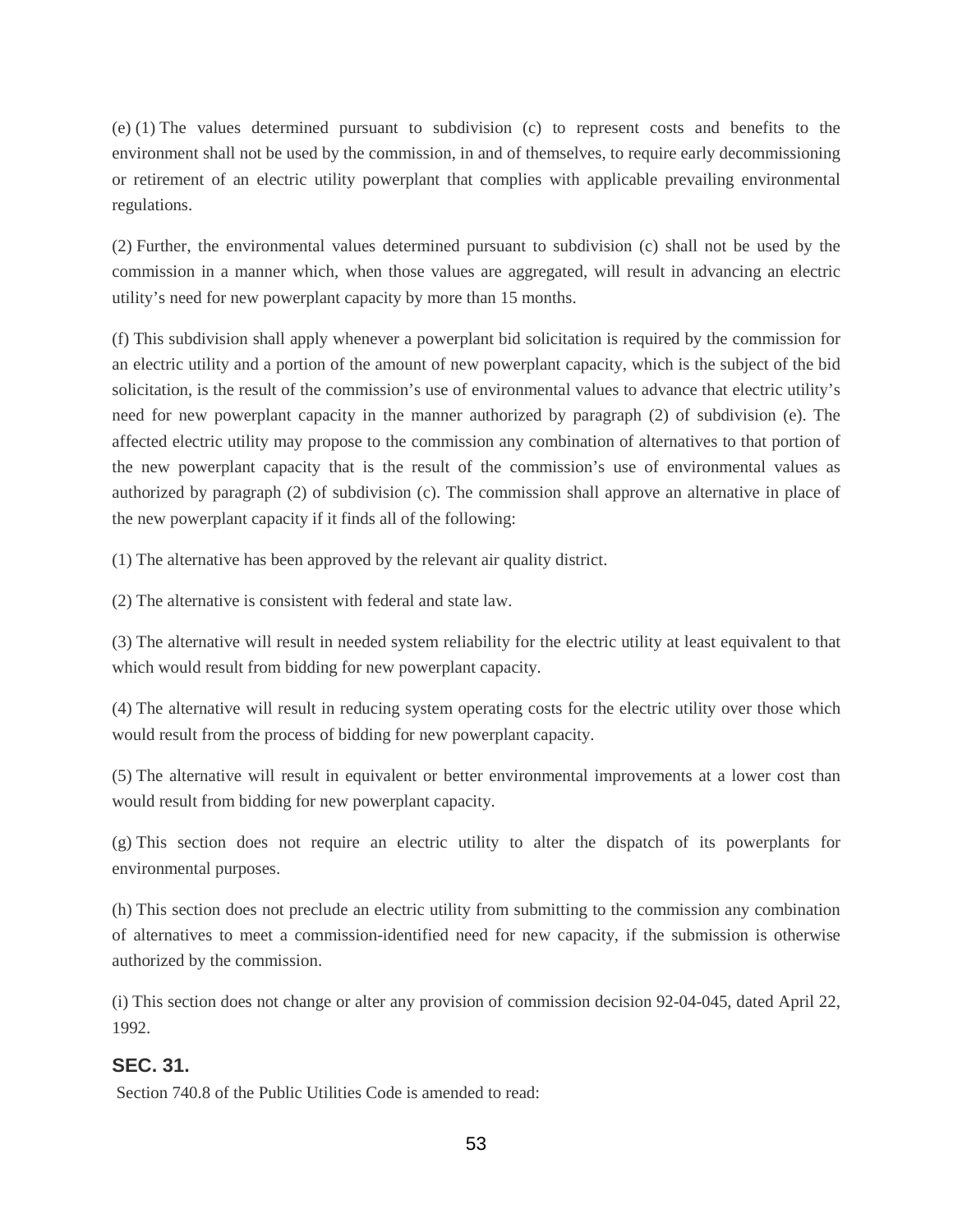(e) (1) The values determined pursuant to subdivision (c) to represent costs and benefits to the environment shall not be used by the commission, in and of themselves, to require early decommissioning or retirement of an electric utility powerplant that complies with applicable prevailing environmental regulations.

(2) Further, the environmental values determined pursuant to subdivision (c) shall not be used by the commission in a manner which, when those values are aggregated, will result in advancing an electric utility's need for new powerplant capacity by more than 15 months.

(f) This subdivision shall apply whenever a powerplant bid solicitation is required by the commission for an electric utility and a portion of the amount of new powerplant capacity, which is the subject of the bid solicitation, is the result of the commission's use of environmental values to advance that electric utility's need for new powerplant capacity in the manner authorized by paragraph (2) of subdivision (e). The affected electric utility may propose to the commission any combination of alternatives to that portion of the new powerplant capacity that is the result of the commission's use of environmental values as authorized by paragraph (2) of subdivision (c). The commission shall approve an alternative in place of the new powerplant capacity if it finds all of the following:

(1) The alternative has been approved by the relevant air quality district.

(2) The alternative is consistent with federal and state law.

(3) The alternative will result in needed system reliability for the electric utility at least equivalent to that which would result from bidding for new powerplant capacity.

(4) The alternative will result in reducing system operating costs for the electric utility over those which would result from the process of bidding for new powerplant capacity.

(5) The alternative will result in equivalent or better environmental improvements at a lower cost than would result from bidding for new powerplant capacity.

(g) This section does not require an electric utility to alter the dispatch of its powerplants for environmental purposes.

(h) This section does not preclude an electric utility from submitting to the commission any combination of alternatives to meet a commission-identified need for new capacity, if the submission is otherwise authorized by the commission.

(i) This section does not change or alter any provision of commission decision 92-04-045, dated April 22, 1992.

## SEC. 31.

Section 740.8 of the Public Utilities Code is amended to read: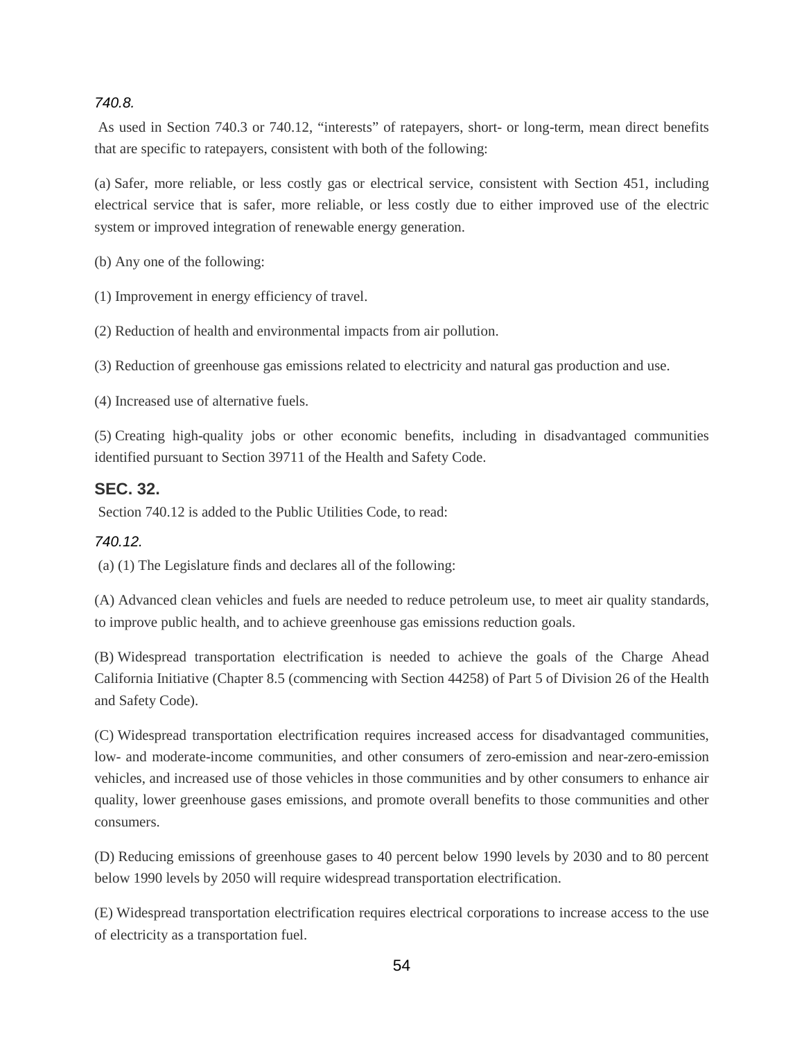*740.8.*

As used in Section 740.3 or 740.12, "interests" of ratepayers, short- or long-term, mean direct benefits that are specific to ratepayers, consistent with both of the following:

(a) Safer, more reliable, or less costly gas or electrical service, consistent with Section 451, including electrical service that is safer, more reliable, or less costly due to either improved use of the electric system or improved integration of renewable energy generation.

(b) Any one of the following:

(1) Improvement in energy efficiency of travel.

(2) Reduction of health and environmental impacts from air pollution.

(3) Reduction of greenhouse gas emissions related to electricity and natural gas production and use.

(4) Increased use of alternative fuels.

(5) Creating high-quality jobs or other economic benefits, including in disadvantaged communities identified pursuant to Section 39711 of the Health and Safety Code.

### SEC. 32.

Section 740.12 is added to the Public Utilities Code, to read:

*740.12.*

(a) (1) The Legislature finds and declares all of the following:

(A) Advanced clean vehicles and fuels are needed to reduce petroleum use, to meet air quality standards, to improve public health, and to achieve greenhouse gas emissions reduction goals.

(B) Widespread transportation electrification is needed to achieve the goals of the Charge Ahead California Initiative (Chapter 8.5 (commencing with Section 44258) of Part 5 of Division 26 of the Health and Safety Code).

(C) Widespread transportation electrification requires increased access for disadvantaged communities, low- and moderate-income communities, and other consumers of zero-emission and near-zero-emission vehicles, and increased use of those vehicles in those communities and by other consumers to enhance air quality, lower greenhouse gases emissions, and promote overall benefits to those communities and other consumers.

(D) Reducing emissions of greenhouse gases to 40 percent below 1990 levels by 2030 and to 80 percent below 1990 levels by 2050 will require widespread transportation electrification.

(E) Widespread transportation electrification requires electrical corporations to increase access to the use of electricity as a transportation fuel.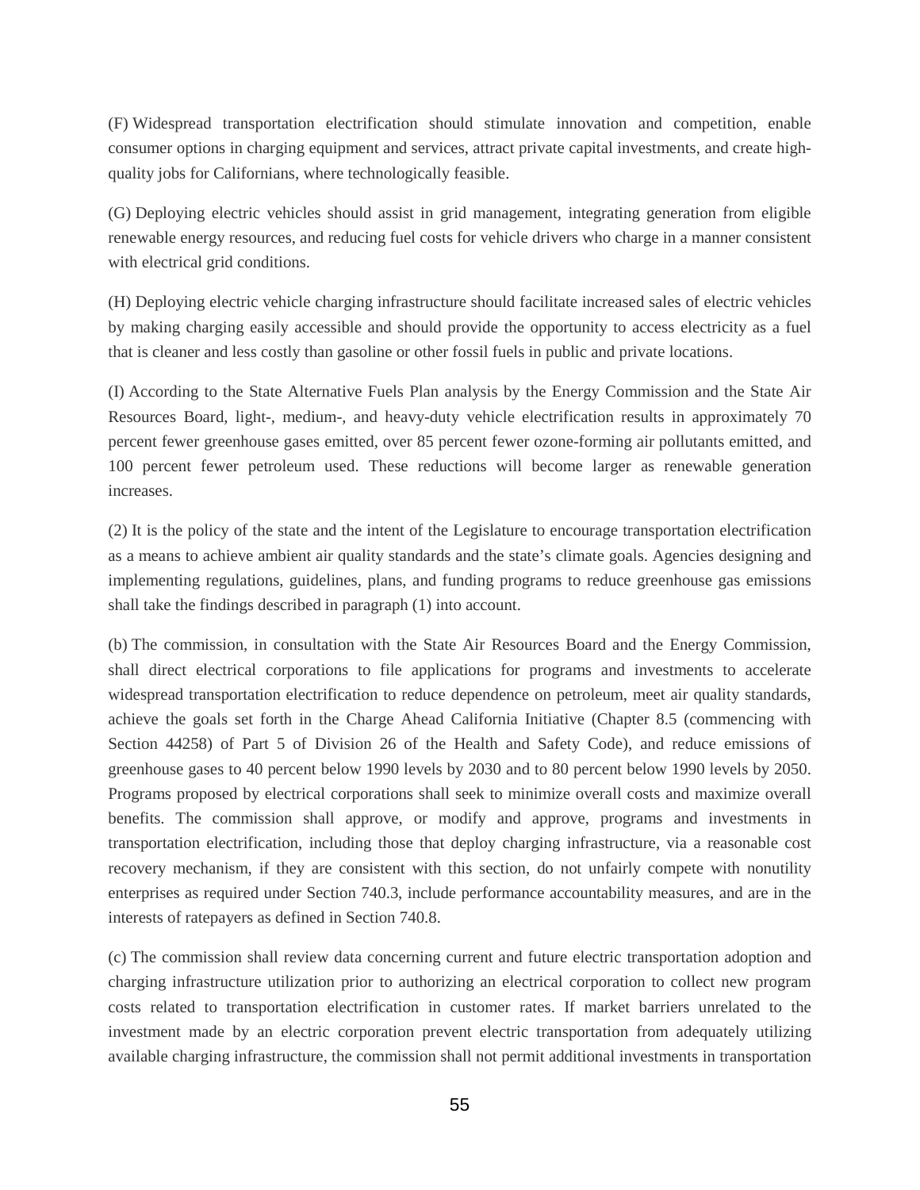(F) Widespread transportation electrification should stimulate innovation and competition, enable consumer options in charging equipment and services, attract private capital investments, and create high-quality jobs for Californians, where technologically feasible.

(G) Deploying electric vehicles should assist in grid management, integrating generation from eligible renewable energy resources, and reducing fuel costs for vehicle drivers who charge in a manner consistent with electrical grid conditions.

(H) Deploying electric vehicle charging infrastructure should facilitate increased sales of electric vehicles by making charging easily accessible and should provide the opportunity to access electricity as a fuel that is cleaner and less costly than gasoline or other fossil fuels in public and private locations.

(I) According to the State Alternative Fuels Plan analysis by the Energy Commission and the State Air Resources Board, light-, medium-, and heavy-duty vehicle electrification results in approximately 70 percent fewer greenhouse gases emitted, over 85 percent fewer ozone-forming air pollutants emitted, and 100 percent fewer petroleum used. These reductions will become larger as renewable generation increases.

(2) It is the policy of the state and the intent of the Legislature to encourage transportation electrification as a means to achieve ambient air quality standards and the state's climate goals. Agencies designing and implementing regulations, guidelines, plans, and funding programs to reduce greenhouse gas emissions shall take the findings described in paragraph (1) into account.

(b) The commission, in consultation with the State Air Resources Board and the Energy Commission, shall direct electrical corporations to file applications for programs and investments to accelerate widespread transportation electrification to reduce dependence on petroleum, meet air quality standards, achieve the goals set forth in the Charge Ahead California Initiative (Chapter 8.5 (commencing with Section 44258) of Part 5 of Division 26 of the Health and Safety Code), and reduce emissions of greenhouse gases to 40 percent below 1990 levels by 2030 and to 80 percent below 1990 levels by 2050. Programs proposed by electrical corporations shall seek to minimize overall costs and maximize overall benefits. The commission shall approve, or modify and approve, programs and investments in transportation electrification, including those that deploy charging infrastructure, via a reasonable cost recovery mechanism, if they are consistent with this section, do not unfairly compete with nonutility enterprises as required under Section 740.3, include performance accountability measures, and are in the interests of ratepayers as defined in Section 740.8.

(c) The commission shall review data concerning current and future electric transportation adoption and charging infrastructure utilization prior to authorizing an electrical corporation to collect new program costs related to transportation electrification in customer rates. If market barriers unrelated to the investment made by an electric corporation prevent electric transportation from adequately utilizing available charging infrastructure, the commission shall not permit additional investments in transportation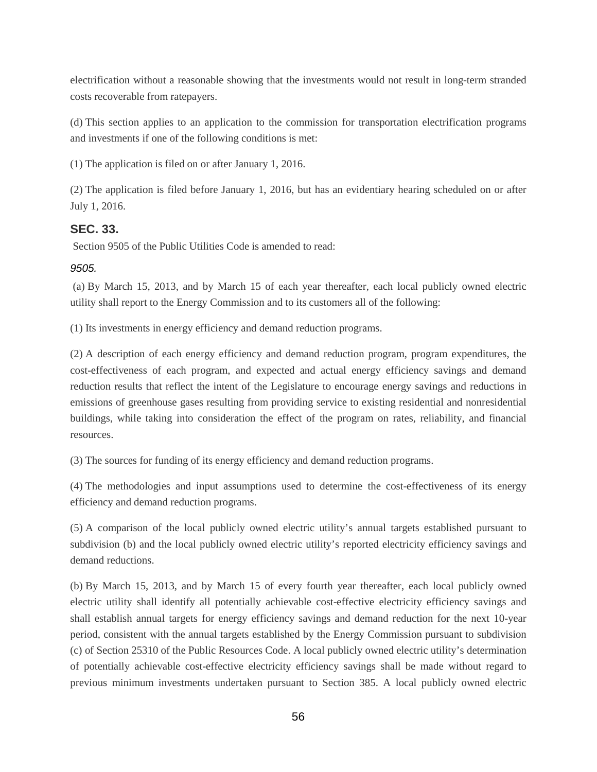electrification without a reasonable showing that the investments would not result in long-term stranded costs recoverable from ratepayers.

(d) This section applies to an application to the commission for transportation electrification programs and investments if one of the following conditions is met:

(1) The application is filed on or after January 1, 2016.

(2) The application is filed before January 1, 2016, but has an evidentiary hearing scheduled on or after July 1, 2016.

### SEC. 33.

Section 9505 of the Public Utilities Code is amended to read:

*9505.*

(a) By March 15, 2013, and by March 15 of each year thereafter, each local publicly owned electric utility shall report to the Energy Commission and to its customers all of the following:

(1) Its investments in energy efficiency and demand reduction programs.

(2) A description of each energy efficiency and demand reduction program, program expenditures, the cost-effectiveness of each program, and expected and actual energy efficiency savings and demand reduction results that reflect the intent of the Legislature to encourage energy savings and reductions in emissions of greenhouse gases resulting from providing service to existing residential and nonresidential buildings, while taking into consideration the effect of the program on rates, reliability, and financial resources.

(3) The sources for funding of its energy efficiency and demand reduction programs.

(4) The methodologies and input assumptions used to determine the cost-effectiveness of its energy efficiency and demand reduction programs.

(5) A comparison of the local publicly owned electric utility's annual targets established pursuant to subdivision (b) and the local publicly owned electric utility's reported electricity efficiency savings and demand reductions.

(b) By March 15, 2013, and by March 15 of every fourth year thereafter, each local publicly owned electric utility shall identify all potentially achievable cost-effective electricity efficiency savings and shall establish annual targets for energy efficiency savings and demand reduction for the next 10-year period, consistent with the annual targets established by the Energy Commission pursuant to subdivision (c) of Section 25310 of the Public Resources Code. A local publicly owned electric utility's determination of potentially achievable cost-effective electricity efficiency savings shall be made without regard to previous minimum investments undertaken pursuant to Section 385. A local publicly owned electric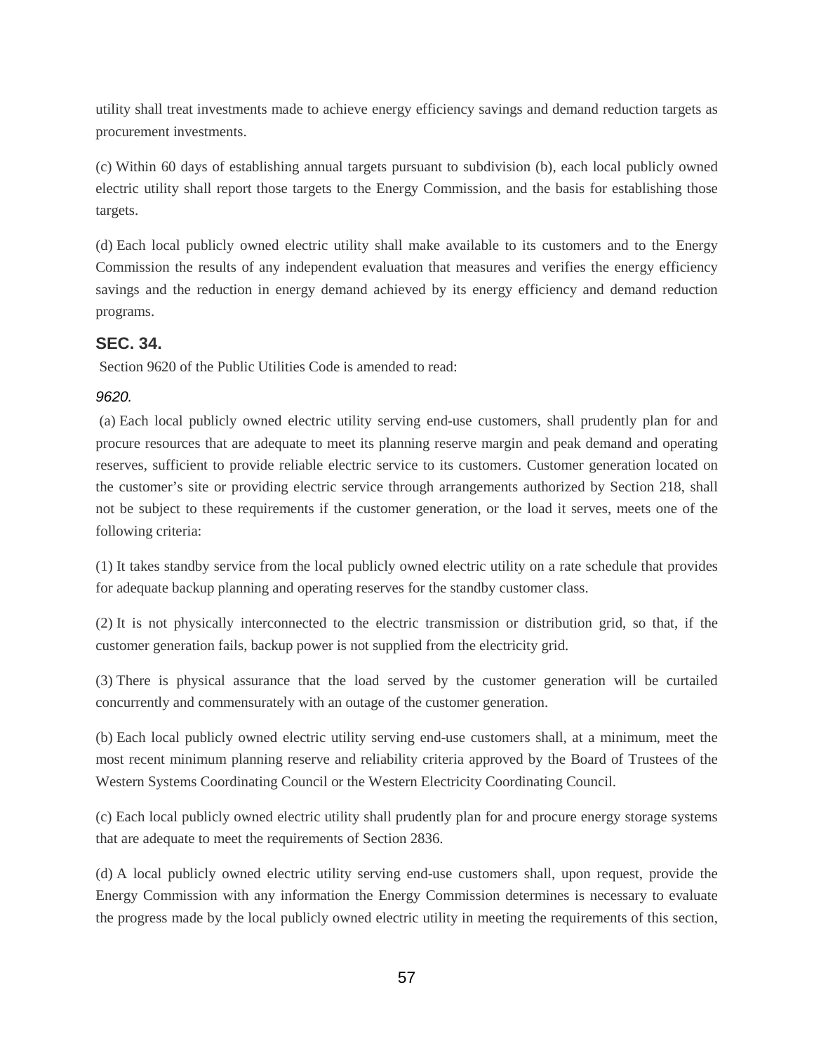utility shall treat investments made to achieve energy efficiency savings and demand reduction targets as procurement investments.

(c) Within 60 days of establishing annual targets pursuant to subdivision (b), each local publicly owned electric utility shall report those targets to the Energy Commission, and the basis for establishing those targets.

(d) Each local publicly owned electric utility shall make available to its customers and to the Energy Commission the results of any independent evaluation that measures and verifies the energy efficiency savings and the reduction in energy demand achieved by its energy efficiency and demand reduction programs.

### SEC. 34.

Section 9620 of the Public Utilities Code is amended to read:

*9620.*

(a) Each local publicly owned electric utility serving end-use customers, shall prudently plan for and procure resources that are adequate to meet its planning reserve margin and peak demand and operating reserves, sufficient to provide reliable electric service to its customers. Customer generation located on the customer's site or providing electric service through arrangements authorized by Section 218, shall not be subject to these requirements if the customer generation, or the load it serves, meets one of the following criteria:

(1) It takes standby service from the local publicly owned electric utility on a rate schedule that provides for adequate backup planning and operating reserves for the standby customer class.

(2) It is not physically interconnected to the electric transmission or distribution grid, so that, if the customer generation fails, backup power is not supplied from the electricity grid.

(3) There is physical assurance that the load served by the customer generation will be curtailed concurrently and commensurately with an outage of the customer generation.

(b) Each local publicly owned electric utility serving end-use customers shall, at a minimum, meet the most recent minimum planning reserve and reliability criteria approved by the Board of Trustees of the Western Systems Coordinating Council or the Western Electricity Coordinating Council.

(c) Each local publicly owned electric utility shall prudently plan for and procure energy storage systems that are adequate to meet the requirements of Section 2836.

(d) A local publicly owned electric utility serving end-use customers shall, upon request, provide the Energy Commission with any information the Energy Commission determines is necessary to evaluate the progress made by the local publicly owned electric utility in meeting the requirements of this section,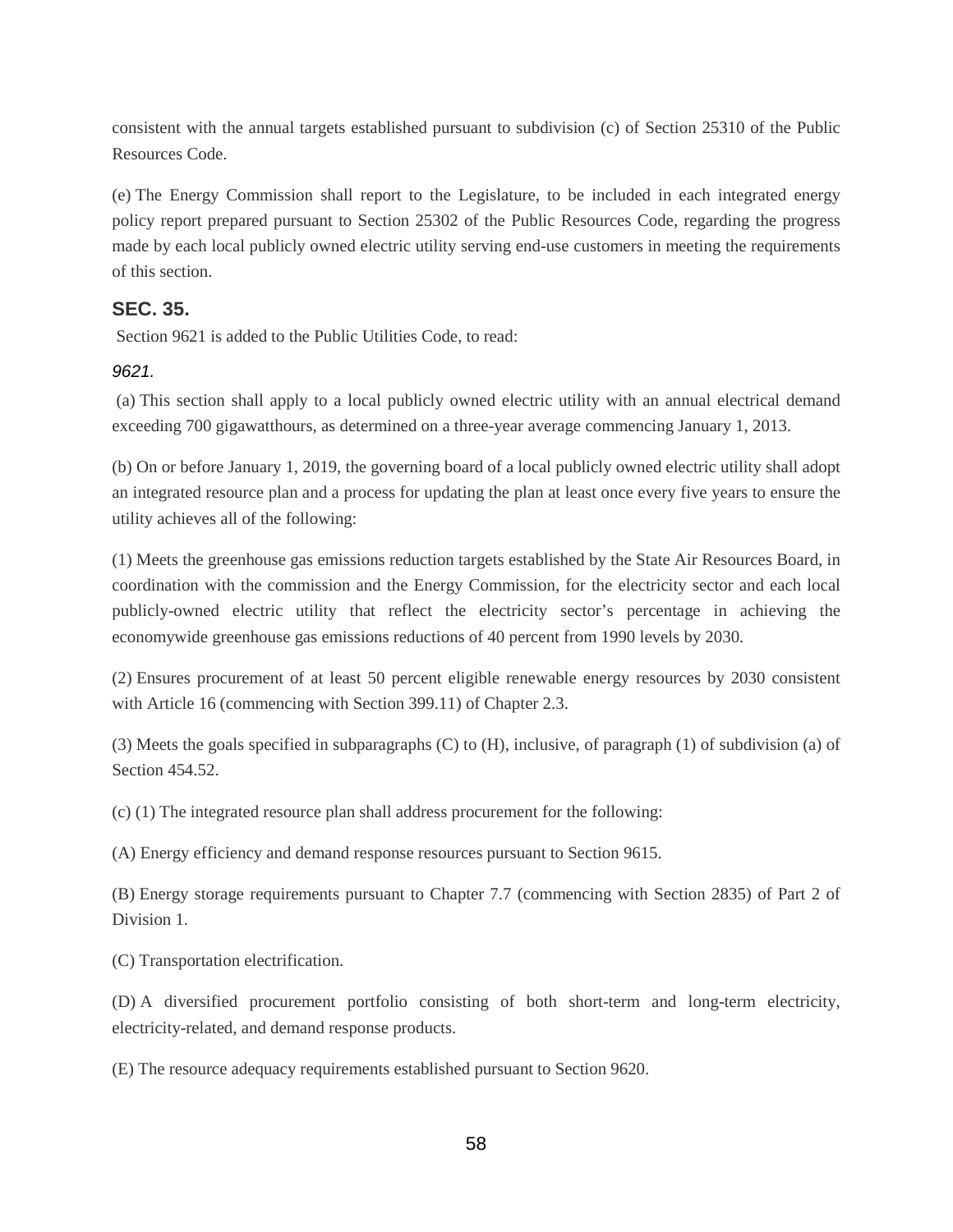consistent with the annual targets established pursuant to subdivision (c) of Section 25310 of the Public Resources Code.

(e) The Energy Commission shall report to the Legislature, to be included in each integrated energy policy report prepared pursuant to Section 25302 of the Public Resources Code, regarding the progress made by each local publicly owned electric utility serving end-use customers in meeting the requirements of this section.

### SEC. 35.

Section 9621 is added to the Public Utilities Code, to read:

*9621.*

(a) This section shall apply to a local publicly owned electric utility with an annual electrical demand exceeding 700 gigawatthours, as determined on a three-year average commencing January 1, 2013.

(b) On or before January 1, 2019, the governing board of a local publicly owned electric utility shall adopt an integrated resource plan and a process for updating the plan at least once every five years to ensure the utility achieves all of the following:

(1) Meets the greenhouse gas emissions reduction targets established by the State Air Resources Board, in coordination with the commission and the Energy Commission, for the electricity sector and each local publicly-owned electric utility that reflect the electricity sector's percentage in achieving the economywide greenhouse gas emissions reductions of 40 percent from 1990 levels by 2030.

(2) Ensures procurement of at least 50 percent eligible renewable energy resources by 2030 consistent with Article 16 (commencing with Section 399.11) of Chapter 2.3.

(3) Meets the goals specified in subparagraphs (C) to (H), inclusive, of paragraph (1) of subdivision (a) of Section 454.52.

(c) (1) The integrated resource plan shall address procurement for the following:

(A) Energy efficiency and demand response resources pursuant to Section 9615.

(B) Energy storage requirements pursuant to Chapter 7.7 (commencing with Section 2835) of Part 2 of Division 1.

(C) Transportation electrification.

(D) A diversified procurement portfolio consisting of both short-term and long-term electricity, electricity-related, and demand response products.

(E) The resource adequacy requirements established pursuant to Section 9620.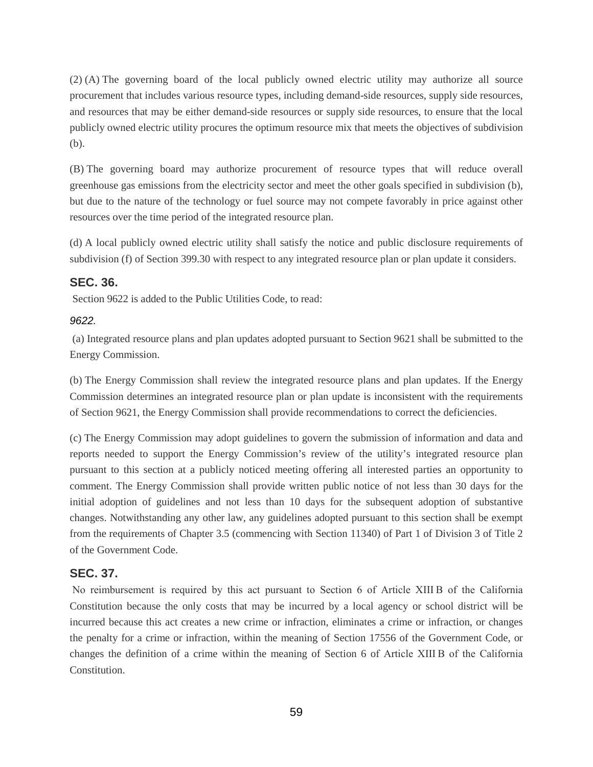(2) (A) The governing board of the local publicly owned electric utility may authorize all source procurement that includes various resource types, including demand-side resources, supply side resources, and resources that may be either demand-side resources or supply side resources, to ensure that the local publicly owned electric utility procures the optimum resource mix that meets the objectives of subdivision (b).

(B) The governing board may authorize procurement of resource types that will reduce overall greenhouse gas emissions from the electricity sector and meet the other goals specified in subdivision (b), but due to the nature of the technology or fuel source may not compete favorably in price against other resources over the time period of the integrated resource plan.

(d) A local publicly owned electric utility shall satisfy the notice and public disclosure requirements of subdivision (f) of Section 399.30 with respect to any integrated resource plan or plan update it considers.

### SEC. 36.

Section 9622 is added to the Public Utilities Code, to read:

*9622.*

(a) Integrated resource plans and plan updates adopted pursuant to Section 9621 shall be submitted to the Energy Commission.

(b) The Energy Commission shall review the integrated resource plans and plan updates. If the Energy Commission determines an integrated resource plan or plan update is inconsistent with the requirements of Section 9621, the Energy Commission shall provide recommendations to correct the deficiencies.

(c) The Energy Commission may adopt guidelines to govern the submission of information and data and reports needed to support the Energy Commission's review of the utility's integrated resource plan pursuant to this section at a publicly noticed meeting offering all interested parties an opportunity to comment. The Energy Commission shall provide written public notice of not less than 30 days for the initial adoption of guidelines and not less than 10 days for the subsequent adoption of substantive changes. Notwithstanding any other law, any guidelines adopted pursuant to this section shall be exempt from the requirements of Chapter 3.5 (commencing with Section 11340) of Part 1 of Division 3 of Title 2 of the Government Code.

### SEC. 37.

No reimbursement is required by this act pursuant to Section 6 of Article XIII B of the California Constitution because the only costs that may be incurred by a local agency or school district will be incurred because this act creates a new crime or infraction, eliminates a crime or infraction, or changes the penalty for a crime or infraction, within the meaning of Section 17556 of the Government Code, or changes the definition of a crime within the meaning of Section 6 of Article XIII B of the California Constitution.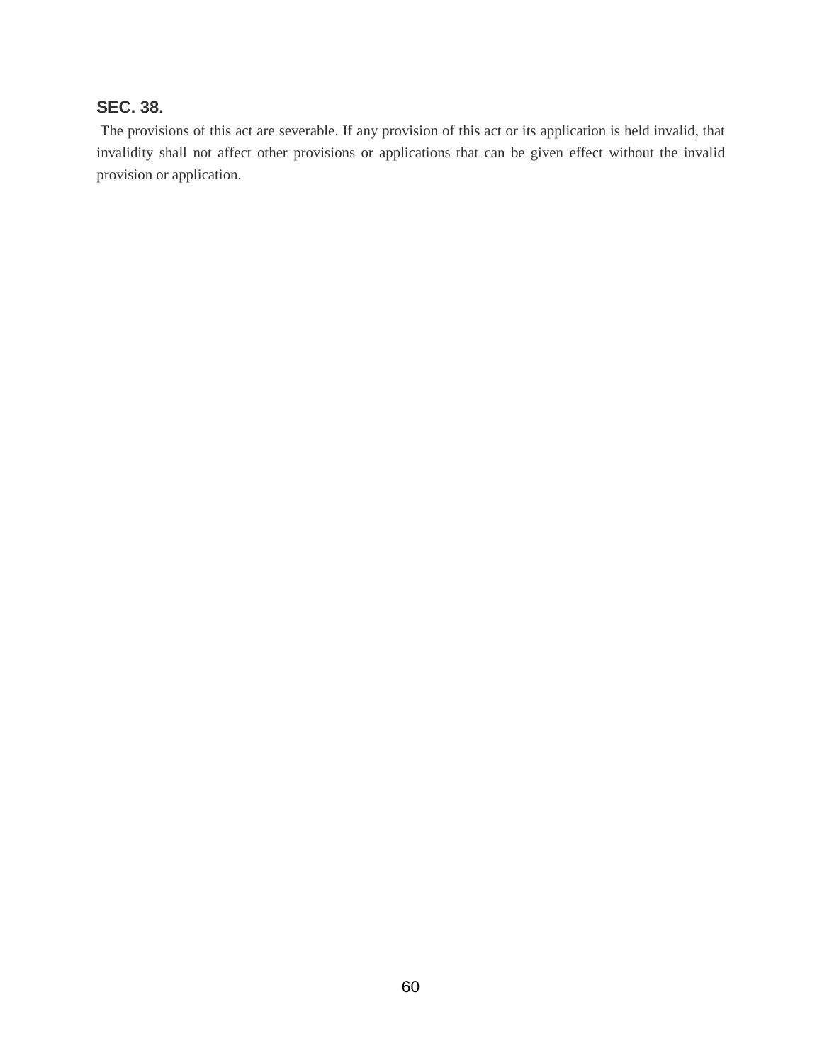**SEC. 38.**

The provisions of this act are severable. If any provision of this act or its application is held invalid, that invalidity shall not affect other provisions or applications that can be given effect without the invalid provision or application.